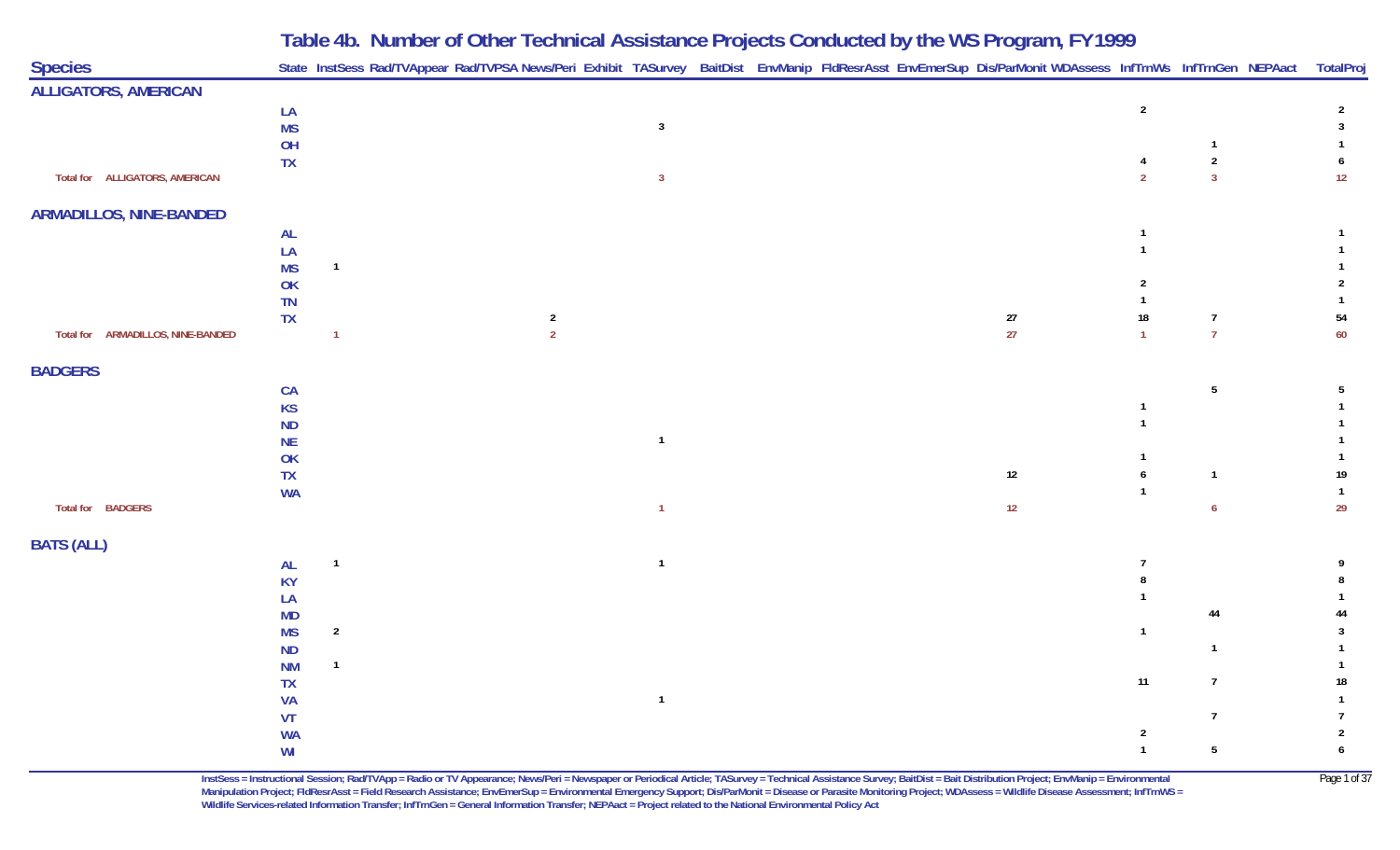# Table 4b. Number of Other Technical Assistance Projects Conducted by the WS Program, FY1999

| Species | State | InstSess | Rad/TVAppear | Rad/TVPSA | News/Peri | Exhibit | TASurvey | BaitDist | EnvManip | FldResrAsst | EnvEmerSup | Dis/ParMonit | WDAssess | InfTrnWs | InfTrnGen | NEPAact | TotalProj |
|---|---|---|---|---|---|---|---|---|---|---|---|---|---|---|---|---|---|
| **ALLIGATORS, AMERICAN** | | | | | | | | | | | | | | | | | |
| | LA | | | | | | | | | | | | | 2 | | | 2 |
| | MS | | | | | | 3 | | | | | | | | | | 3 |
| | OH | | | | | | | | | | | | | | 1 | | 1 |
| | TX | | | | | | | | | | | | | 4 | 2 | | 6 |
| Total for ALLIGATORS, AMERICAN | | | | | | | 3 | | | | | | | 2 | 3 | | 12 |
| **ARMADILLOS, NINE-BANDED** | | | | | | | | | | | | | | | | | |
| | AL | | | | | | | | | | | | | 1 | | | 1 |
| | LA | | | | | | | | | | | | | 1 | | | 1 |
| | MS | 1 | | | | | | | | | | | | | | | 1 |
| | OK | | | | | | | | | | | | | 2 | | | 2 |
| | TN | | | | | | | | | | | | | 1 | | | 1 |
| | TX | | | | 2 | | | | | | | 27 | | 18 | 7 | | 54 |
| Total for ARMADILLOS, NINE-BANDED | | 1 | | | 2 | | | | | | | 27 | | 1 | 7 | | 60 |
| **BADGERS** | | | | | | | | | | | | | | | | | |
| | CA | | | | | | | | | | | | | | 5 | | 5 |
| | KS | | | | | | | | | | | | | 1 | | | 1 |
| | ND | | | | | | | | | | | | | 1 | | | 1 |
| | NE | | | | | | 1 | | | | | | | | | | 1 |
| | OK | | | | | | | | | | | | | 1 | | | 1 |
| | TX | | | | | | | | | | | 12 | | 6 | 1 | | 19 |
| | WA | | | | | | | | | | | | | 1 | | | 1 |
| Total for BADGERS | | | | | | | 1 | | | | | 12 | | | 6 | | 29 |
| **BATS (ALL)** | | | | | | | | | | | | | | | | | |
| | AL | 1 | | | | | 1 | | | | | | | 7 | | | 9 |
| | KY | | | | | | | | | | | | | 8 | | | 8 |
| | LA | | | | | | | | | | | | | 1 | | | 1 |
| | MD | | | | | | | | | | | | | | 44 | | 44 |
| | MS | 2 | | | | | | | | | | | | 1 | | | 3 |
| | ND | | | | | | | | | | | | | | 1 | | 1 |
| | NM | 1 | | | | | | | | | | | | | | | 1 |
| | TX | | | | | | | | | | | | | 11 | 7 | | 18 |
| | VA | | | | | | 1 | | | | | | | | | | 1 |
| | VT | | | | | | | | | | | | | | 7 | | 7 |
| | WA | | | | | | | | | | | | | 2 | | | 2 |
| | WI | | | | | | | | | | | | | 1 | 5 | | 6 |

InstSess = Instructional Session; Rad/TVApp = Radio or TV Appearance; News/Peri = Newspaper or Periodical Article; TASurvey = Technical Assistance Survey; BaitDist = Bait Distribution Project; EnvManip = Environmental Manipulation Project; FldResrAsst = Field Research Assistance; EnvEmerSup = Environmental Emergency Support; Dis/ParMonit = Disease or Parasite Monitoring Project; WDAssess = Wildlife Disease Assessment; InfTrnWS = Wildlife Services-related Information Transfer; InfTrnGen = General Information Transfer; NEPAact = Project related to the National Environmental Policy Act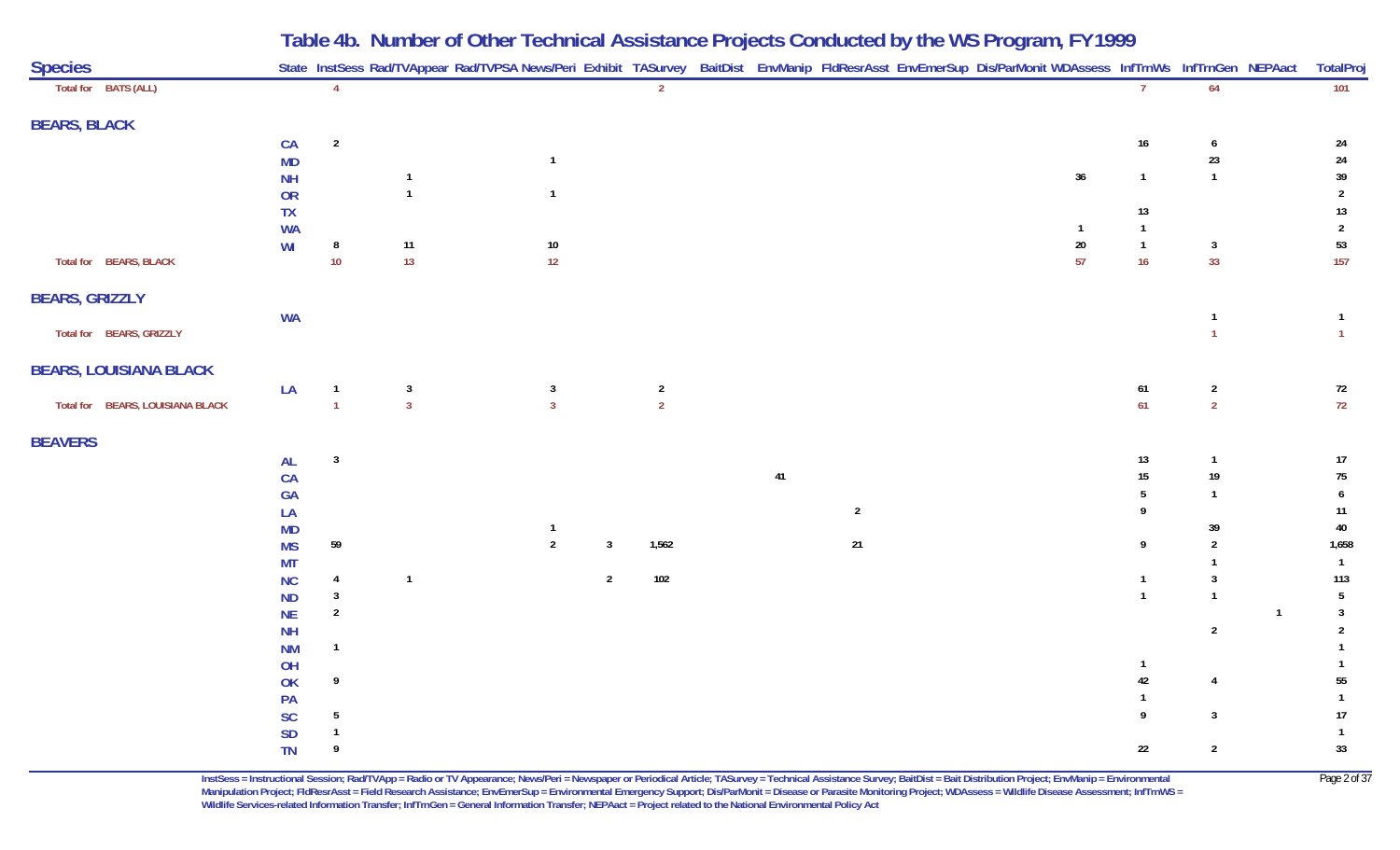# Table 4b. Number of Other Technical Assistance Projects Conducted by the WS Program, FY1999

| Species | State | InstSess | Rad/TVAppear | Rad/TVPSA | News/Peri | Exhibit | TASurvey | BaitDist | EnvManip | FldResrAsst | EnvEmerSup | Dis/ParMonit | WDAssess | InfTrnWs | InfTrnGen | NEPAact | TotalProj |
|---|---|---|---|---|---|---|---|---|---|---|---|---|---|---|---|---|---|
| Total for BATS (ALL) | | 4 | | | | | 2 | | | | | | | 7 | 64 | | 101 |
| **BEARS, BLACK** | | | | | | | | | | | | | | | | | |
| | CA | 2 | | | | | | | | | | | | 16 | 6 | | 24 |
| | MD | | | | 1 | | | | | | | | | | 23 | | 24 |
| | NH | | 1 | | | | | | | | | | 36 | 1 | 1 | | 39 |
| | OR | | 1 | | 1 | | | | | | | | | | | | 2 |
| | TX | | | | | | | | | | | | | 13 | | | 13 |
| | WA | | | | | | | | | | | | 1 | 1 | | | 2 |
| | WI | 8 | 11 | | 10 | | | | | | | | 20 | 1 | 3 | | 53 |
| Total for BEARS, BLACK | | 10 | 13 | | 12 | | | | | | | | 57 | 16 | 33 | | 157 |
| **BEARS, GRIZZLY** | | | | | | | | | | | | | | | | | |
| | WA | | | | | | | | | | | | | | 1 | | 1 |
| Total for BEARS, GRIZZLY | | | | | | | | | | | | | | | 1 | | 1 |
| **BEARS, LOUISIANA BLACK** | | | | | | | | | | | | | | | | | |
| | LA | 1 | 3 | | 3 | | 2 | | | | | | | 61 | 2 | | 72 |
| Total for BEARS, LOUISIANA BLACK | | 1 | 3 | | 3 | | 2 | | | | | | | 61 | 2 | | 72 |
| **BEAVERS** | | | | | | | | | | | | | | | | | |
| | AL | 3 | | | | | | | | | | | | 13 | 1 | | 17 |
| | CA | | | | | | | | 41 | | | | | 15 | 19 | | 75 |
| | GA | | | | | | | | | | | | | 5 | 1 | | 6 |
| | LA | | | | | | | | | 2 | | | | 9 | | | 11 |
| | MD | | | | 1 | | | | | | | | | | 39 | | 40 |
| | MS | 59 | | | 2 | 3 | 1,562 | | | 21 | | | | 9 | 2 | | 1,658 |
| | MT | | | | | | | | | | | | | | 1 | | 1 |
| | NC | 4 | 1 | | | 2 | 102 | | | | | | | 1 | 3 | | 113 |
| | ND | 3 | | | | | | | | | | | | 1 | 1 | | 5 |
| | NE | 2 | | | | | | | | | | | | | | 1 | 3 |
| | NH | | | | | | | | | | | | | | 2 | | 2 |
| | NM | 1 | | | | | | | | | | | | | | | 1 |
| | OH | | | | | | | | | | | | | 1 | | | 1 |
| | OK | 9 | | | | | | | | | | | | 42 | 4 | | 55 |
| | PA | | | | | | | | | | | | | 1 | | | 1 |
| | SC | 5 | | | | | | | | | | | | 9 | 3 | | 17 |
| | SD | 1 | | | | | | | | | | | | | | | 1 |
| | TN | 9 | | | | | | | | | | | | 22 | 2 | | 33 |

InstSess = Instructional Session; Rad/TVApp = Radio or TV Appearance; News/Peri = Newspaper or Periodical Article; TASurvey = Technical Assistance Survey; BaitDist = Bait Distribution Project; EnvManip = Environmental Manipulation Project; FldResrAsst = Field Research Assistance; EnvEmerSup = Environmental Emergency Support; Dis/ParMonit = Disease or Parasite Monitoring Project; WDAssess = Wildlife Disease Assessment; InfTrnWS = Wildlife Services-related Information Transfer; InfTrnGen = General Information Transfer; NEPAact = Project related to the National Environmental Policy Act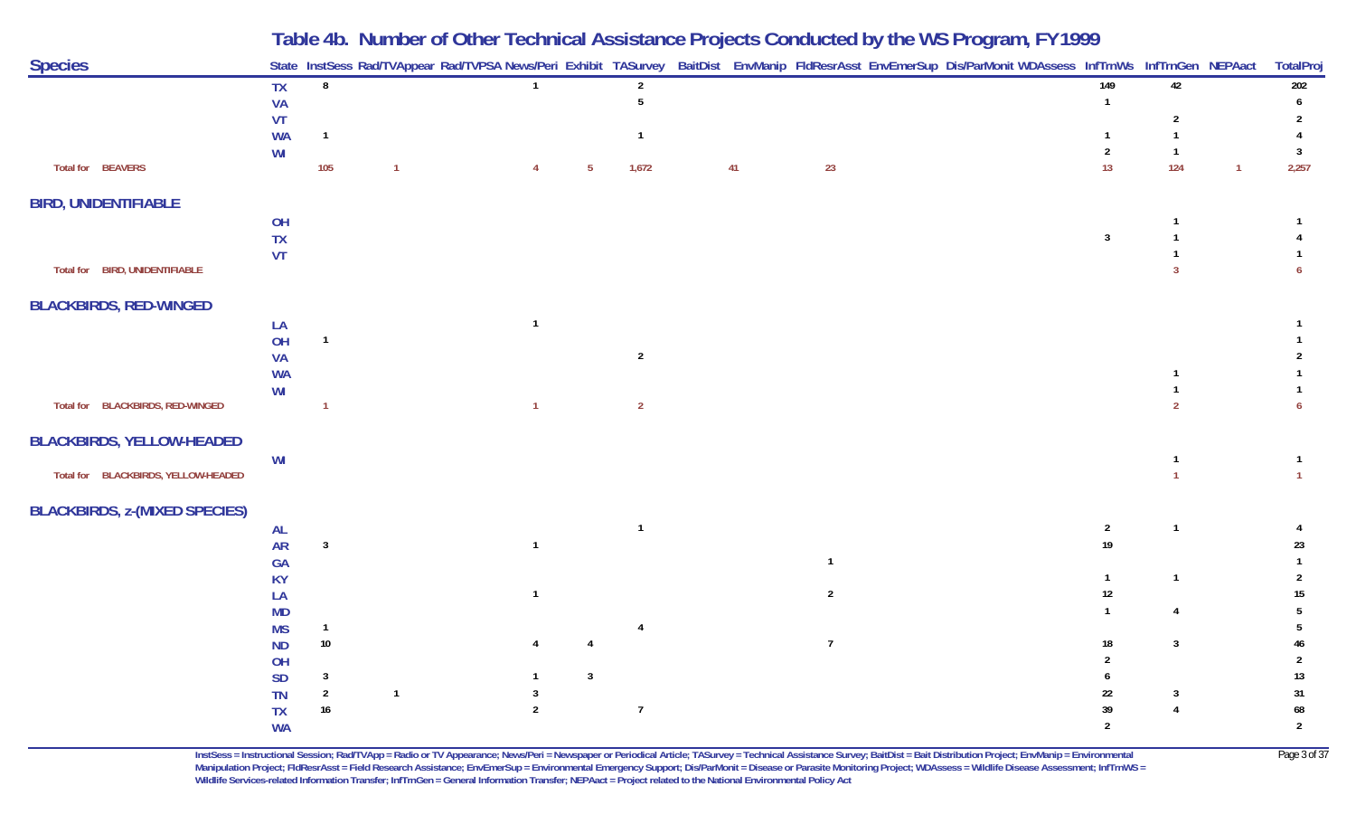# Table 4b. Number of Other Technical Assistance Projects Conducted by the WS Program, FY1999

| Species | State | InstSess | Rad/TVAppear | Rad/TVPSA | News/Peri | Exhibit | TASurvey | BaitDist | EnvManip | FldResrAsst | EnvEmerSup | Dis/ParMonit | WDAssess | InfTrnWs | InfTrnGen | NEPAact | TotalProj |
|---|---|---|---|---|---|---|---|---|---|---|---|---|---|---|---|---|---|
| | TX | 8 | | | 1 | | 2 | | | | | | | 149 | 42 | | 202 |
| | VA | | | | | | 5 | | | | | | | 1 | | | 6 |
| | VT | | | | | | | | | | | | | | 2 | | 2 |
| | WA | 1 | | | | | 1 | | | | | | | 1 | 1 | | 4 |
| | WI | | | | | | | | | | | | | 2 | 1 | | 3 |
| Total for BEAVERS | | 105 | 1 | | 4 | 5 | 1,672 | | 41 | 23 | | | | 13 | 124 | 1 | 2,257 |
| **BIRD, UNIDENTIFIABLE** | | | | | | | | | | | | | | | | | |
| | OH | | | | | | | | | | | | | | 1 | | 1 |
| | TX | | | | | | | | | | | | | 3 | 1 | | 4 |
| | VT | | | | | | | | | | | | | | 1 | | 1 |
| Total for BIRD, UNIDENTIFIABLE | | | | | | | | | | | | | | | 3 | | 6 |
| **BLACKBIRDS, RED-WINGED** | | | | | | | | | | | | | | | | | |
| | LA | | | | 1 | | | | | | | | | | | | 1 |
| | OH | 1 | | | | | | | | | | | | | | | 1 |
| | VA | | | | | | 2 | | | | | | | | | | 2 |
| | WA | | | | | | | | | | | | | | 1 | | 1 |
| | WI | | | | | | | | | | | | | | 1 | | 1 |
| Total for BLACKBIRDS, RED-WINGED | | 1 | | | 1 | | 2 | | | | | | | | 2 | | 6 |
| **BLACKBIRDS, YELLOW-HEADED** | | | | | | | | | | | | | | | | | |
| | WI | | | | | | | | | | | | | | 1 | | 1 |
| Total for BLACKBIRDS, YELLOW-HEADED | | | | | | | | | | | | | | | 1 | | 1 |
| **BLACKBIRDS, z-(MIXED SPECIES)** | | | | | | | | | | | | | | | | | |
| | AL | | | | | | 1 | | | | | | | 2 | 1 | | 4 |
| | AR | 3 | | | 1 | | | | | | | | | 19 | | | 23 |
| | GA | | | | | | | | | 1 | | | | | | | 1 |
| | KY | | | | | | | | | | | | | 1 | 1 | | 2 |
| | LA | | | | 1 | | | | | 2 | | | | 12 | | | 15 |
| | MD | | | | | | | | | | | | | 1 | 4 | | 5 |
| | MS | 1 | | | | | 4 | | | | | | | | | | 5 |
| | ND | 10 | | | 4 | 4 | | | | 7 | | | | 18 | 3 | | 46 |
| | OH | | | | | | | | | | | | | 2 | | | 2 |
| | SD | 3 | | | 1 | 3 | | | | | | | | 6 | | | 13 |
| | TN | 2 | 1 | | 3 | | | | | | | | | 22 | 3 | | 31 |
| | TX | 16 | | | 2 | | 7 | | | | | | | 39 | 4 | | 68 |
| | WA | | | | | | | | | | | | | 2 | | | 2 |

InstSess = Instructional Session; Rad/TVApp = Radio or TV Appearance; News/Peri = Newspaper or Periodical Article; TASurvey = Technical Assistance Survey; BaitDist = Bait Distribution Project; EnvManip = Environmental Manipulation Project; FldResrAsst = Field Research Assistance; EnvEmerSup = Environmental Emergency Support; Dis/ParMonit = Disease or Parasite Monitoring Project; WDAssess = Wildlife Disease Assessment; InfTrnWS = Wildlife Services-related Information Transfer; InfTrnGen = General Information Transfer; NEPAact = Project related to the National Environmental Policy Act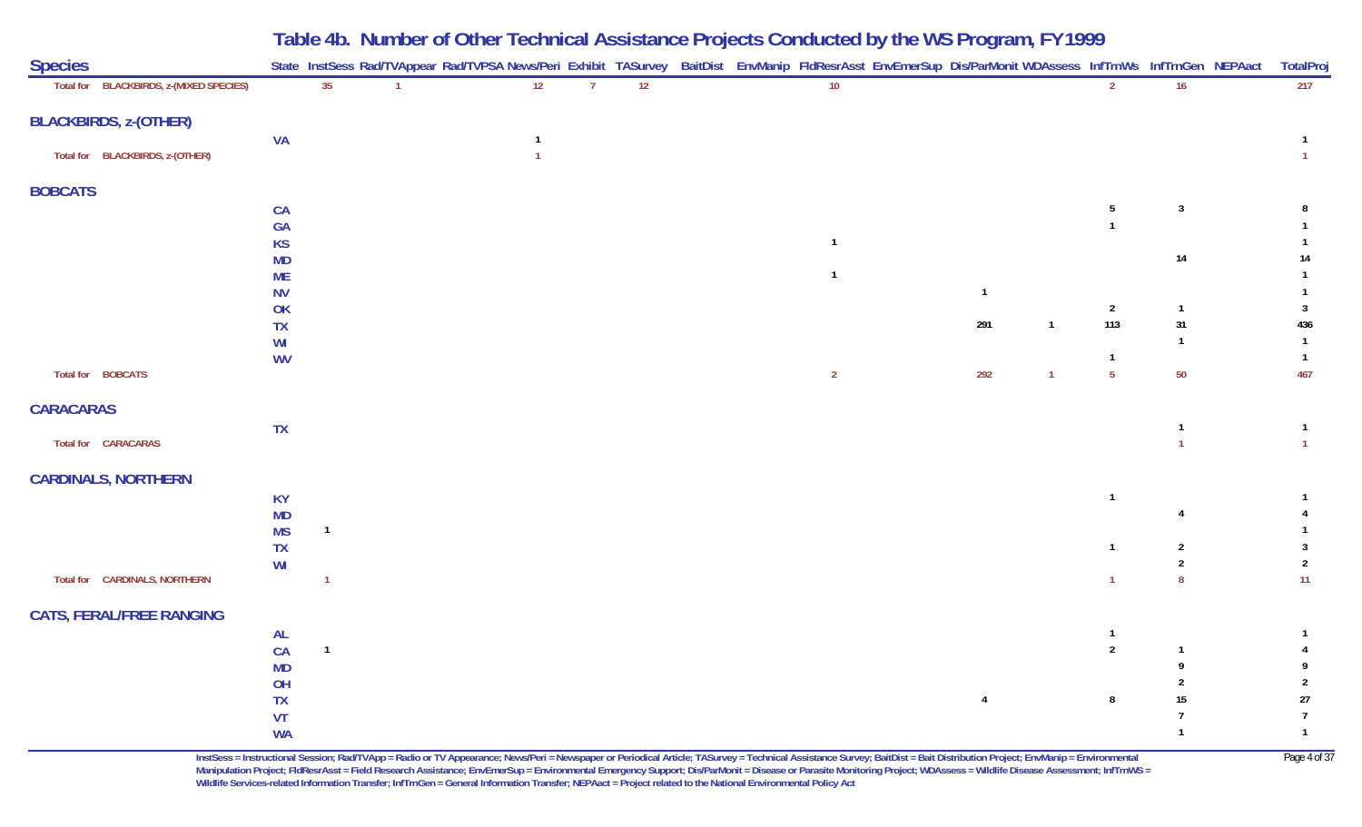# Table 4b. Number of Other Technical Assistance Projects Conducted by the WS Program, FY1999

| Species | State | InstSess | Rad/TVAppear | Rad/TVPSA | News/Peri | Exhibit | TASurvey | BaitDist | EnvManip | FldResrAsst | EnvEmerSup | Dis/ParMonit | WDAssess | InfTrnWs | InfTrnGen | NEPAact | TotalProj |
|---|---|---|---|---|---|---|---|---|---|---|---|---|---|---|---|---|---|
| Total for BLACKBIRDS, z-(MIXED SPECIES) | | 35 | 1 | | 12 | 7 | 12 | | | 10 | | | | 2 | 16 | | 217 |
| **BLACKBIRDS, z-(OTHER)** | | | | | | | | | | | | | | | | | |
| | VA | | | | 1 | | | | | | | | | | | | 1 |
| Total for BLACKBIRDS, z-(OTHER) | | | | | 1 | | | | | | | | | | | | 1 |
| **BOBCATS** | | | | | | | | | | | | | | | | | |
| | CA | | | | | | | | | | | | | 5 | 3 | | 8 |
| | GA | | | | | | | | | | | | | 1 | | | 1 |
| | KS | | | | | | | | | 1 | | | | | | | 1 |
| | MD | | | | | | | | | | | | | | 14 | | 14 |
| | ME | | | | | | | | | 1 | | | | | | | 1 |
| | NV | | | | | | | | | | | 1 | | | | | 1 |
| | OK | | | | | | | | | | | | | 2 | 1 | | 3 |
| | TX | | | | | | | | | | | 291 | 1 | 113 | 31 | | 436 |
| | WI | | | | | | | | | | | | | | 1 | | 1 |
| | WV | | | | | | | | | | | | | 1 | | | 1 |
| Total for BOBCATS | | | | | | | | | | 2 | | 292 | 1 | 5 | 50 | | 467 |
| **CARACARAS** | | | | | | | | | | | | | | | | | |
| | TX | | | | | | | | | | | | | | 1 | | 1 |
| Total for CARACARAS | | | | | | | | | | | | | | | 1 | | 1 |
| **CARDINALS, NORTHERN** | | | | | | | | | | | | | | | | | |
| | KY | | | | | | | | | | | | | 1 | | | 1 |
| | MD | | | | | | | | | | | | | | 4 | | 4 |
| | MS | 1 | | | | | | | | | | | | | | | 1 |
| | TX | | | | | | | | | | | | | 1 | 2 | | 3 |
| | WI | | | | | | | | | | | | | | 2 | | 2 |
| Total for CARDINALS, NORTHERN | | 1 | | | | | | | | | | | | 1 | 8 | | 11 |
| **CATS, FERAL/FREE RANGING** | | | | | | | | | | | | | | | | | |
| | AL | | | | | | | | | | | | | 1 | | | 1 |
| | CA | 1 | | | | | | | | | | | | 2 | 1 | | 4 |
| | MD | | | | | | | | | | | | | | 9 | | 9 |
| | OH | | | | | | | | | | | | | | 2 | | 2 |
| | TX | | | | | | | | | | | 4 | | 8 | 15 | | 27 |
| | VT | | | | | | | | | | | | | | 7 | | 7 |
| | WA | | | | | | | | | | | | | | 1 | | 1 |

InstSess = Instructional Session; Rad/TVApp = Radio or TV Appearance; News/Peri = Newspaper or Periodical Article; TASurvey = Technical Assistance Survey; BaitDist = Bait Distribution Project; EnvManip = Environmental Manipulation Project; FldResrAsst = Field Research Assistance; EnvEmerSup = Environmental Emergency Support; Dis/ParMonit = Disease or Parasite Monitoring Project; WDAssess = Wildlife Disease Assessment; InfTrnWS = Wildlife Services-related Information Transfer; InfTrnGen = General Information Transfer; NEPAact = Project related to the National Environmental Policy Act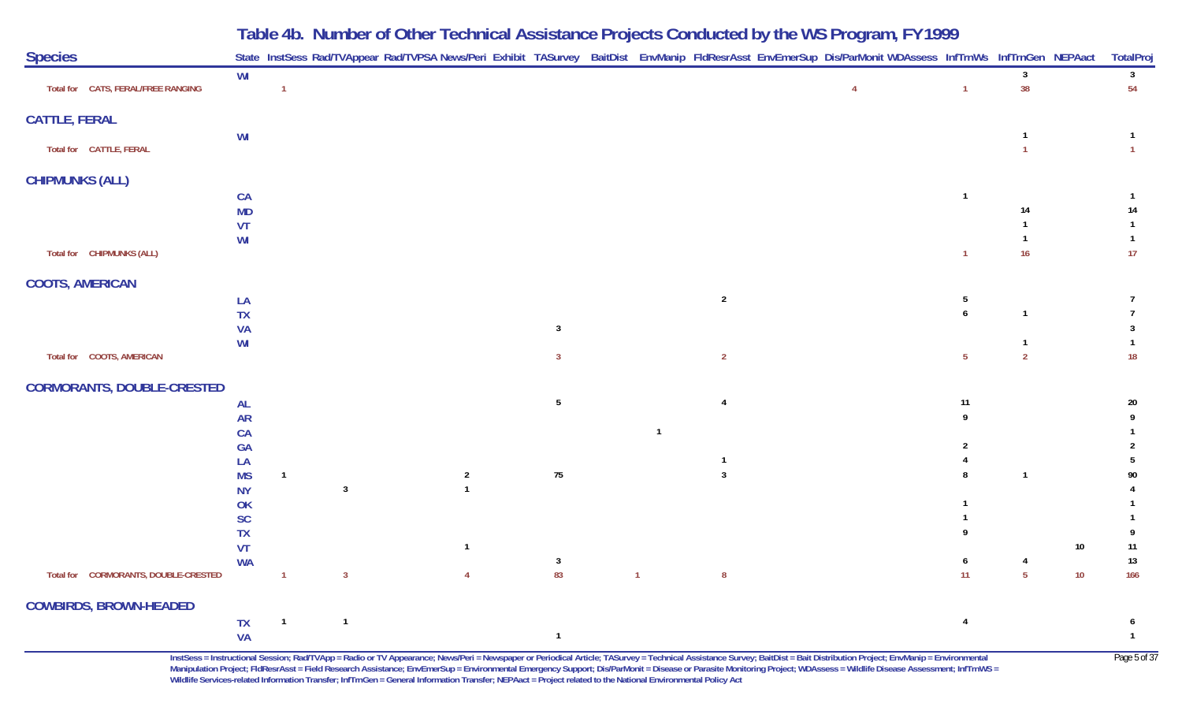# Table 4b. Number of Other Technical Assistance Projects Conducted by the WS Program, FY1999

| Species | State | InstSess | Rad/TVAppear | Rad/TVPSA | News/Peri | Exhibit | TASurvey | BaitDist | EnvManip | FldResrAsst | EnvEmerSup | Dis/ParMonit | WDAssess | InfTrnWs | InfTrnGen | NEPAact | TotalProj |
|---|---|---|---|---|---|---|---|---|---|---|---|---|---|---|---|---|---|
| | WI | | | | | | | | | | | | | | 3 | | 3 |
| Total for CATS, FERAL/FREE RANGING | | 1 | | | | | | | | | | 4 | | 1 | 38 | | 54 |
| **CATTLE, FERAL** | | | | | | | | | | | | | | | | | |
| | WI | | | | | | | | | | | | | | 1 | | 1 |
| Total for CATTLE, FERAL | | | | | | | | | | | | | | | 1 | | 1 |
| **CHIPMUNKS (ALL)** | | | | | | | | | | | | | | | | | |
| | CA | | | | | | | | | | | | | 1 | | | 1 |
| | MD | | | | | | | | | | | | | | 14 | | 14 |
| | VT | | | | | | | | | | | | | | 1 | | 1 |
| | WI | | | | | | | | | | | | | | 1 | | 1 |
| Total for CHIPMUNKS (ALL) | | | | | | | | | | | | | | 1 | 16 | | 17 |
| **COOTS, AMERICAN** | | | | | | | | | | | | | | | | | |
| | LA | | | | | | | | | 2 | | | | 5 | | | 7 |
| | TX | | | | | | | | | | | | | 6 | 1 | | 7 |
| | VA | | | | | | 3 | | | | | | | | | | 3 |
| | WI | | | | | | | | | | | | | | 1 | | 1 |
| Total for COOTS, AMERICAN | | | | | | | 3 | | | 2 | | | | 5 | 2 | | 18 |
| **CORMORANTS, DOUBLE-CRESTED** | | | | | | | | | | | | | | | | | |
| | AL | | | | | | 5 | | | 4 | | | | 11 | | | 20 |
| | AR | | | | | | | | | | | | | 9 | | | 9 |
| | CA | | | | | | | | 1 | | | | | | | | 1 |
| | GA | | | | | | | | | | | | | 2 | | | 2 |
| | LA | | | | | | | | | 1 | | | | 4 | | | 5 |
| | MS | 1 | | | 2 | | 75 | | | 3 | | | | 8 | 1 | | 90 |
| | NY | | 3 | | 1 | | | | | | | | | | | | 4 |
| | OK | | | | | | | | | | | | | 1 | | | 1 |
| | SC | | | | | | | | | | | | | 1 | | | 1 |
| | TX | | | | | | | | | | | | | 9 | | | 9 |
| | VT | | | | 1 | | | | | | | | | | | 10 | 11 |
| | WA | | | | | | 3 | | | | | | | 6 | 4 | | 13 |
| Total for CORMORANTS, DOUBLE-CRESTED | | 1 | 3 | | 4 | | 83 | | 1 | 8 | | | | 11 | 5 | 10 | 166 |
| **COWBIRDS, BROWN-HEADED** | | | | | | | | | | | | | | | | | |
| | TX | 1 | 1 | | | | | | | | | | | 4 | | | 6 |
| | VA | | | | | | 1 | | | | | | | | | | 1 |

InstSess = Instructional Session; Rad/TVApp = Radio or TV Appearance; News/Peri = Newspaper or Periodical Article; TASurvey = Technical Assistance Survey; BaitDist = Bait Distribution Project; EnvManip = Environmental Manipulation Project; FldResrAsst = Field Research Assistance; EnvEmerSup = Environmental Emergency Support; Dis/ParMonit = Disease or Parasite Monitoring Project; WDAssess = Wildlife Disease Assessment; InfTrnWS = Wildlife Services-related Information Transfer; InfTrnGen = General Information Transfer; NEPAact = Project related to the National Environmental Policy Act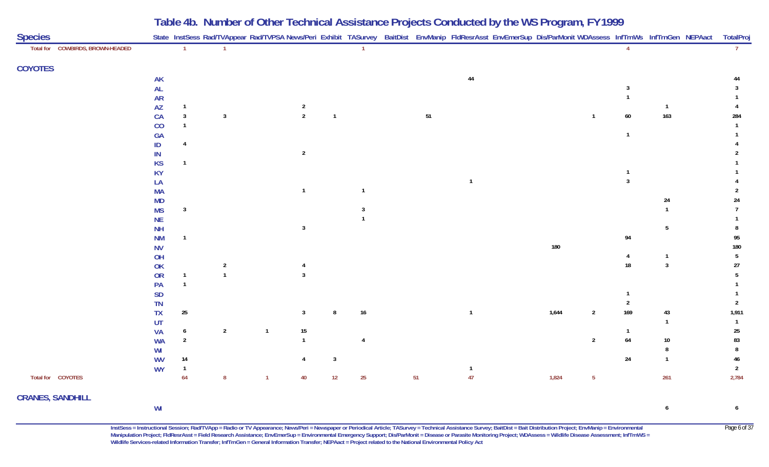# Table 4b. Number of Other Technical Assistance Projects Conducted by the WS Program, FY1999

| Species | State | InstSess | Rad/TVAppear | Rad/TVPSA | News/Peri | Exhibit | TASurvey | BaitDist | EnvManip | FldResrAsst | EnvEmerSup | Dis/ParMonit | WDAssess | InfTrnWs | InfTrnGen | NEPAact | TotalProj |
|---|---|---|---|---|---|---|---|---|---|---|---|---|---|---|---|---|---|
| Total for COWBIRDS, BROWN-HEADED | | 1 | 1 | | | | 1 | | | | | | | 4 | | | 7 |
| **COYOTES** | | | | | | | | | | | | | | | | | |
| | AK | | | | | | | | | 44 | | | | | | | 44 |
| | AL | | | | | | | | | | | | | 3 | | | 3 |
| | AR | | | | | | | | | | | | | 1 | | | 1 |
| | AZ | 1 | | | 2 | | | | | | | | | | 1 | | 4 |
| | CA | 3 | 3 | | 2 | 1 | | | 51 | | | | 1 | 60 | 163 | | 284 |
| | CO | 1 | | | | | | | | | | | | | | | 1 |
| | GA | | | | | | | | | | | | | 1 | | | 1 |
| | ID | 4 | | | | | | | | | | | | | | | 4 |
| | IN | | | | 2 | | | | | | | | | | | | 2 |
| | KS | 1 | | | | | | | | | | | | | | | 1 |
| | KY | | | | | | | | | | | | | 1 | | | 1 |
| | LA | | | | | | | | | 1 | | | | 3 | | | 4 |
| | MA | | | | 1 | | 1 | | | | | | | | | | 2 |
| | MD | | | | | | | | | | | | | | 24 | | 24 |
| | MS | 3 | | | | | 3 | | | | | | | | 1 | | 7 |
| | NE | | | | | | 1 | | | | | | | | | | 1 |
| | NH | | | | 3 | | | | | | | | | | 5 | | 8 |
| | NM | 1 | | | | | | | | | | | | 94 | | | 95 |
| | NV | | | | | | | | | | | 180 | | | | | 180 |
| | OH | | | | | | | | | | | | | 4 | 1 | | 5 |
| | OK | | 2 | | 4 | | | | | | | | | 18 | 3 | | 27 |
| | OR | 1 | 1 | | 3 | | | | | | | | | | | | 5 |
| | PA | 1 | | | | | | | | | | | | | | | 1 |
| | SD | | | | | | | | | | | | | 1 | | | 1 |
| | TN | | | | | | | | | | | | | 2 | | | 2 |
| | TX | 25 | | | 3 | 8 | 16 | | | 1 | | 1,644 | 2 | 169 | 43 | | 1,911 |
| | UT | | | | | | | | | | | | | | 1 | | 1 |
| | VA | 6 | 2 | 1 | 15 | | | | | | | | | 1 | | | 25 |
| | WA | 2 | | | 1 | | 4 | | | | | | 2 | 64 | 10 | | 83 |
| | WI | | | | | | | | | | | | | | 8 | | 8 |
| | WV | 14 | | | 4 | 3 | | | | | | | | 24 | 1 | | 46 |
| | WY | 1 | | | | | | | | 1 | | | | | | | 2 |
| Total for COYOTES | | 64 | 8 | 1 | 40 | 12 | 25 | | 51 | 47 | | 1,824 | 5 | | 261 | | 2,784 |
| **CRANES, SANDHILL** | | | | | | | | | | | | | | | | | |
| | WI | | | | | | | | | | | | | | 6 | | 6 |

InstSess = Instructional Session; Rad/TVApp = Radio or TV Appearance; News/Peri = Newspaper or Periodical Article; TASurvey = Technical Assistance Survey; BaitDist = Bait Distribution Project; EnvManip = Environmental Manipulation Project; FldResrAsst = Field Research Assistance; EnvEmerSup = Environmental Emergency Support; Dis/ParMonit = Disease or Parasite Monitoring Project; WDAssess = Wildlife Disease Assessment; InfTrnWS = Wildlife Services-related Information Transfer; InfTrnGen = General Information Transfer; NEPAact = Project related to the National Environmental Policy Act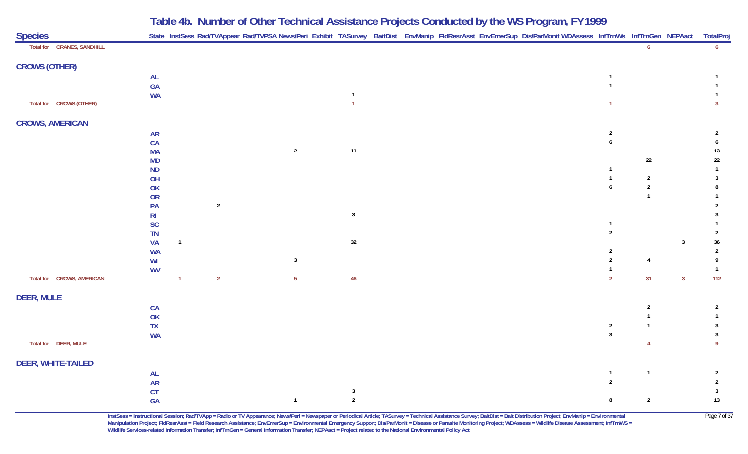# Table 4b. Number of Other Technical Assistance Projects Conducted by the WS Program, FY1999

| Species | State | InstSess | Rad/TVAppear | Rad/TVPSA | News/Peri | Exhibit | TASurvey | BaitDist | EnvManip | FldResrAsst | EnvEmerSup | Dis/ParMonit | WDAssess | InfTrnWs | InfTrnGen | NEPAact | TotalProj |
|---|---|---|---|---|---|---|---|---|---|---|---|---|---|---|---|---|---|
| Total for CRANES, SANDHILL | | | | | | | | | | | | | | | 6 | | 6 |
| **CROWS (OTHER)** | | | | | | | | | | | | | | | | | |
| | AL | | | | | | | | | | | | | 1 | | | 1 |
| | GA | | | | | | | | | | | | | 1 | | | 1 |
| | WA | | | | | | 1 | | | | | | | | | | 1 |
| Total for CROWS (OTHER) | | | | | | | 1 | | | | | | | 1 | | | 3 |
| **CROWS, AMERICAN** | | | | | | | | | | | | | | | | | |
| | AR | | | | | | | | | | | | | 2 | | | 2 |
| | CA | | | | | | | | | | | | | 6 | | | 6 |
| | MA | | | | 2 | | 11 | | | | | | | | | | 13 |
| | MD | | | | | | | | | | | | | | 22 | | 22 |
| | ND | | | | | | | | | | | | | 1 | | | 1 |
| | OH | | | | | | | | | | | | | 1 | 2 | | 3 |
| | OK | | | | | | | | | | | | | 6 | 2 | | 8 |
| | OR | | | | | | | | | | | | | | 1 | | 1 |
| | PA | | 2 | | | | | | | | | | | | | | 2 |
| | RI | | | | | | 3 | | | | | | | | | | 3 |
| | SC | | | | | | | | | | | | | 1 | | | 1 |
| | TN | | | | | | | | | | | | | 2 | | | 2 |
| | VA | 1 | | | | | 32 | | | | | | | | | 3 | 36 |
| | WA | | | | | | | | | | | | | 2 | | | 2 |
| | WI | | | | 3 | | | | | | | | | 2 | 4 | | 9 |
| | WV | | | | | | | | | | | | | 1 | | | 1 |
| Total for CROWS, AMERICAN | | 1 | 2 | | 5 | | 46 | | | | | | | 2 | 31 | 3 | 112 |
| **DEER, MULE** | | | | | | | | | | | | | | | | | |
| | CA | | | | | | | | | | | | | | 2 | | 2 |
| | OK | | | | | | | | | | | | | | 1 | | 1 |
| | TX | | | | | | | | | | | | | 2 | 1 | | 3 |
| | WA | | | | | | | | | | | | | 3 | | | 3 |
| Total for DEER, MULE | | | | | | | | | | | | | | | 4 | | 9 |
| **DEER, WHITE-TAILED** | | | | | | | | | | | | | | | | | |
| | AL | | | | | | | | | | | | | 1 | 1 | | 2 |
| | AR | | | | | | | | | | | | | 2 | | | 2 |
| | CT | | | | | | 3 | | | | | | | | | | 3 |
| | GA | | | | 1 | | 2 | | | | | | | 8 | 2 | | 13 |

InstSess = Instructional Session; Rad/TVApp = Radio or TV Appearance; News/Peri = Newspaper or Periodical Article; TASurvey = Technical Assistance Survey; BaitDist = Bait Distribution Project; EnvManip = Environmental Manipulation Project; FldResrAsst = Field Research Assistance; EnvEmerSup = Environmental Emergency Support; Dis/ParMonit = Disease or Parasite Monitoring Project; WDAssess = Wildlife Disease Assessment; InfTrnWS = Wildlife Services-related Information Transfer; InfTrnGen = General Information Transfer; NEPAact = Project related to the National Environmental Policy Act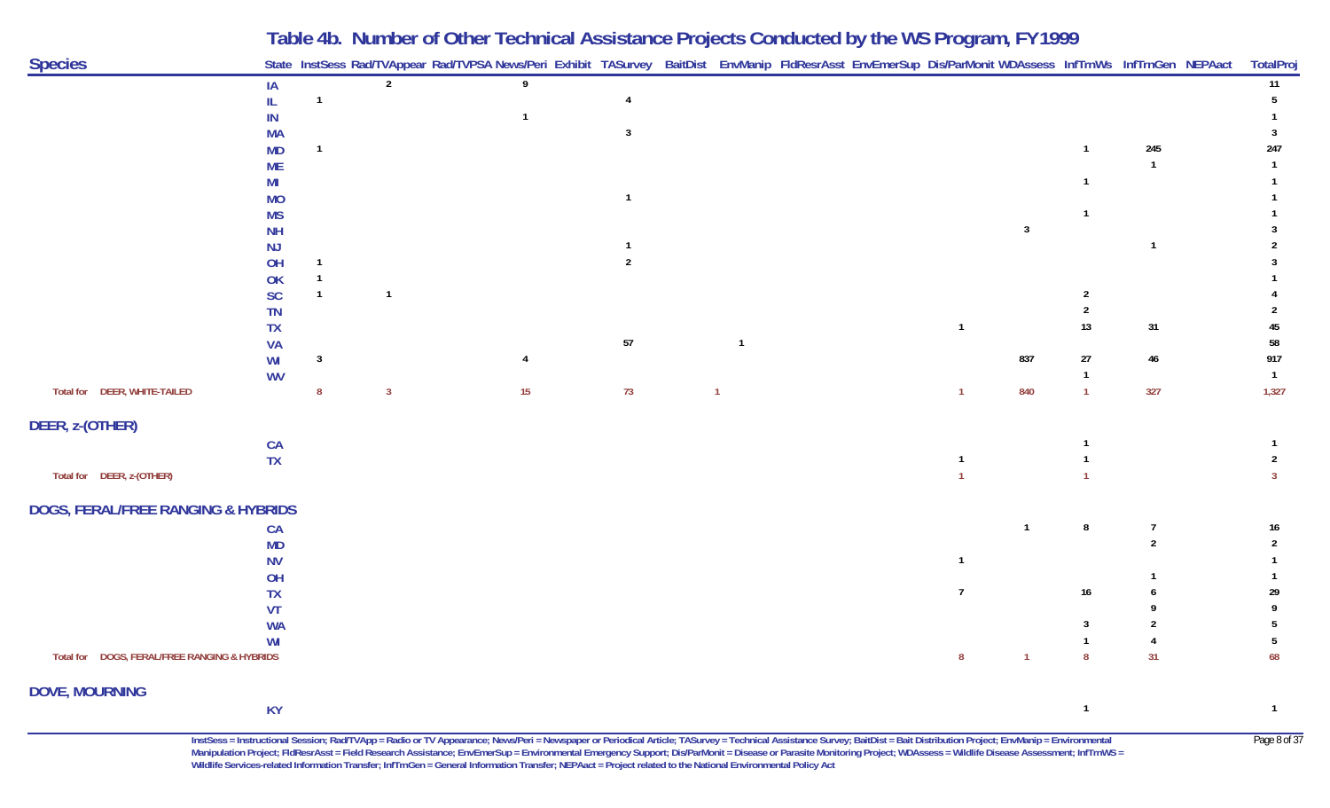# Table 4b. Number of Other Technical Assistance Projects Conducted by the WS Program, FY1999

| Species | State | InstSess | Rad/TVAppear | Rad/TVPSA | News/Peri | Exhibit | TASurvey | BaitDist | EnvManip | FldResrAsst | EnvEmerSup | Dis/ParMonit | WDAssess | InfTrnWs | InfTrnGen | NEPAact | TotalProj |
|---|---|---|---|---|---|---|---|---|---|---|---|---|---|---|---|---|---|
| | IA | | 2 | | 9 | | | | | | | | | | | | 11 |
| | IL | 1 | | | | | 4 | | | | | | | | | | 5 |
| | IN | | | | 1 | | | | | | | | | | | | 1 |
| | MA | | | | | | 3 | | | | | | | | | | 3 |
| | MD | 1 | | | | | | | | | | | | 1 | 245 | | 247 |
| | ME | | | | | | | | | | | | | | 1 | | 1 |
| | MI | | | | | | | | | | | | | 1 | | | 1 |
| | MO | | | | | | 1 | | | | | | | | | | 1 |
| | MS | | | | | | | | | | | | | 1 | | | 1 |
| | NH | | | | | | | | | | | | 3 | | | | 3 |
| | NJ | | | | | | 1 | | | | | | | | 1 | | 2 |
| | OH | 1 | | | | | 2 | | | | | | | | | | 3 |
| | OK | 1 | | | | | | | | | | | | | | | 1 |
| | SC | 1 | 1 | | | | | | | | | | | 2 | | | 4 |
| | TN | | | | | | | | | | | | | 2 | | | 2 |
| | TX | | | | | | | | | | | 1 | | 13 | 31 | | 45 |
| | VA | | | | | | 57 | | 1 | | | | | | | | 58 |
| | WI | 3 | | | 4 | | | | | | | | 837 | 27 | 46 | | 917 |
| | WV | | | | | | | | | | | | | 1 | | | 1 |
| Total for DEER, WHITE-TAILED | | 8 | 3 | | 15 | | 73 | | 1 | | | 1 | 840 | 1 | 327 | | 1,327 |
| **DEER, z-(OTHER)** | | | | | | | | | | | | | | | | | |
| | CA | | | | | | | | | | | | | 1 | | | 1 |
| | TX | | | | | | | | | | | 1 | | 1 | | | 2 |
| Total for DEER, z-(OTHER) | | | | | | | | | | | | 1 | | 1 | | | 3 |
| **DOGS, FERAL/FREE RANGING & HYBRIDS** | | | | | | | | | | | | | | | | | |
| | CA | | | | | | | | | | | | 1 | 8 | 7 | | 16 |
| | MD | | | | | | | | | | | | | | 2 | | 2 |
| | NV | | | | | | | | | | | 1 | | | | | 1 |
| | OH | | | | | | | | | | | | | | 1 | | 1 |
| | TX | | | | | | | | | | | 7 | | 16 | 6 | | 29 |
| | VT | | | | | | | | | | | | | | 9 | | 9 |
| | WA | | | | | | | | | | | | | 3 | 2 | | 5 |
| | WI | | | | | | | | | | | | | 1 | 4 | | 5 |
| Total for DOGS, FERAL/FREE RANGING & HYBRIDS | | | | | | | | | | | | 8 | 1 | 8 | 31 | | 68 |
| **DOVE, MOURNING** | | | | | | | | | | | | | | | | | |
| | KY | | | | | | | | | | | | | 1 | | | 1 |

InstSess = Instructional Session; Rad/TVApp = Radio or TV Appearance; News/Peri = Newspaper or Periodical Article; TASurvey = Technical Assistance Survey; BaitDist = Bait Distribution Project; EnvManip = Environmental Manipulation Project; FldResrAsst = Field Research Assistance; EnvEmerSup = Environmental Emergency Support; Dis/ParMonit = Disease or Parasite Monitoring Project; WDAssess = Wildlife Disease Assessment; InfTrnWS = Wildlife Services-related Information Transfer; InfTrnGen = General Information Transfer; NEPAact = Project related to the National Environmental Policy Act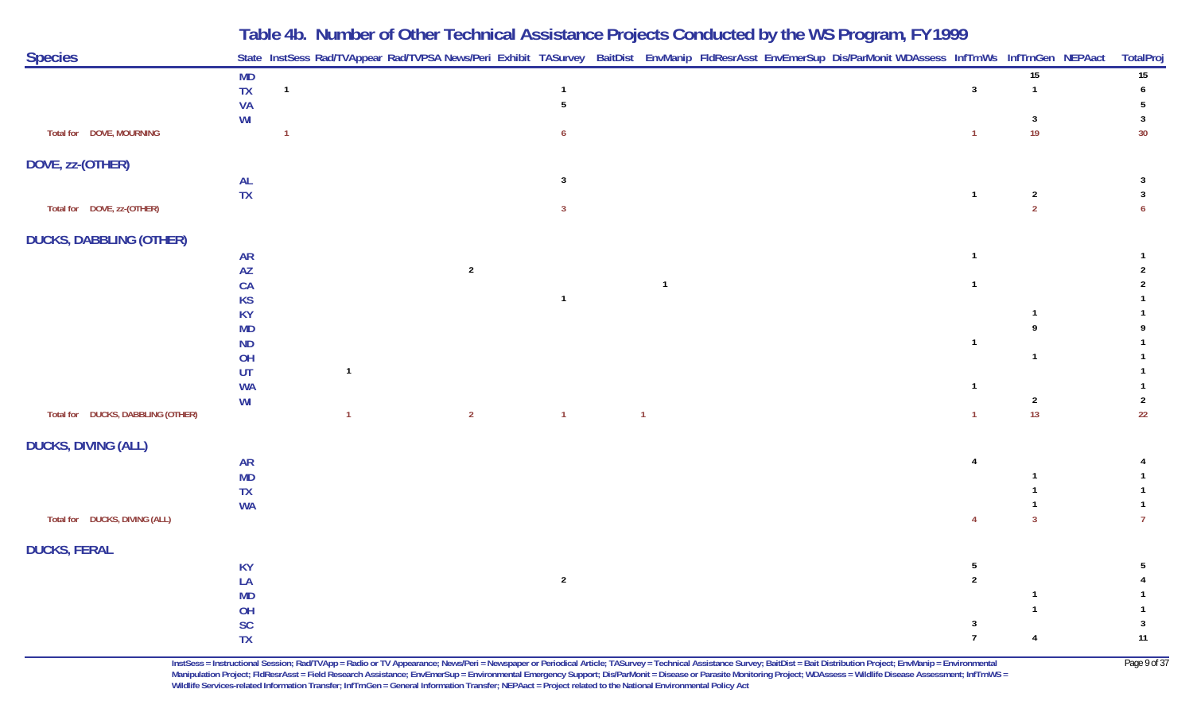## Table 4b. Number of Other Technical Assistance Projects Conducted by the WS Program, FY1999

| Species | State | InstSess | Rad/TVAppear | Rad/TVPSA | News/Peri | Exhibit | TASurvey | BaitDist | EnvManip | FldResrAsst | EnvEmerSup | Dis/ParMonit | WDAssess | InfTrnWs | InfTrnGen | NEPAact | TotalProj |
|---|---|---|---|---|---|---|---|---|---|---|---|---|---|---|---|---|---|
| | MD | | | | | | | | | | | | | | 15 | | 15 |
| | TX | 1 | | | | | 1 | | | | | | | 3 | 1 | | 6 |
| | VA | | | | | | 5 | | | | | | | | | | 5 |
| | WI | | | | | | | | | | | | | | 3 | | 3 |
| Total for DOVE, MOURNING | | 1 | | | | | 6 | | | | | | | 1 | 19 | | 30 |
| **DOVE, zz-(OTHER)** | | | | | | | | | | | | | | | | | |
| | AL | | | | | | 3 | | | | | | | | | | 3 |
| | TX | | | | | | | | | | | | | 1 | 2 | | 3 |
| Total for DOVE, zz-(OTHER) | | | | | | | 3 | | | | | | | | 2 | | 6 |
| **DUCKS, DABBLING (OTHER)** | | | | | | | | | | | | | | | | | |
| | AR | | | | | | | | | | | | | 1 | | | 1 |
| | AZ | | | | 2 | | | | | | | | | | | | 2 |
| | CA | | | | | | | | 1 | | | | | 1 | | | 2 |
| | KS | | | | | | 1 | | | | | | | | | | 1 |
| | KY | | | | | | | | | | | | | | 1 | | 1 |
| | MD | | | | | | | | | | | | | | 9 | | 9 |
| | ND | | | | | | | | | | | | | 1 | | | 1 |
| | OH | | | | | | | | | | | | | | 1 | | 1 |
| | UT | | 1 | | | | | | | | | | | | | | 1 |
| | WA | | | | | | | | | | | | | 1 | | | 1 |
| | WI | | | | | | | | | | | | | | 2 | | 2 |
| Total for DUCKS, DABBLING (OTHER) | | | 1 | | 2 | | 1 | | 1 | | | | | 1 | 13 | | 22 |
| **DUCKS, DIVING (ALL)** | | | | | | | | | | | | | | | | | |
| | AR | | | | | | | | | | | | | 4 | | | 4 |
| | MD | | | | | | | | | | | | | | 1 | | 1 |
| | TX | | | | | | | | | | | | | | 1 | | 1 |
| | WA | | | | | | | | | | | | | | 1 | | 1 |
| Total for DUCKS, DIVING (ALL) | | | | | | | | | | | | | | 4 | 3 | | 7 |
| **DUCKS, FERAL** | | | | | | | | | | | | | | | | | |
| | KY | | | | | | | | | | | | | 5 | | | 5 |
| | LA | | | | | | 2 | | | | | | | 2 | | | 4 |
| | MD | | | | | | | | | | | | | | 1 | | 1 |
| | OH | | | | | | | | | | | | | | 1 | | 1 |
| | SC | | | | | | | | | | | | | 3 | | | 3 |
| | TX | | | | | | | | | | | | | 7 | 4 | | 11 |

InstSess = Instructional Session; Rad/TVApp = Radio or TV Appearance; News/Peri = Newspaper or Periodical Article; TASurvey = Technical Assistance Survey; BaitDist = Bait Distribution Project; EnvManip = Environmental Manipulation Project; FldResrAsst = Field Research Assistance; EnvEmerSup = Environmental Emergency Support; Dis/ParMonit = Disease or Parasite Monitoring Project; WDAssess = Wildlife Disease Assessment; InfTrnWS = Wildlife Services-related Information Transfer; InfTrnGen = General Information Transfer; NEPAact = Project related to the National Environmental Policy Act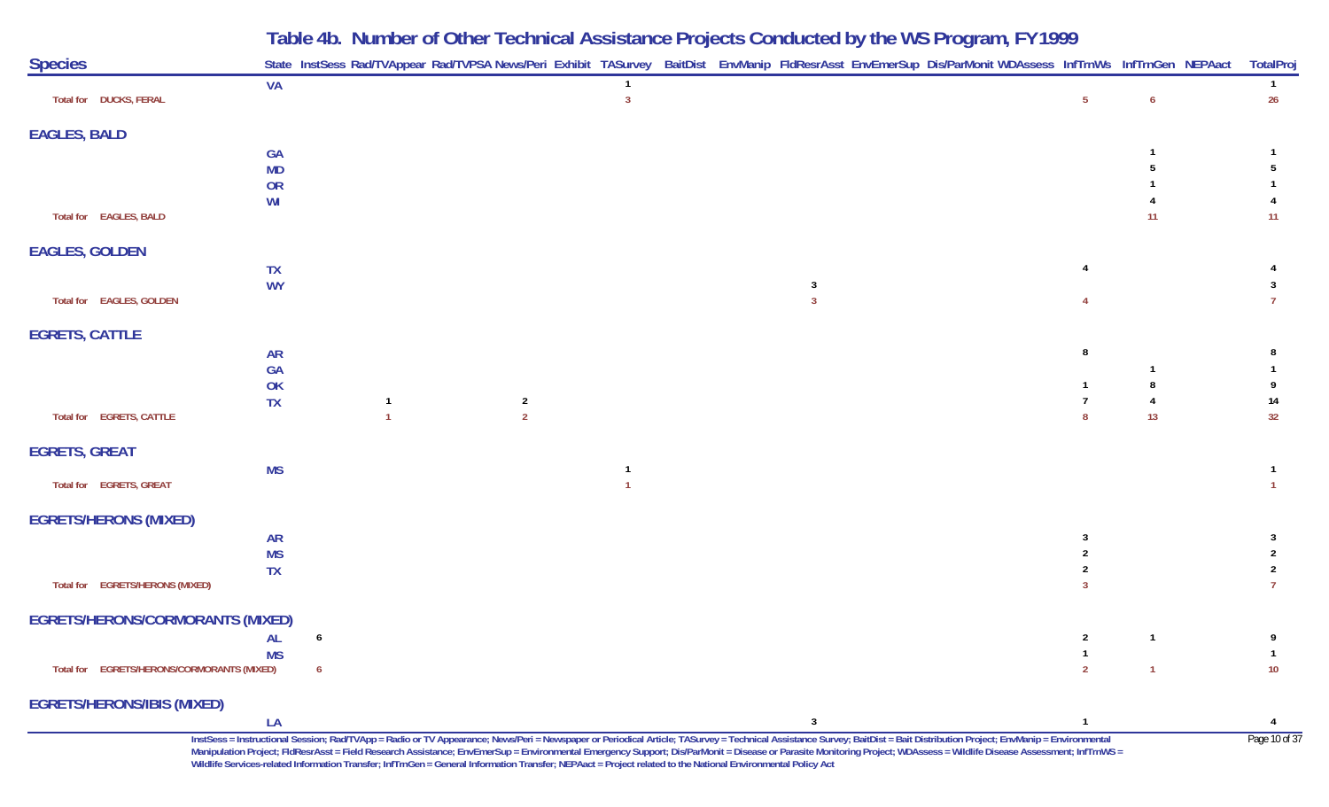# Table 4b. Number of Other Technical Assistance Projects Conducted by the WS Program, FY1999

| Species | State | InstSess | Rad/TVAppear | Rad/TVPSA | News/Peri | Exhibit | TASurvey | BaitDist | EnvManip | FldResrAsst | EnvEmerSup | Dis/ParMonit | WDAssess | InfTrnWs | InfTrnGen | NEPAact | TotalProj |
|---|---|---|---|---|---|---|---|---|---|---|---|---|---|---|---|---|---|
| | VA | | | | | | 1 | | | | | | | | | | 1 |
| Total for DUCKS, FERAL | | | | | | | 3 | | | | | | | 5 | 6 | | 26 |
| **EAGLES, BALD** | | | | | | | | | | | | | | | | | |
| | GA | | | | | | | | | | | | | | 1 | | 1 |
| | MD | | | | | | | | | | | | | | 5 | | 5 |
| | OR | | | | | | | | | | | | | | 1 | | 1 |
| | WI | | | | | | | | | | | | | | 4 | | 4 |
| Total for EAGLES, BALD | | | | | | | | | | | | | | | 11 | | 11 |
| **EAGLES, GOLDEN** | | | | | | | | | | | | | | | | | |
| | TX | | | | | | | | | | | | | 4 | | | 4 |
| | WY | | | | | | | | | 3 | | | | | | | 3 |
| Total for EAGLES, GOLDEN | | | | | | | | | | 3 | | | | 4 | | | 7 |
| **EGRETS, CATTLE** | | | | | | | | | | | | | | | | | |
| | AR | | | | | | | | | | | | | 8 | | | 8 |
| | GA | | | | | | | | | | | | | | 1 | | 1 |
| | OK | | | | | | | | | | | | | 1 | 8 | | 9 |
| | TX | | 1 | | 2 | | | | | | | | | 7 | 4 | | 14 |
| Total for EGRETS, CATTLE | | | 1 | | 2 | | | | | | | | | 8 | 13 | | 32 |
| **EGRETS, GREAT** | | | | | | | | | | | | | | | | | |
| | MS | | | | | | 1 | | | | | | | | | | 1 |
| Total for EGRETS, GREAT | | | | | | | 1 | | | | | | | | | | 1 |
| **EGRETS/HERONS (MIXED)** | | | | | | | | | | | | | | | | | |
| | AR | | | | | | | | | | | | | 3 | | | 3 |
| | MS | | | | | | | | | | | | | 2 | | | 2 |
| | TX | | | | | | | | | | | | | 2 | | | 2 |
| Total for EGRETS/HERONS (MIXED) | | | | | | | | | | | | | | 3 | | | 7 |
| **EGRETS/HERONS/CORMORANTS (MIXED)** | | | | | | | | | | | | | | | | | |
| | AL | 6 | | | | | | | | | | | | 2 | 1 | | 9 |
| | MS | | | | | | | | | | | | | 1 | | | 1 |
| Total for EGRETS/HERONS/CORMORANTS (MIXED) | | 6 | | | | | | | | | | | | 2 | 1 | | 10 |
| **EGRETS/HERONS/IBIS (MIXED)** | | | | | | | | | | | | | | | | | |
| | LA | | | | | | | | | 3 | | | | 1 | | | 4 |

InstSess = Instructional Session; Rad/TVApp = Radio or TV Appearance; News/Peri = Newspaper or Periodical Article; TASurvey = Technical Assistance Survey; BaitDist = Bait Distribution Project; EnvManip = Environmental Manipulation Project; FldResrAsst = Field Research Assistance; EnvEmerSup = Environmental Emergency Support; Dis/ParMonit = Disease or Parasite Monitoring Project; WDAssess = Wildlife Disease Assessment; InfTrnWS = Wildlife Services-related Information Transfer; InfTrnGen = General Information Transfer; NEPAact = Project related to the National Environmental Policy Act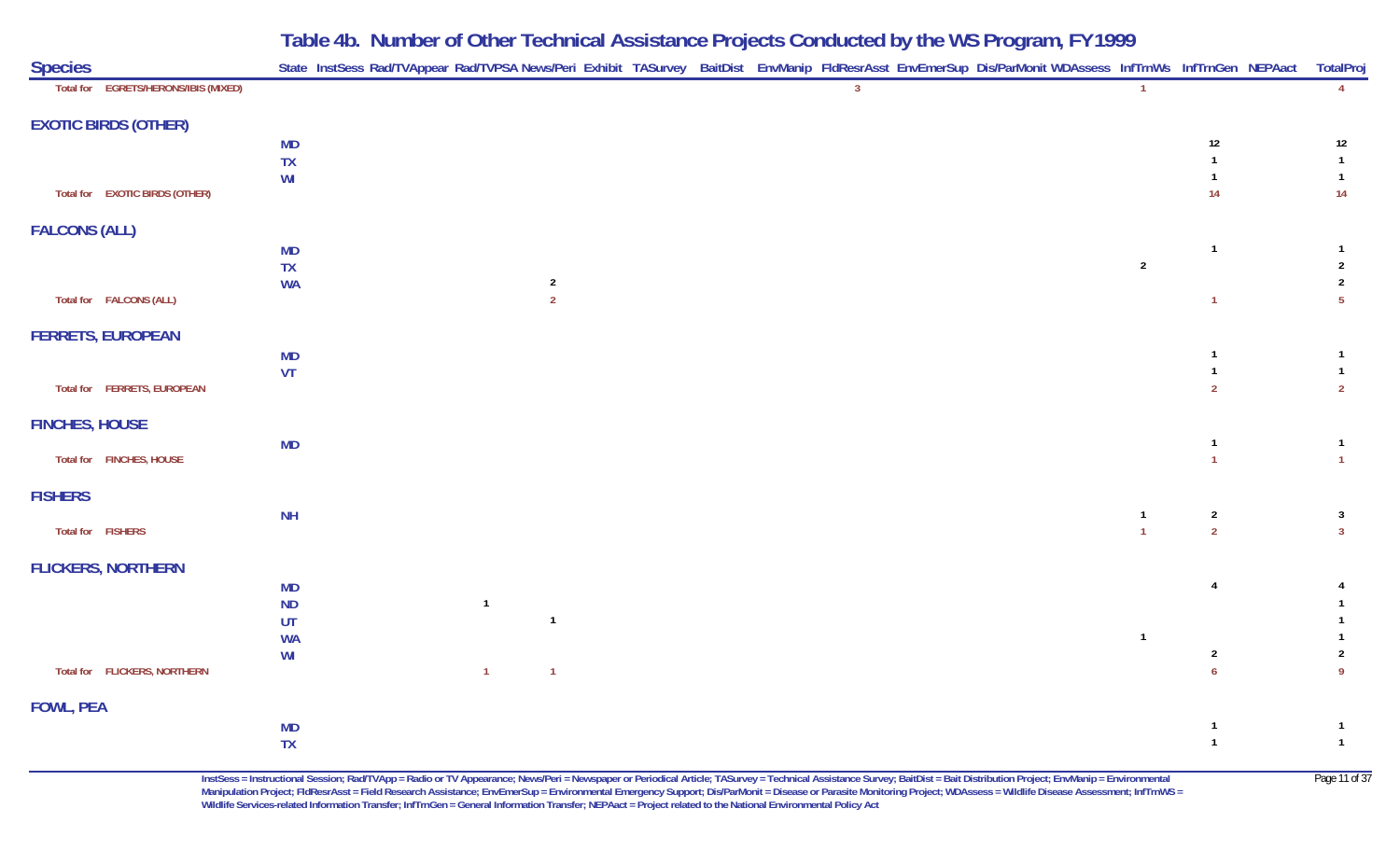# Table 4b. Number of Other Technical Assistance Projects Conducted by the WS Program, FY1999

| Species | State | InstSess | Rad/TVAppear | Rad/TVPSA | News/Peri | Exhibit | TASurvey | BaitDist | EnvManip | FldResrAsst | EnvEmerSup | Dis/ParMonit | WDAssess | InfTrnWs | InfTrnGen | NEPAact | TotalProj |
|---|---|---|---|---|---|---|---|---|---|---|---|---|---|---|---|---|---|
| Total for EGRETS/HERONS/IBIS (MIXED) | | | | | | | | | | 3 | | | | 1 | | | 4 |
| **EXOTIC BIRDS (OTHER)** | | | | | | | | | | | | | | | | | |
| | MD | | | | | | | | | | | | | | 12 | | 12 |
| | TX | | | | | | | | | | | | | | 1 | | 1 |
| | WI | | | | | | | | | | | | | | 1 | | 1 |
| Total for EXOTIC BIRDS (OTHER) | | | | | | | | | | | | | | | 14 | | 14 |
| **FALCONS (ALL)** | | | | | | | | | | | | | | | | | |
| | MD | | | | | | | | | | | | | | 1 | | 1 |
| | TX | | | | | | | | | | | | | 2 | | | 2 |
| | WA | | | | 2 | | | | | | | | | | | | 2 |
| Total for FALCONS (ALL) | | | | | 2 | | | | | | | | | | 1 | | 5 |
| **FERRETS, EUROPEAN** | | | | | | | | | | | | | | | | | |
| | MD | | | | | | | | | | | | | | 1 | | 1 |
| | VT | | | | | | | | | | | | | | 1 | | 1 |
| Total for FERRETS, EUROPEAN | | | | | | | | | | | | | | | 2 | | 2 |
| **FINCHES, HOUSE** | | | | | | | | | | | | | | | | | |
| | MD | | | | | | | | | | | | | | 1 | | 1 |
| Total for FINCHES, HOUSE | | | | | | | | | | | | | | | 1 | | 1 |
| **FISHERS** | | | | | | | | | | | | | | | | | |
| | NH | | | | | | | | | | | | | 1 | 2 | | 3 |
| Total for FISHERS | | | | | | | | | | | | | | 1 | 2 | | 3 |
| **FLICKERS, NORTHERN** | | | | | | | | | | | | | | | | | |
| | MD | | | | | | | | | | | | | | 4 | | 4 |
| | ND | | | 1 | | | | | | | | | | | | | 1 |
| | UT | | | | 1 | | | | | | | | | | | | 1 |
| | WA | | | | | | | | | | | | | 1 | | | 1 |
| | WI | | | | | | | | | | | | | | 2 | | 2 |
| Total for FLICKERS, NORTHERN | | | | 1 | 1 | | | | | | | | | | 6 | | 9 |
| **FOWL, PEA** | | | | | | | | | | | | | | | | | |
| | MD | | | | | | | | | | | | | | 1 | | 1 |
| | TX | | | | | | | | | | | | | | 1 | | 1 |

InstSess = Instructional Session; Rad/TVApp = Radio or TV Appearance; News/Peri = Newspaper or Periodical Article; TASurvey = Technical Assistance Survey; BaitDist = Bait Distribution Project; EnvManip = Environmental Manipulation Project; FldResrAsst = Field Research Assistance; EnvEmerSup = Environmental Emergency Support; Dis/ParMonit = Disease or Parasite Monitoring Project; WDAssess = Wildlife Disease Assessment; InfTrnWS = Wildlife Services-related Information Transfer; InfTrnGen = General Information Transfer; NEPAact = Project related to the National Environmental Policy Act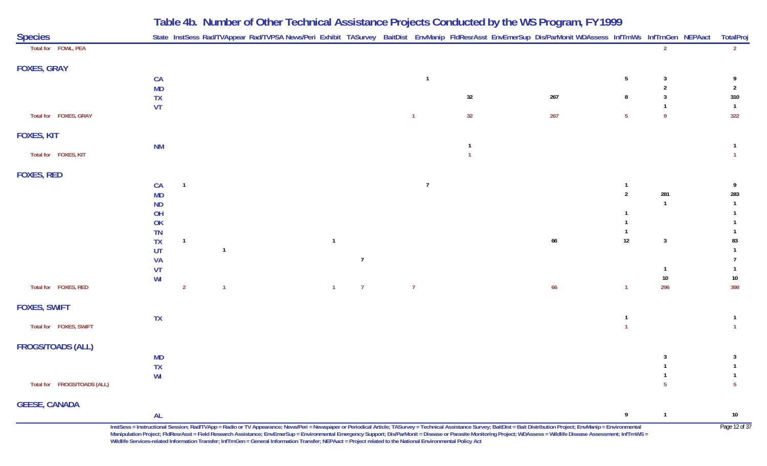# Table 4b. Number of Other Technical Assistance Projects Conducted by the WS Program, FY1999

| Species | State | InstSess | Rad/TVAppear | Rad/TVPSA | News/Peri | Exhibit | TASurvey | BaitDist | EnvManip | FldResrAsst | EnvEmerSup | Dis/ParMonit | WDAssess | InfTrnWs | InfTrnGen | NEPAact | TotalProj |
|---|---|---|---|---|---|---|---|---|---|---|---|---|---|---|---|---|---|
| Total for FOWL, PEA | | | | | | | | | | | | | | | 2 | | 2 |
| **FOXES, GRAY** | | | | | | | | | | | | | | | | | |
| | CA | | | | | | | | 1 | | | | | 5 | 3 | | 9 |
| | MD | | | | | | | | | | | | | | 2 | | 2 |
| | TX | | | | | | | | | 32 | | 267 | | 8 | 3 | | 310 |
| | VT | | | | | | | | | | | | | | 1 | | 1 |
| Total for FOXES, GRAY | | | | | | | | | 1 | 32 | | 267 | | 5 | 9 | | 322 |
| **FOXES, KIT** | | | | | | | | | | | | | | | | | |
| | NM | | | | | | | | | 1 | | | | | | | 1 |
| Total for FOXES, KIT | | | | | | | | | | 1 | | | | | | | 1 |
| **FOXES, RED** | | | | | | | | | | | | | | | | | |
| | CA | 1 | | | | | | | 7 | | | | | 1 | | | 9 |
| | MD | | | | | | | | | | | | | 2 | 281 | | 283 |
| | ND | | | | | | | | | | | | | | 1 | | 1 |
| | OH | | | | | | | | | | | | | 1 | | | 1 |
| | OK | | | | | | | | | | | | | 1 | | | 1 |
| | TN | | | | | | | | | | | | | 1 | | | 1 |
| | TX | 1 | | | | 1 | | | | | | 66 | | 12 | 3 | | 83 |
| | UT | | 1 | | | | | | | | | | | | | | 1 |
| | VA | | | | | | 7 | | | | | | | | | | 7 |
| | VT | | | | | | | | | | | | | | 1 | | 1 |
| | WI | | | | | | | | | | | | | | 10 | | 10 |
| Total for FOXES, RED | | 2 | 1 | | | 1 | 7 | | 7 | | | 66 | | 1 | 296 | | 398 |
| **FOXES, SWIFT** | | | | | | | | | | | | | | | | | |
| | TX | | | | | | | | | | | | | 1 | | | 1 |
| Total for FOXES, SWIFT | | | | | | | | | | | | | | 1 | | | 1 |
| **FROGS/TOADS (ALL)** | | | | | | | | | | | | | | | | | |
| | MD | | | | | | | | | | | | | | 3 | | 3 |
| | TX | | | | | | | | | | | | | | 1 | | 1 |
| | WI | | | | | | | | | | | | | | 1 | | 1 |
| Total for FROGS/TOADS (ALL) | | | | | | | | | | | | | | | 5 | | 5 |
| **GEESE, CANADA** | | | | | | | | | | | | | | | | | |
| | AL | | | | | | | | | | | | | 9 | 1 | | 10 |

InstSess = Instructional Session; Rad/TVApp = Radio or TV Appearance; News/Peri = Newspaper or Periodical Article; TASurvey = Technical Assistance Survey; BaitDist = Bait Distribution Project; EnvManip = Environmental Manipulation Project; FldResrAsst = Field Research Assistance; EnvEmerSup = Environmental Emergency Support; Dis/ParMonit = Disease or Parasite Monitoring Project; WDAssess = Wildlife Disease Assessment; InfTrnWS = Wildlife Services-related Information Transfer; InfTrnGen = General Information Transfer; NEPAact = Project related to the National Environmental Policy Act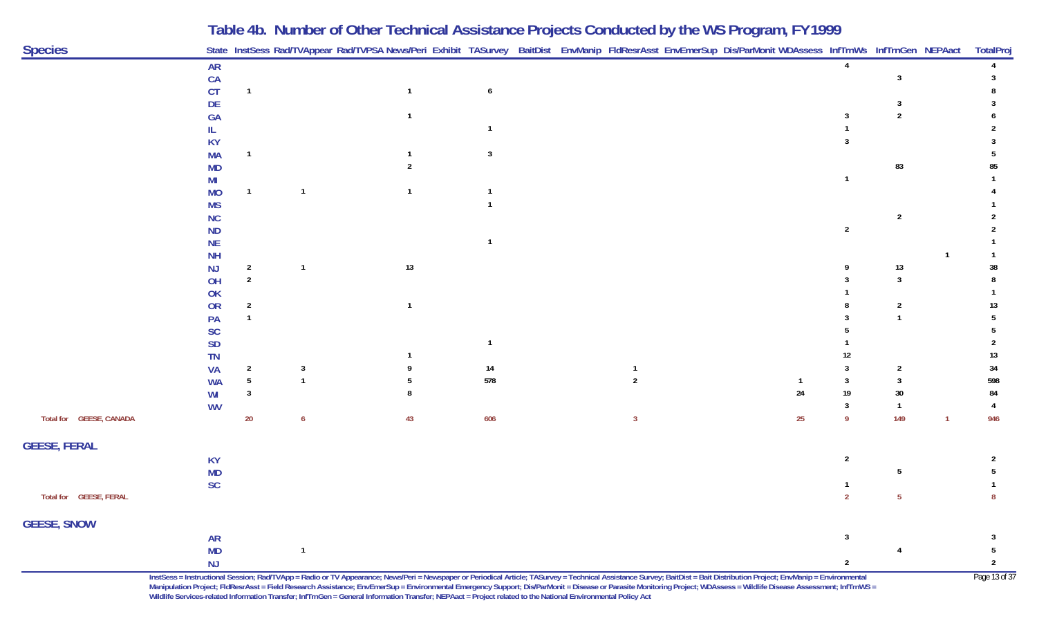# Table 4b. Number of Other Technical Assistance Projects Conducted by the WS Program, FY1999

| Species | State | InstSess | Rad/TVAppear | Rad/TVPSA | News/Peri | Exhibit | TASurvey | BaitDist | EnvManip | FldResrAsst | EnvEmerSup | Dis/ParMonit | WDAssess | InfTrnWs | InfTrnGen | NEPAact | TotalProj |
|---|---|---|---|---|---|---|---|---|---|---|---|---|---|---|---|---|---|
| | AR | | | | | | | | | | | | | 4 | | | 4 |
| | CA | | | | | | | | | | | | | | 3 | | 3 |
| | CT | 1 | | | 1 | | 6 | | | | | | | | | | 8 |
| | DE | | | | | | | | | | | | | | 3 | | 3 |
| | GA | | | | 1 | | | | | | | | | 3 | 2 | | 6 |
| | IL | | | | | | 1 | | | | | | | 1 | | | 2 |
| | KY | | | | | | | | | | | | | 3 | | | 3 |
| | MA | 1 | | | 1 | | 3 | | | | | | | | | | 5 |
| | MD | | | | 2 | | | | | | | | | | 83 | | 85 |
| | MI | | | | | | | | | | | | | 1 | | | 1 |
| | MO | 1 | 1 | | 1 | | 1 | | | | | | | | | | 4 |
| | MS | | | | | | 1 | | | | | | | | | | 1 |
| | NC | | | | | | | | | | | | | | 2 | | 2 |
| | ND | | | | | | | | | | | | | 2 | | | 2 |
| | NE | | | | | | 1 | | | | | | | | | | 1 |
| | NH | | | | | | | | | | | | | | | 1 | 1 |
| | NJ | 2 | 1 | | 13 | | | | | | | | | 9 | 13 | | 38 |
| | OH | 2 | | | | | | | | | | | | 3 | 3 | | 8 |
| | OK | | | | | | | | | | | | | 1 | | | 1 |
| | OR | 2 | | | 1 | | | | | | | | | 8 | 2 | | 13 |
| | PA | 1 | | | | | | | | | | | | 3 | 1 | | 5 |
| | SC | | | | | | | | | | | | | 5 | | | 5 |
| | SD | | | | | | 1 | | | | | | | 1 | | | 2 |
| | TN | | | | 1 | | | | | | | | | 12 | | | 13 |
| | VA | 2 | 3 | | 9 | | 14 | | | 1 | | | | 3 | 2 | | 34 |
| | WA | 5 | 1 | | 5 | | 578 | | | 2 | | | 1 | 3 | 3 | | 598 |
| | WI | 3 | | | 8 | | | | | | | | 24 | 19 | 30 | | 84 |
| | WV | | | | | | | | | | | | | 3 | 1 | | 4 |
| Total for GEESE, CANADA | | 20 | 6 | | 43 | | 606 | | | 3 | | | 25 | 9 | 149 | 1 | 946 |
| **GEESE, FERAL** | | | | | | | | | | | | | | | | | |
| | KY | | | | | | | | | | | | | 2 | | | 2 |
| | MD | | | | | | | | | | | | | | 5 | | 5 |
| | SC | | | | | | | | | | | | | 1 | | | 1 |
| Total for GEESE, FERAL | | | | | | | | | | | | | | 2 | 5 | | 8 |
| **GEESE, SNOW** | | | | | | | | | | | | | | | | | |
| | AR | | | | | | | | | | | | | 3 | | | 3 |
| | MD | | 1 | | | | | | | | | | | | 4 | | 5 |
| | NJ | | | | | | | | | | | | | 2 | | | 2 |

InstSess = Instructional Session; Rad/TVApp = Radio or TV Appearance; News/Peri = Newspaper or Periodical Article; TASurvey = Technical Assistance Survey; BaitDist = Bait Distribution Project; EnvManip = Environmental Manipulation Project; FldResrAsst = Field Research Assistance; EnvEmerSup = Environmental Emergency Support; Dis/ParMonit = Disease or Parasite Monitoring Project; WDAssess = Wildlife Disease Assessment; InfTrnWS = Wildlife Services-related Information Transfer; InfTrnGen = General Information Transfer; NEPAact = Project related to the National Environmental Policy Act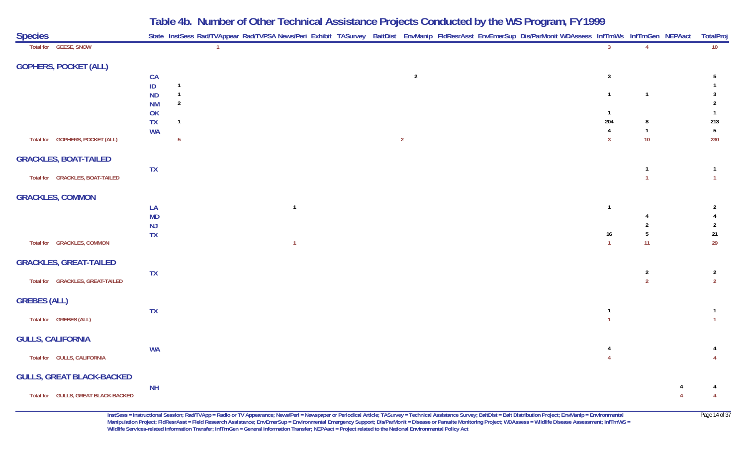# Table 4b. Number of Other Technical Assistance Projects Conducted by the WS Program, FY1999

| Species | State | InstSess | Rad/TVAppear | Rad/TVPSA | News/Peri | Exhibit | TASurvey | BaitDist | EnvManip | FldResrAsst | EnvEmerSup | Dis/ParMonit | WDAssess | InfTrnWs | InfTrnGen | NEPAact | TotalProj |
|---|---|---|---|---|---|---|---|---|---|---|---|---|---|---|---|---|---|
| Total for GEESE, SNOW | | | 1 | | | | | | | | | | | 3 | 4 | | 10 |
| **GOPHERS, POCKET (ALL)** | | | | | | | | | | | | | | | | | |
| | CA | | | | | | | | 2 | | | | | 3 | | | 5 |
| | ID | 1 | | | | | | | | | | | | | | | 1 |
| | ND | 1 | | | | | | | | | | | | 1 | 1 | | 3 |
| | NM | 2 | | | | | | | | | | | | | | | 2 |
| | OK | | | | | | | | | | | | | 1 | | | 1 |
| | TX | 1 | | | | | | | | | | | | 204 | 8 | | 213 |
| | WA | | | | | | | | | | | | | 4 | 1 | | 5 |
| Total for GOPHERS, POCKET (ALL) | | 5 | | | | | | | 2 | | | | | 3 | 10 | | 230 |
| **GRACKLES, BOAT-TAILED** | | | | | | | | | | | | | | | | | |
| | TX | | | | | | | | | | | | | | 1 | | 1 |
| Total for GRACKLES, BOAT-TAILED | | | | | | | | | | | | | | | 1 | | 1 |
| **GRACKLES, COMMON** | | | | | | | | | | | | | | | | | |
| | LA | | | | 1 | | | | | | | | | 1 | | | 2 |
| | MD | | | | | | | | | | | | | | 4 | | 4 |
| | NJ | | | | | | | | | | | | | | 2 | | 2 |
| | TX | | | | | | | | | | | | | 16 | 5 | | 21 |
| Total for GRACKLES, COMMON | | | | | 1 | | | | | | | | | 1 | 11 | | 29 |
| **GRACKLES, GREAT-TAILED** | | | | | | | | | | | | | | | | | |
| | TX | | | | | | | | | | | | | | 2 | | 2 |
| Total for GRACKLES, GREAT-TAILED | | | | | | | | | | | | | | | 2 | | 2 |
| **GREBES (ALL)** | | | | | | | | | | | | | | | | | |
| | TX | | | | | | | | | | | | | 1 | | | 1 |
| Total for GREBES (ALL) | | | | | | | | | | | | | | 1 | | | 1 |
| **GULLS, CALIFORNIA** | | | | | | | | | | | | | | | | | |
| | WA | | | | | | | | | | | | | 4 | | | 4 |
| Total for GULLS, CALIFORNIA | | | | | | | | | | | | | | 4 | | | 4 |
| **GULLS, GREAT BLACK-BACKED** | | | | | | | | | | | | | | | | | |
| | NH | | | | | | | | | | | | | | | 4 | 4 |
| Total for GULLS, GREAT BLACK-BACKED | | | | | | | | | | | | | | | | 4 | 4 |

InstSess = Instructional Session; Rad/TVApp = Radio or TV Appearance; News/Peri = Newspaper or Periodical Article; TASurvey = Technical Assistance Survey; BaitDist = Bait Distribution Project; EnvManip = Environmental Manipulation Project; FldResrAsst = Field Research Assistance; EnvEmerSup = Environmental Emergency Support; Dis/ParMonit = Disease or Parasite Monitoring Project; WDAssess = Wildlife Disease Assessment; InfTrnWS = Wildlife Services-related Information Transfer; InfTrnGen = General Information Transfer; NEPAact = Project related to the National Environmental Policy Act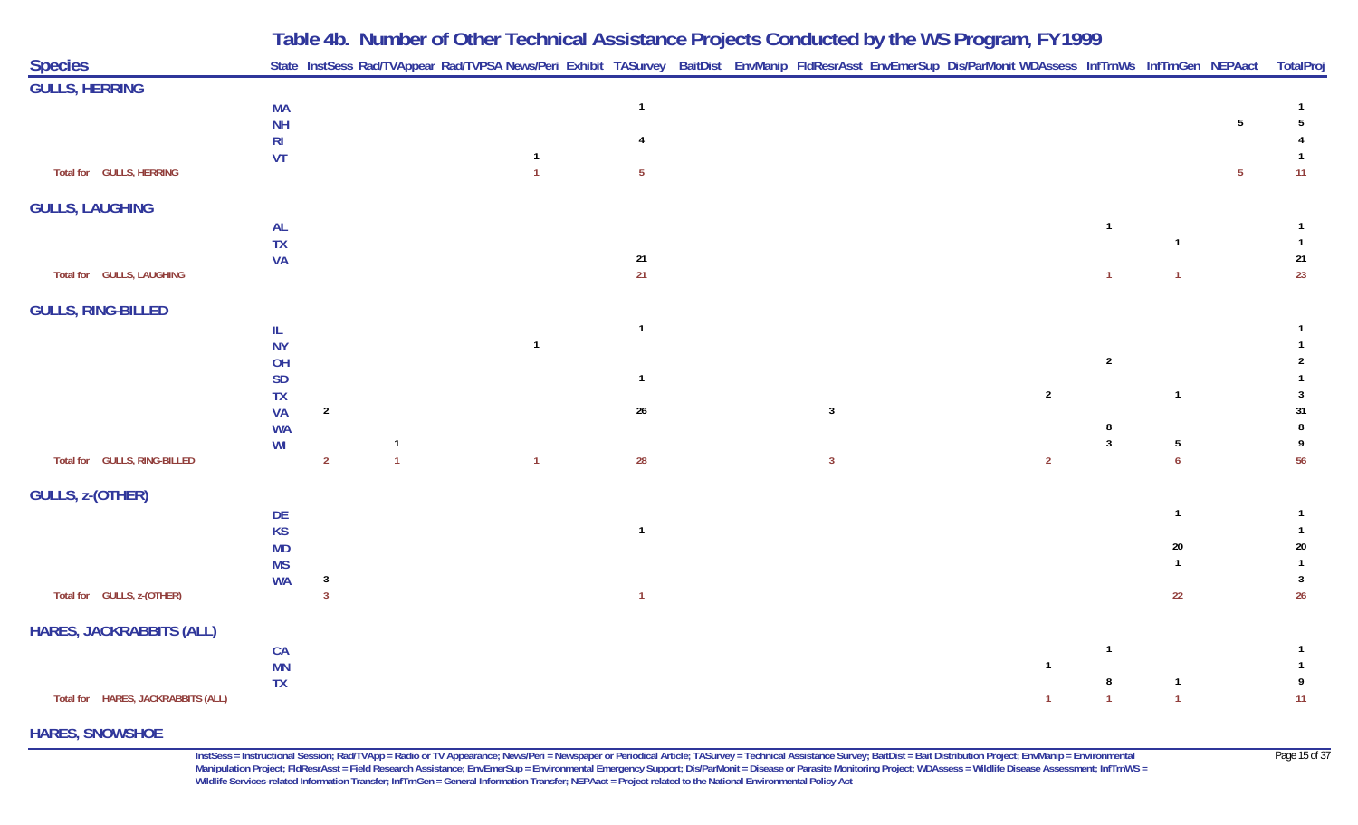# Table 4b. Number of Other Technical Assistance Projects Conducted by the WS Program, FY1999

| Species | State | InstSess | Rad/TVAppear | Rad/TVPSA | News/Peri | Exhibit | TASurvey | BaitDist | EnvManip | FldResrAsst | EnvEmerSup | Dis/ParMonit | WDAssess | InfTrnWs | InfTrnGen | NEPAact | TotalProj |
|---|---|---|---|---|---|---|---|---|---|---|---|---|---|---|---|---|---|
| **GULLS, HERRING** | | | | | | | | | | | | | | | | | |
| | MA | | | | | | 1 | | | | | | | | | | 1 |
| | NH | | | | | | | | | | | | | | | 5 | 5 |
| | RI | | | | | | 4 | | | | | | | | | | 4 |
| | VT | | | | 1 | | | | | | | | | | | | 1 |
| Total for GULLS, HERRING | | | | | 1 | | 5 | | | | | | | | | 5 | 11 |
| **GULLS, LAUGHING** | | | | | | | | | | | | | | | | | |
| | AL | | | | | | | | | | | | | 1 | | | 1 |
| | TX | | | | | | | | | | | | | | 1 | | 1 |
| | VA | | | | | | 21 | | | | | | | | | | 21 |
| Total for GULLS, LAUGHING | | | | | | | 21 | | | | | | | 1 | 1 | | 23 |
| **GULLS, RING-BILLED** | | | | | | | | | | | | | | | | | |
| | IL | | | | | | 1 | | | | | | | | | | 1 |
| | NY | | | | 1 | | | | | | | | | | | | 1 |
| | OH | | | | | | | | | | | | | 2 | | | 2 |
| | SD | | | | | | 1 | | | | | | | | | | 1 |
| | TX | | | | | | | | | | | | 2 | | 1 | | 3 |
| | VA | 2 | | | | | 26 | | | 3 | | | | | | | 31 |
| | WA | | | | | | | | | | | | | 8 | | | 8 |
| | WI | | 1 | | | | | | | | | | | 3 | 5 | | 9 |
| Total for GULLS, RING-BILLED | | 2 | 1 | | 1 | | 28 | | | 3 | | | 2 | | 6 | | 56 |
| **GULLS, z-(OTHER)** | | | | | | | | | | | | | | | | | |
| | DE | | | | | | | | | | | | | | 1 | | 1 |
| | KS | | | | | | 1 | | | | | | | | | | 1 |
| | MD | | | | | | | | | | | | | | 20 | | 20 |
| | MS | | | | | | | | | | | | | | 1 | | 1 |
| | WA | 3 | | | | | | | | | | | | | | | 3 |
| Total for GULLS, z-(OTHER) | | 3 | | | | | 1 | | | | | | | | 22 | | 26 |
| **HARES, JACKRABBITS (ALL)** | | | | | | | | | | | | | | | | | |
| | CA | | | | | | | | | | | | | 1 | | | 1 |
| | MN | | | | | | | | | | | | 1 | | | | 1 |
| | TX | | | | | | | | | | | | | 8 | 1 | | 9 |
| Total for HARES, JACKRABBITS (ALL) | | | | | | | | | | | | | 1 | 1 | 1 | | 11 |
| **HARES, SNOWSHOE** | | | | | | | | | | | | | | | | | |

InstSess = Instructional Session; Rad/TVApp = Radio or TV Appearance; News/Peri = Newspaper or Periodical Article; TASurvey = Technical Assistance Survey; BaitDist = Bait Distribution Project; EnvManip = Environmental Manipulation Project; FldResrAsst = Field Research Assistance; EnvEmerSup = Environmental Emergency Support; Dis/ParMonit = Disease or Parasite Monitoring Project; WDAssess = Wildlife Disease Assessment; InfTrnWS = Wildlife Services-related Information Transfer; InfTrnGen = General Information Transfer; NEPAact = Project related to the National Environmental Policy Act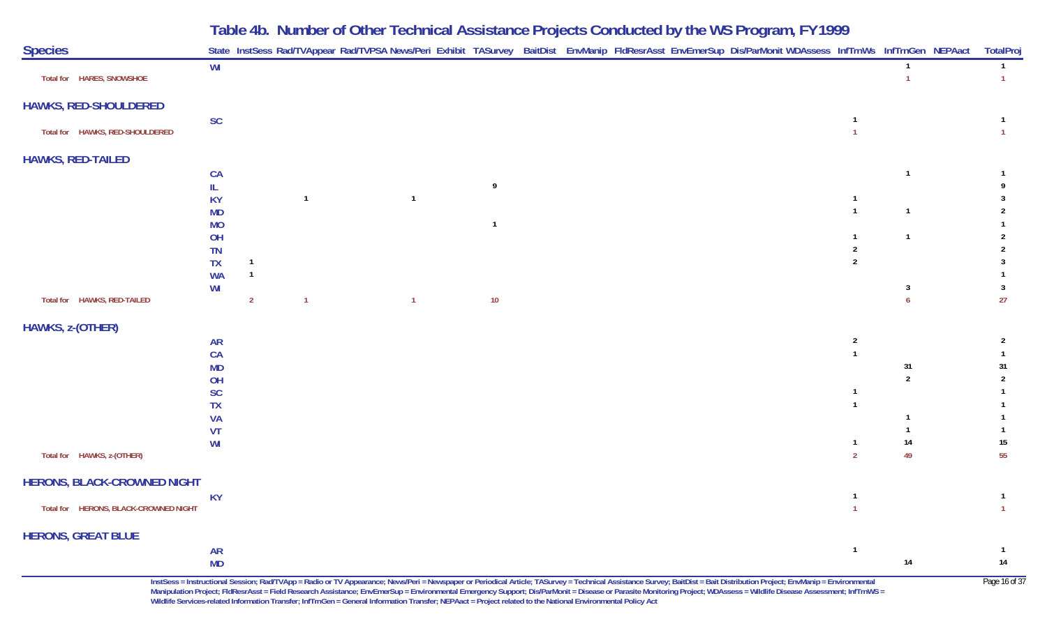# Table 4b. Number of Other Technical Assistance Projects Conducted by the WS Program, FY1999

| Species | State | InstSess | Rad/TVAppear | Rad/TVPSA | News/Peri | Exhibit | TASurvey | BaitDist | EnvManip | FldResrAsst | EnvEmerSup | Dis/ParMonit | WDAssess | InfTrnWs | InfTrnGen | NEPAact | TotalProj |
|---|---|---|---|---|---|---|---|---|---|---|---|---|---|---|---|---|---|
| | WI | | | | | | | | | | | | | | 1 | | 1 |
| Total for HARES, SNOWSHOE | | | | | | | | | | | | | | | 1 | | 1 |
| **HAWKS, RED-SHOULDERED** | | | | | | | | | | | | | | | | | |
| | SC | | | | | | | | | | | | | 1 | | | 1 |
| Total for HAWKS, RED-SHOULDERED | | | | | | | | | | | | | | 1 | | | 1 |
| **HAWKS, RED-TAILED** | | | | | | | | | | | | | | | | | |
| | CA | | | | | | | | | | | | | | 1 | | 1 |
| | IL | | | | | | 9 | | | | | | | | | | 9 |
| | KY | | 1 | | 1 | | | | | | | | | 1 | | | 3 |
| | MD | | | | | | | | | | | | | 1 | 1 | | 2 |
| | MO | | | | | | 1 | | | | | | | | | | 1 |
| | OH | | | | | | | | | | | | | 1 | 1 | | 2 |
| | TN | | | | | | | | | | | | | 2 | | | 2 |
| | TX | 1 | | | | | | | | | | | | 2 | | | 3 |
| | WA | 1 | | | | | | | | | | | | | | | 1 |
| | WI | | | | | | | | | | | | | | 3 | | 3 |
| Total for HAWKS, RED-TAILED | | 2 | 1 | | 1 | | 10 | | | | | | | | 6 | | 27 |
| **HAWKS, z-(OTHER)** | | | | | | | | | | | | | | | | | |
| | AR | | | | | | | | | | | | | 2 | | | 2 |
| | CA | | | | | | | | | | | | | 1 | | | 1 |
| | MD | | | | | | | | | | | | | | 31 | | 31 |
| | OH | | | | | | | | | | | | | | 2 | | 2 |
| | SC | | | | | | | | | | | | | 1 | | | 1 |
| | TX | | | | | | | | | | | | | 1 | | | 1 |
| | VA | | | | | | | | | | | | | | 1 | | 1 |
| | VT | | | | | | | | | | | | | | 1 | | 1 |
| | WI | | | | | | | | | | | | | 1 | 14 | | 15 |
| Total for HAWKS, z-(OTHER) | | | | | | | | | | | | | | 2 | 49 | | 55 |
| **HERONS, BLACK-CROWNED NIGHT** | | | | | | | | | | | | | | | | | |
| | KY | | | | | | | | | | | | | 1 | | | 1 |
| Total for HERONS, BLACK-CROWNED NIGHT | | | | | | | | | | | | | | 1 | | | 1 |
| **HERONS, GREAT BLUE** | | | | | | | | | | | | | | | | | |
| | AR | | | | | | | | | | | | | 1 | | | 1 |
| | MD | | | | | | | | | | | | | | 14 | | 14 |

InstSess = Instructional Session; Rad/TVApp = Radio or TV Appearance; News/Peri = Newspaper or Periodical Article; TASurvey = Technical Assistance Survey; BaitDist = Bait Distribution Project; EnvManip = Environmental Manipulation Project; FldResrAsst = Field Research Assistance; EnvEmerSup = Environmental Emergency Support; Dis/ParMonit = Disease or Parasite Monitoring Project; WDAssess = Wildlife Disease Assessment; InfTrnWS = Wildlife Services-related Information Transfer; InfTrnGen = General Information Transfer; NEPAact = Project related to the National Environmental Policy Act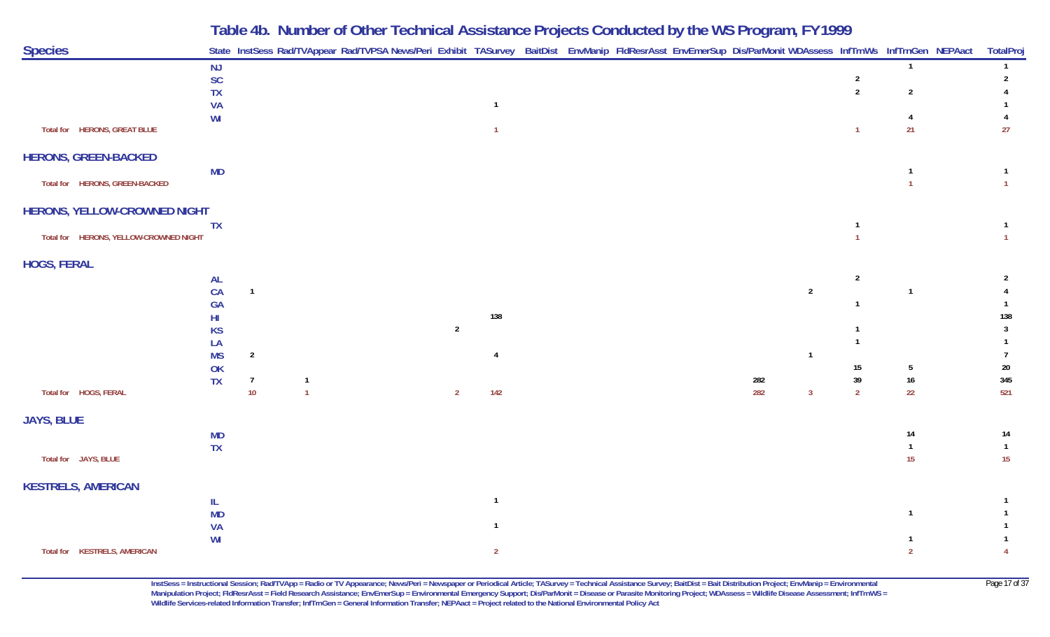# Table 4b. Number of Other Technical Assistance Projects Conducted by the WS Program, FY1999

| Species | State | InstSess | Rad/TVAppear | Rad/TVPSA | News/Peri | Exhibit | TASurvey | BaitDist | EnvManip | FldResrAsst | EnvEmerSup | Dis/ParMonit | WDAssess | InfTrnWS | InfTrnGen | NEPAact | TotalProj |
|---|---|---|---|---|---|---|---|---|---|---|---|---|---|---|---|---|---|
| | NJ | | | | | | | | | | | | | | 1 | | 1 |
| | SC | | | | | | | | | | | | | 2 | | | 2 |
| | TX | | | | | | | | | | | | | 2 | 2 | | 4 |
| | VA | | | | | | 1 | | | | | | | | | | 1 |
| | WI | | | | | | | | | | | | | | 4 | | 4 |
| Total for HERONS, GREAT BLUE | | | | | | | 1 | | | | | | | 1 | 21 | | 27 |
| **HERONS, GREEN-BACKED** | | | | | | | | | | | | | | | | | |
| | MD | | | | | | | | | | | | | | 1 | | 1 |
| Total for HERONS, GREEN-BACKED | | | | | | | | | | | | | | | 1 | | 1 |
| **HERONS, YELLOW-CROWNED NIGHT** | | | | | | | | | | | | | | | | | |
| | TX | | | | | | | | | | | | | 1 | | | 1 |
| Total for HERONS, YELLOW-CROWNED NIGHT | | | | | | | | | | | | | | 1 | | | 1 |
| **HOGS, FERAL** | | | | | | | | | | | | | | | | | |
| | AL | | | | | | | | | | | | | 2 | | | 2 |
| | CA | 1 | | | | | | | | | | | 2 | | 1 | | 4 |
| | GA | | | | | | | | | | | | | 1 | | | 1 |
| | HI | | | | | | 138 | | | | | | | | | | 138 |
| | KS | | | | | 2 | | | | | | | | 1 | | | 3 |
| | LA | | | | | | | | | | | | | 1 | | | 1 |
| | MS | 2 | | | | | 4 | | | | | | 1 | | | | 7 |
| | OK | | | | | | | | | | | | | 15 | 5 | | 20 |
| | TX | 7 | 1 | | | | | | | | | 282 | | 39 | 16 | | 345 |
| Total for HOGS, FERAL | | 10 | 1 | | | 2 | 142 | | | | | 282 | 3 | 2 | 22 | | 521 |
| **JAYS, BLUE** | | | | | | | | | | | | | | | | | |
| | MD | | | | | | | | | | | | | | 14 | | 14 |
| | TX | | | | | | | | | | | | | | 1 | | 1 |
| Total for JAYS, BLUE | | | | | | | | | | | | | | | 15 | | 15 |
| **KESTRELS, AMERICAN** | | | | | | | | | | | | | | | | | |
| | IL | | | | | | 1 | | | | | | | | | | 1 |
| | MD | | | | | | | | | | | | | | 1 | | 1 |
| | VA | | | | | | 1 | | | | | | | | | | 1 |
| | WI | | | | | | | | | | | | | | 1 | | 1 |
| Total for KESTRELS, AMERICAN | | | | | | | 2 | | | | | | | | 2 | | 4 |

InstSess = Instructional Session; Rad/TVApp = Radio or TV Appearance; News/Peri = Newspaper or Periodical Article; TASurvey = Technical Assistance Survey; BaitDist = Bait Distribution Project; EnvManip = Environmental Manipulation Project; FldResrAsst = Field Research Assistance; EnvEmerSup = Environmental Emergency Support; Dis/ParMonit = Disease or Parasite Monitoring Project; WDAssess = Wildlife Disease Assessment; InfTrnWS = Wildlife Services-related Information Transfer; InfTrnGen = General Information Transfer; NEPAact = Project related to the National Environmental Policy Act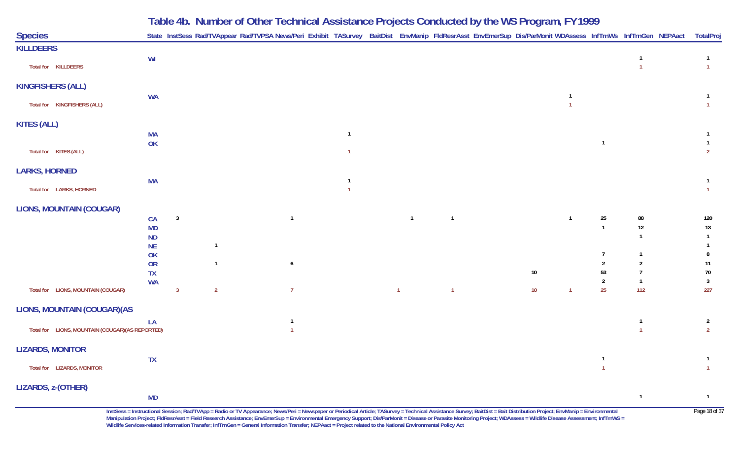# Table 4b. Number of Other Technical Assistance Projects Conducted by the WS Program, FY1999

| Species | State | InstSess | Rad/TVAppear | Rad/TVPSA | News/Peri | Exhibit | TASurvey | BaitDist | EnvManip | FldResrAsst | EnvEmerSup | Dis/ParMonit | WDAssess | InfTrnWs | InfTrnGen | NEPAact | TotalProj |
|---|---|---|---|---|---|---|---|---|---|---|---|---|---|---|---|---|---|
| **KILLDEERS** | | | | | | | | | | | | | | | | | |
| | WI | | | | | | | | | | | | | | 1 | | 1 |
| Total for KILLDEERS | | | | | | | | | | | | | | | 1 | | 1 |
| **KINGFISHERS (ALL)** | | | | | | | | | | | | | | | | | |
| | WA | | | | | | | | | | | | 1 | | | | 1 |
| Total for KINGFISHERS (ALL) | | | | | | | | | | | | | 1 | | | | 1 |
| **KITES (ALL)** | | | | | | | | | | | | | | | | | |
| | MA | | | | | | 1 | | | | | | | | | | 1 |
| | OK | | | | | | | | | | | | | 1 | | | 1 |
| Total for KITES (ALL) | | | | | | | 1 | | | | | | | | | | 2 |
| **LARKS, HORNED** | | | | | | | | | | | | | | | | | |
| | MA | | | | | | 1 | | | | | | | | | | 1 |
| Total for LARKS, HORNED | | | | | | | 1 | | | | | | | | | | 1 |
| **LIONS, MOUNTAIN (COUGAR)** | | | | | | | | | | | | | | | | | |
| | CA | 3 | | | 1 | | | | 1 | 1 | | | 1 | 25 | 88 | | 120 |
| | MD | | | | | | | | | | | | | 1 | 12 | | 13 |
| | ND | | | | | | | | | | | | | | 1 | | 1 |
| | NE | | 1 | | | | | | | | | | | | | | 1 |
| | OK | | | | | | | | | | | | | 7 | 1 | | 8 |
| | OR | | 1 | | 6 | | | | | | | | | 2 | 2 | | 11 |
| | TX | | | | | | | | | | | 10 | | 53 | 7 | | 70 |
| | WA | | | | | | | | | | | | | 2 | 1 | | 3 |
| Total for LIONS, MOUNTAIN (COUGAR) | | 3 | 2 | | 7 | | | | 1 | 1 | | 10 | 1 | 25 | 112 | | 227 |
| **LIONS, MOUNTAIN (COUGAR)(AS** | | | | | | | | | | | | | | | | | |
| | LA | | | | 1 | | | | | | | | | | 1 | | 2 |
| Total for LIONS, MOUNTAIN (COUGAR)(AS REPORTED) | | | | | 1 | | | | | | | | | | 1 | | 2 |
| **LIZARDS, MONITOR** | | | | | | | | | | | | | | | | | |
| | TX | | | | | | | | | | | | | 1 | | | 1 |
| Total for LIZARDS, MONITOR | | | | | | | | | | | | | | 1 | | | 1 |
| **LIZARDS, z-(OTHER)** | | | | | | | | | | | | | | | | | |
| | MD | | | | | | | | | | | | | | 1 | | 1 |

InstSess = Instructional Session; Rad/TVApp = Radio or TV Appearance; News/Peri = Newspaper or Periodical Article; TASurvey = Technical Assistance Survey; BaitDist = Bait Distribution Project; EnvManip = Environmental Manipulation Project; FldResrAsst = Field Research Assistance; EnvEmerSup = Environmental Emergency Support; Dis/ParMonit = Disease or Parasite Monitoring Project; WDAssess = Wildlife Disease Assessment; InfTrnWS = Wildlife Services-related Information Transfer; InfTrnGen = General Information Transfer; NEPAact = Project related to the National Environmental Policy Act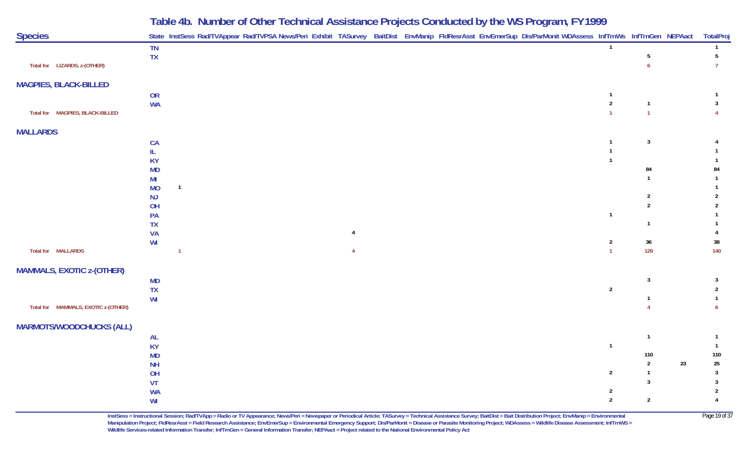## Table 4b. Number of Other Technical Assistance Projects Conducted by the WS Program, FY1999

| Species | State | InstSess | Rad/TVAppear | Rad/TVPSA | News/Peri | Exhibit | TASurvey | BaitDist | EnvManip | FldResrAsst | EnvEmerSup | Dis/ParMonit | WDAssess | InfTrnWs | InfTrnGen | NEPAact | TotalProj |
|---|---|---|---|---|---|---|---|---|---|---|---|---|---|---|---|---|---|
| | TN | | | | | | | | | | | | | 1 | | | 1 |
| | TX | | | | | | | | | | | | | | 5 | | 5 |
| Total for LIZARDS, z-(OTHER) | | | | | | | | | | | | | | | 6 | | 7 |
| **MAGPIES, BLACK-BILLED** | | | | | | | | | | | | | | | | | |
| | OR | | | | | | | | | | | | | 1 | | | 1 |
| | WA | | | | | | | | | | | | | 2 | 1 | | 3 |
| Total for MAGPIES, BLACK-BILLED | | | | | | | | | | | | | | 1 | 1 | | 4 |
| **MALLARDS** | | | | | | | | | | | | | | | | | |
| | CA | | | | | | | | | | | | | 1 | 3 | | 4 |
| | IL | | | | | | | | | | | | | 1 | | | 1 |
| | KY | | | | | | | | | | | | | 1 | | | 1 |
| | MD | | | | | | | | | | | | | | 84 | | 84 |
| | MI | | | | | | | | | | | | | | 1 | | 1 |
| | MO | 1 | | | | | | | | | | | | | | | 1 |
| | NJ | | | | | | | | | | | | | | 2 | | 2 |
| | OH | | | | | | | | | | | | | | 2 | | 2 |
| | PA | | | | | | | | | | | | | 1 | | | 1 |
| | TX | | | | | | | | | | | | | | 1 | | 1 |
| | VA | | | | | | 4 | | | | | | | | | | 4 |
| | WI | | | | | | | | | | | | | 2 | 36 | | 38 |
| Total for MALLARDS | | 1 | | | | | 4 | | | | | | | 1 | 129 | | 140 |
| **MAMMALS, EXOTIC z-(OTHER)** | | | | | | | | | | | | | | | | | |
| | MD | | | | | | | | | | | | | | 3 | | 3 |
| | TX | | | | | | | | | | | | | 2 | | | 2 |
| | WI | | | | | | | | | | | | | | 1 | | 1 |
| Total for MAMMALS, EXOTIC z-(OTHER) | | | | | | | | | | | | | | | 4 | | 6 |
| **MARMOTS/WOODCHUCKS (ALL)** | | | | | | | | | | | | | | | | | |
| | AL | | | | | | | | | | | | | | 1 | | 1 |
| | KY | | | | | | | | | | | | | 1 | | | 1 |
| | MD | | | | | | | | | | | | | | 110 | | 110 |
| | NH | | | | | | | | | | | | | | 2 | 23 | 25 |
| | OH | | | | | | | | | | | | | 2 | 1 | | 3 |
| | VT | | | | | | | | | | | | | | 3 | | 3 |
| | WA | | | | | | | | | | | | | 2 | | | 2 |
| | WI | | | | | | | | | | | | | 2 | 2 | | 4 |

InstSess = Instructional Session; Rad/TVApp = Radio or TV Appearance; News/Peri = Newspaper or Periodical Article; TASurvey = Technical Assistance Survey; BaitDist = Bait Distribution Project; EnvManip = Environmental Manipulation Project; FldResrAsst = Field Research Assistance; EnvEmerSup = Environmental Emergency Support; Dis/ParMonit = Disease or Parasite Monitoring Project; WDAssess = Wildlife Disease Assessment; InfTrnWS = Wildlife Services-related Information Transfer; InfTrnGen = General Information Transfer; NEPAact = Project related to the National Environmental Policy Act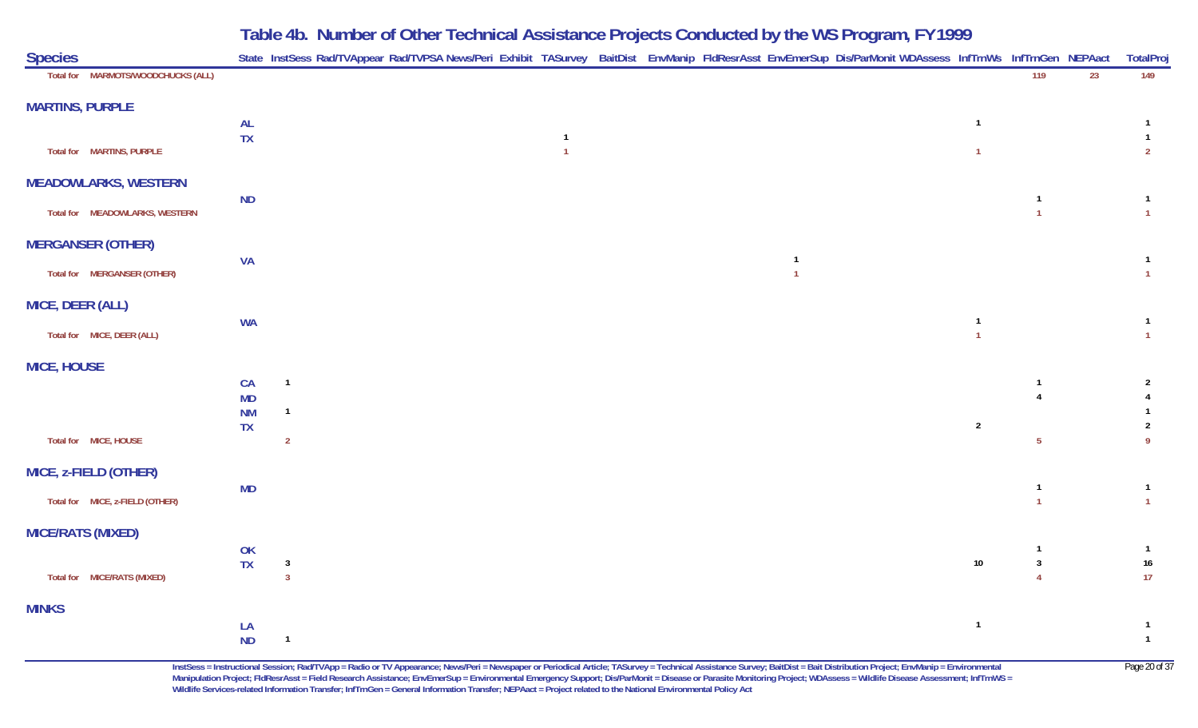# Table 4b. Number of Other Technical Assistance Projects Conducted by the WS Program, FY1999

| Species | State | InstSess | Rad/TVAppear | Rad/TVPSA | News/Peri | Exhibit | TASurvey | BaitDist | EnvManip | FldResrAsst | EnvEmerSup | Dis/ParMonit | WDAssess | InfTrnWs | InfTrnGen | NEPAact | TotalProj |
|---|---|---|---|---|---|---|---|---|---|---|---|---|---|---|---|---|---|
| Total for MARMOTS/WOODCHUCKS (ALL) | | | | | | | | | | | | | | | 119 | 23 | 149 |
| **MARTINS, PURPLE** | | | | | | | | | | | | | | | | | |
| | AL | | | | | | | | | | | | | 1 | | | 1 |
| | TX | | | | | | 1 | | | | | | | | | | 1 |
| Total for MARTINS, PURPLE | | | | | | | 1 | | | | | | | 1 | | | 2 |
| **MEADOWLARKS, WESTERN** | | | | | | | | | | | | | | | | | |
| | ND | | | | | | | | | | | | | | 1 | | 1 |
| Total for MEADOWLARKS, WESTERN | | | | | | | | | | | | | | | 1 | | 1 |
| **MERGANSER (OTHER)** | | | | | | | | | | | | | | | | | |
| | VA | | | | | | | | | | 1 | | | | | | 1 |
| Total for MERGANSER (OTHER) | | | | | | | | | | | 1 | | | | | | 1 |
| **MICE, DEER (ALL)** | | | | | | | | | | | | | | | | | |
| | WA | | | | | | | | | | | | | 1 | | | 1 |
| Total for MICE, DEER (ALL) | | | | | | | | | | | | | | 1 | | | 1 |
| **MICE, HOUSE** | | | | | | | | | | | | | | | | | |
| | CA | 1 | | | | | | | | | | | | | 1 | | 2 |
| | MD | | | | | | | | | | | | | | 4 | | 4 |
| | NM | 1 | | | | | | | | | | | | | | | 1 |
| | TX | | | | | | | | | | | | | 2 | | | 2 |
| Total for MICE, HOUSE | | 2 | | | | | | | | | | | | 2 | 5 | | 9 |
| **MICE, z-FIELD (OTHER)** | | | | | | | | | | | | | | | | | |
| | MD | | | | | | | | | | | | | | 1 | | 1 |
| Total for MICE, z-FIELD (OTHER) | | | | | | | | | | | | | | | 1 | | 1 |
| **MICE/RATS (MIXED)** | | | | | | | | | | | | | | | | | |
| | OK | | | | | | | | | | | | | | 1 | | 1 |
| | TX | 3 | | | | | | | | | | | | 10 | 3 | | 16 |
| Total for MICE/RATS (MIXED) | | 3 | | | | | | | | | | | | 10 | 4 | | 17 |
| **MINKS** | | | | | | | | | | | | | | | | | |
| | LA | | | | | | | | | | | | | 1 | | | 1 |
| | ND | 1 | | | | | | | | | | | | | | | 1 |

InstSess = Instructional Session; Rad/TVApp = Radio or TV Appearance; News/Peri = Newspaper or Periodical Article; TASurvey = Technical Assistance Survey; BaitDist = Bait Distribution Project; EnvManip = Environmental Manipulation Project; FldResrAsst = Field Research Assistance; EnvEmerSup = Environmental Emergency Support; Dis/ParMonit = Disease or Parasite Monitoring Project; WDAssess = Wildlife Disease Assessment; InfTrnWS = Wildlife Services-related Information Transfer; InfTrnGen = General Information Transfer; NEPAact = Project related to the National Environmental Policy Act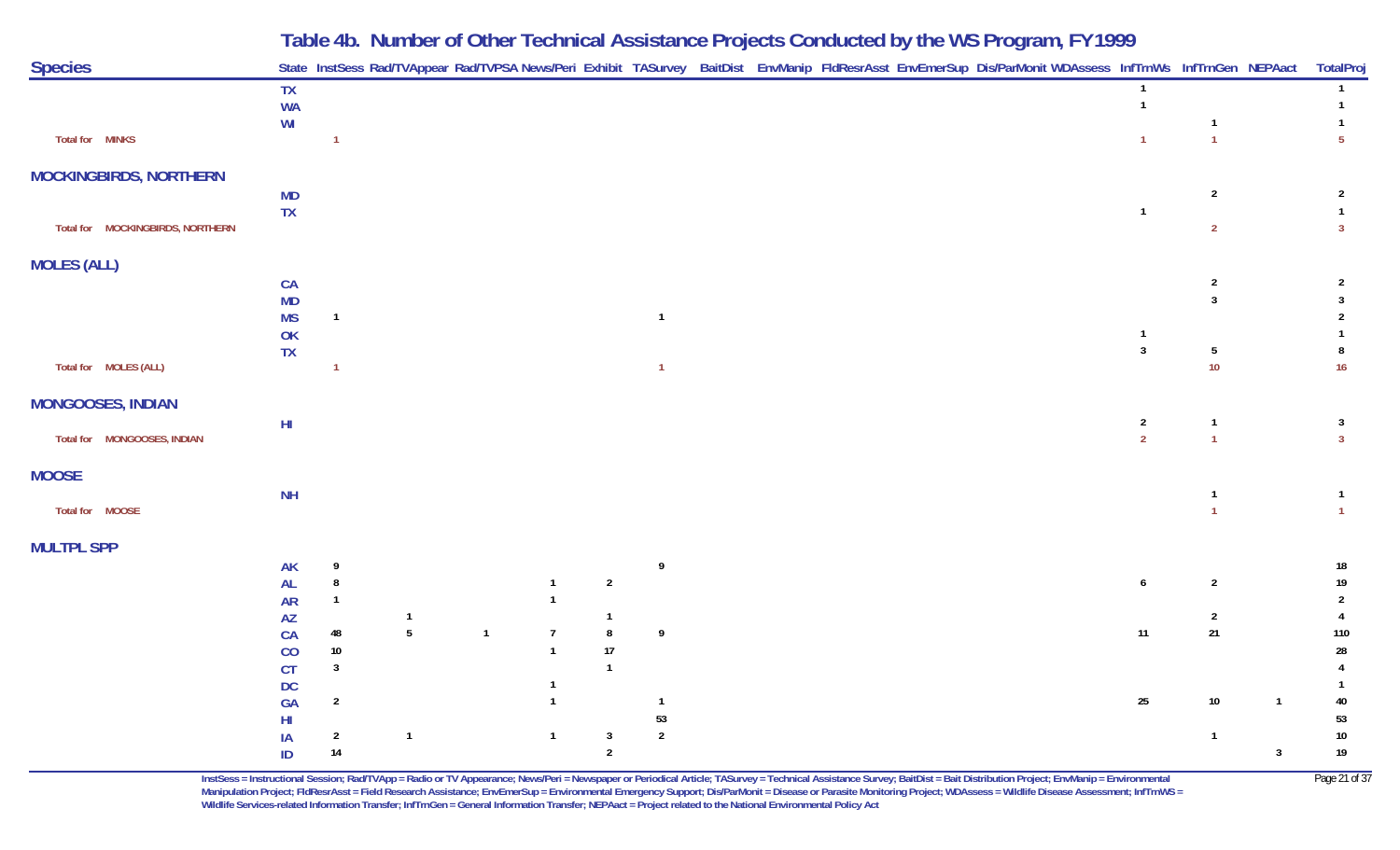## Table 4b. Number of Other Technical Assistance Projects Conducted by the WS Program, FY1999

| Species | State | InstSess | Rad/TVAppear | Rad/TVPSA | News/Peri | Exhibit | TASurvey | BaitDist | EnvManip | FldResrAsst | EnvEmerSup | Dis/ParMonit | WDAssess | InfTrnWs | InfTrnGen | NEPAact | TotalProj |
|---|---|---|---|---|---|---|---|---|---|---|---|---|---|---|---|---|---|
| | TX | | | | | | | | | | | | | 1 | | | 1 |
| | WA | | | | | | | | | | | | | 1 | | | 1 |
| | WI | | | | | | | | | | | | | | 1 | | 1 |
| Total for MINKS | | 1 | | | | | | | | | | | | 1 | 1 | | 5 |
| **MOCKINGBIRDS, NORTHERN** | | | | | | | | | | | | | | | | | |
| | MD | | | | | | | | | | | | | | 2 | | 2 |
| | TX | | | | | | | | | | | | | 1 | | | 1 |
| Total for MOCKINGBIRDS, NORTHERN | | | | | | | | | | | | | | | 2 | | 3 |
| **MOLES (ALL)** | | | | | | | | | | | | | | | | | |
| | CA | | | | | | | | | | | | | | 2 | | 2 |
| | MD | | | | | | | | | | | | | | 3 | | 3 |
| | MS | 1 | | | | | 1 | | | | | | | | | | 2 |
| | OK | | | | | | | | | | | | | 1 | | | 1 |
| | TX | | | | | | | | | | | | | 3 | 5 | | 8 |
| Total for MOLES (ALL) | | 1 | | | | | 1 | | | | | | | | 10 | | 16 |
| **MONGOOSES, INDIAN** | | | | | | | | | | | | | | | | | |
| | HI | | | | | | | | | | | | | 2 | 1 | | 3 |
| Total for MONGOOSES, INDIAN | | | | | | | | | | | | | | 2 | 1 | | 3 |
| **MOOSE** | | | | | | | | | | | | | | | | | |
| | NH | | | | | | | | | | | | | | 1 | | 1 |
| Total for MOOSE | | | | | | | | | | | | | | | 1 | | 1 |
| **MULTPL SPP** | | | | | | | | | | | | | | | | | |
| | AK | 9 | | | | | 9 | | | | | | | | | | 18 |
| | AL | 8 | | | 1 | 2 | | | | | | | | 6 | 2 | | 19 |
| | AR | 1 | | | 1 | | | | | | | | | | | | 2 |
| | AZ | | 1 | | | 1 | | | | | | | | | 2 | | 4 |
| | CA | 48 | 5 | 1 | 7 | 8 | 9 | | | | | | | 11 | 21 | | 110 |
| | CO | 10 | | | 1 | 17 | | | | | | | | | | | 28 |
| | CT | 3 | | | | 1 | | | | | | | | | | | 4 |
| | DC | | | | 1 | | | | | | | | | | | | 1 |
| | GA | 2 | | | 1 | | 1 | | | | | | | 25 | 10 | 1 | 40 |
| | HI | | | | | | 53 | | | | | | | | | | 53 |
| | IA | 2 | 1 | | 1 | 3 | 2 | | | | | | | | 1 | | 10 |
| | ID | 14 | | | | 2 | | | | | | | | | | 3 | 19 |

InstSess = Instructional Session; Rad/TVApp = Radio or TV Appearance; News/Peri = Newspaper or Periodical Article; TASurvey = Technical Assistance Survey; BaitDist = Bait Distribution Project; EnvManip = Environmental Manipulation Project; FldResrAsst = Field Research Assistance; EnvEmerSup = Environmental Emergency Support; Dis/ParMonit = Disease or Parasite Monitoring Project; WDAssess = Wildlife Disease Assessment; InfTrnWS = Wildlife Services-related Information Transfer; InfTrnGen = General Information Transfer; NEPAact = Project related to the National Environmental Policy Act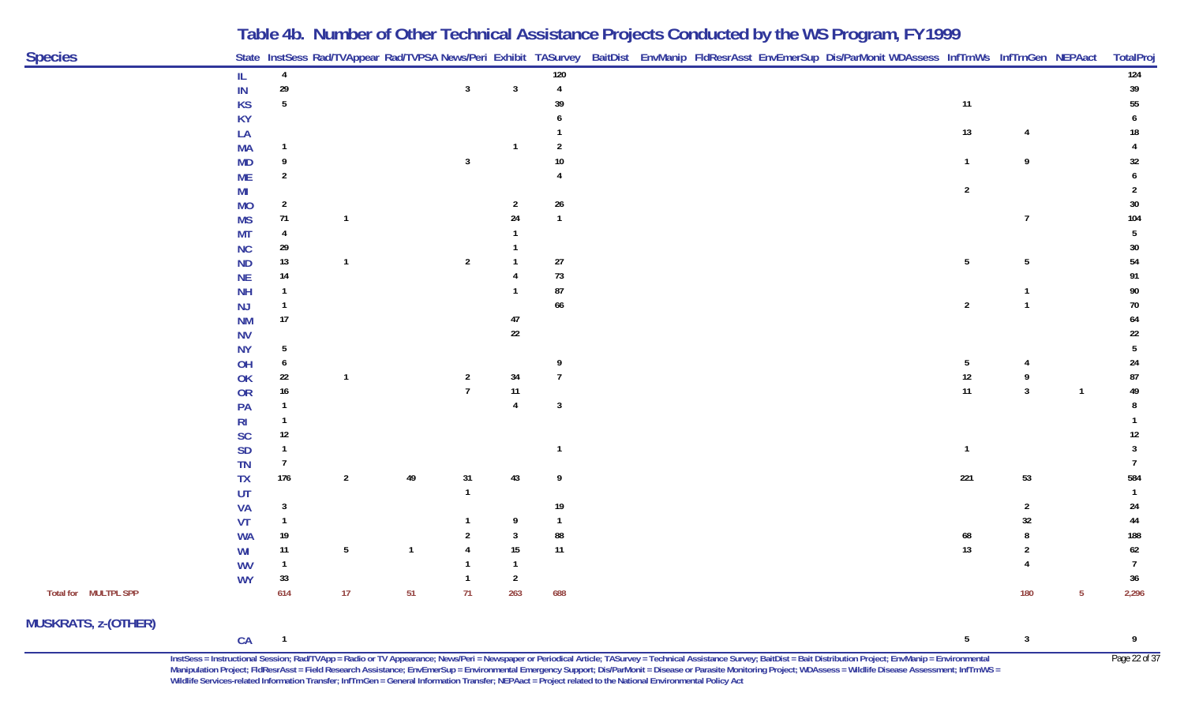# Table 4b. Number of Other Technical Assistance Projects Conducted by the WS Program, FY1999

| Species | State | InstSess | Rad/TVAppear | Rad/TVPSA | News/Peri | Exhibit | TASurvey | BaitDist | EnvManip | FldResrAsst | EnvEmerSup | Dis/ParMonit | WDAssess | InfTrnWS | InfTrnGen | NEPAact | TotalProj |
|---|---|---|---|---|---|---|---|---|---|---|---|---|---|---|---|---|---|
| | IL | 4 | | | | | 120 | | | | | | | | | | 124 |
| | IN | 29 | | | 3 | 3 | 4 | | | | | | | | | | 39 |
| | KS | 5 | | | | | 39 | | | | | | | 11 | | | 55 |
| | KY | | | | | | 6 | | | | | | | | | | 6 |
| | LA | | | | | | 1 | | | | | | | 13 | 4 | | 18 |
| | MA | 1 | | | | 1 | 2 | | | | | | | | | | 4 |
| | MD | 9 | | | 3 | | 10 | | | | | | | 1 | 9 | | 32 |
| | ME | 2 | | | | | 4 | | | | | | | | | | 6 |
| | MI | | | | | | | | | | | | | 2 | | | 2 |
| | MO | 2 | | | | 2 | 26 | | | | | | | | | | 30 |
| | MS | 71 | 1 | | | 24 | 1 | | | | | | | | 7 | | 104 |
| | MT | 4 | | | | 1 | | | | | | | | | | | 5 |
| | NC | 29 | | | | 1 | | | | | | | | | | | 30 |
| | ND | 13 | 1 | | 2 | 1 | 27 | | | | | | | 5 | 5 | | 54 |
| | NE | 14 | | | | 4 | 73 | | | | | | | | | | 91 |
| | NH | 1 | | | | 1 | 87 | | | | | | | | 1 | | 90 |
| | NJ | 1 | | | | | 66 | | | | | | | 2 | 1 | | 70 |
| | NM | 17 | | | | 47 | | | | | | | | | | | 64 |
| | NV | | | | | 22 | | | | | | | | | | | 22 |
| | NY | 5 | | | | | | | | | | | | | | | 5 |
| | OH | 6 | | | | | 9 | | | | | | | 5 | 4 | | 24 |
| | OK | 22 | 1 | | 2 | 34 | 7 | | | | | | | 12 | 9 | | 87 |
| | OR | 16 | | | 7 | 11 | | | | | | | | 11 | 3 | 1 | 49 |
| | PA | 1 | | | | 4 | 3 | | | | | | | | | | 8 |
| | RI | 1 | | | | | | | | | | | | | | | 1 |
| | SC | 12 | | | | | | | | | | | | | | | 12 |
| | SD | 1 | | | | | 1 | | | | | | | 1 | | | 3 |
| | TN | 7 | | | | | | | | | | | | | | | 7 |
| | TX | 176 | 2 | 49 | 31 | 43 | 9 | | | | | | | 221 | 53 | | 584 |
| | UT | | | | 1 | | | | | | | | | | | | 1 |
| | VA | 3 | | | | | 19 | | | | | | | | 2 | | 24 |
| | VT | 1 | | | 1 | 9 | 1 | | | | | | | | 32 | | 44 |
| | WA | 19 | | | 2 | 3 | 88 | | | | | | | 68 | 8 | | 188 |
| | WI | 11 | 5 | 1 | 4 | 15 | 11 | | | | | | | 13 | 2 | | 62 |
| | WV | 1 | | | 1 | 1 | | | | | | | | | 4 | | 7 |
| | WY | 33 | | | 1 | 2 | | | | | | | | | | | 36 |
| Total for MULTPL SPP | | 614 | 17 | 51 | 71 | 263 | 688 | | | | | | | | 180 | 5 | 2,296 |
| **MUSKRATS, z-(OTHER)** | | | | | | | | | | | | | | | | | |
| | CA | 1 | | | | | | | | | | | | 5 | 3 | | 9 |

InstSess = Instructional Session; Rad/TVApp = Radio or TV Appearance; News/Peri = Newspaper or Periodical Article; TASurvey = Technical Assistance Survey; BaitDist = Bait Distribution Project; EnvManip = Environmental Manipulation Project; FldResrAsst = Field Research Assistance; EnvEmerSup = Environmental Emergency Support; Dis/ParMonit = Disease or Parasite Monitoring Project; WDAssess = Wildlife Disease Assessment; InfTrnWS = Wildlife Services-related Information Transfer; InfTrnGen = General Information Transfer; NEPAact = Project related to the National Environmental Policy Act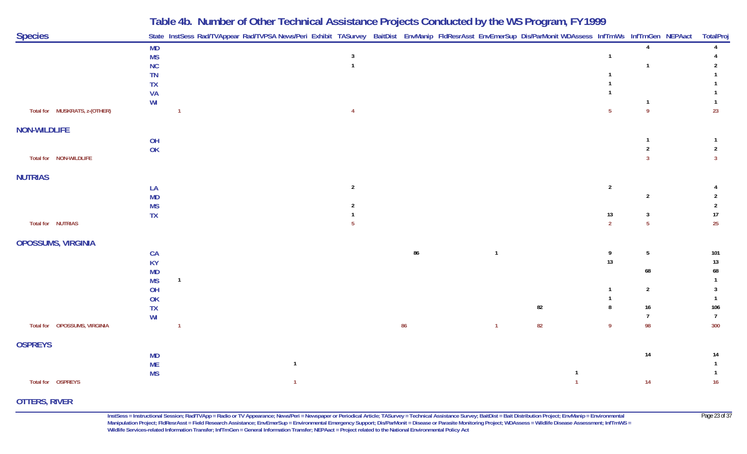# Table 4b. Number of Other Technical Assistance Projects Conducted by the WS Program, FY1999

| Species | State | InstSess | Rad/TVAppear | Rad/TVPSA | News/Peri | Exhibit | TASurvey | BaitDist | EnvManip | FldResrAsst | EnvEmerSup | Dis/ParMonit | WDAssess | InfTrnWs | InfTrnGen | NEPAact | TotalProj |
|---|---|---|---|---|---|---|---|---|---|---|---|---|---|---|---|---|---|
| | MD | | | | | | | | | | | | | | 4 | | 4 |
| | MS | | | | | | 3 | | | | | | | 1 | | | 4 |
| | NC | | | | | | 1 | | | | | | | | 1 | | 2 |
| | TN | | | | | | | | | | | | | 1 | | | 1 |
| | TX | | | | | | | | | | | | | 1 | | | 1 |
| | VA | | | | | | | | | | | | | 1 | | | 1 |
| | WI | | | | | | | | | | | | | | 1 | | 1 |
| Total for MUSKRATS, z-(OTHER) | | 1 | | | | | 4 | | | | | | | 5 | 9 | | 23 |
| **NON-WILDLIFE** | | | | | | | | | | | | | | | | | |
| | OH | | | | | | | | | | | | | | 1 | | 1 |
| | OK | | | | | | | | | | | | | | 2 | | 2 |
| Total for NON-WILDLIFE | | | | | | | | | | | | | | | 3 | | 3 |
| **NUTRIAS** | | | | | | | | | | | | | | | | | |
| | LA | | | | | | 2 | | | | | | | 2 | | | 4 |
| | MD | | | | | | | | | | | | | | 2 | | 2 |
| | MS | | | | | | 2 | | | | | | | | | | 2 |
| | TX | | | | | | 1 | | | | | | | 13 | 3 | | 17 |
| Total for NUTRIAS | | | | | | | 5 | | | | | | | 2 | 5 | | 25 |
| **OPOSSUMS, VIRGINIA** | | | | | | | | | | | | | | | | | |
| | CA | | | | | | | | 86 | | 1 | | | 9 | 5 | | 101 |
| | KY | | | | | | | | | | | | | 13 | | | 13 |
| | MD | | | | | | | | | | | | | | 68 | | 68 |
| | MS | 1 | | | | | | | | | | | | | | | 1 |
| | OH | | | | | | | | | | | | | 1 | 2 | | 3 |
| | OK | | | | | | | | | | | | | 1 | | | 1 |
| | TX | | | | | | | | | | | 82 | | 8 | 16 | | 106 |
| | WI | | | | | | | | | | | | | | 7 | | 7 |
| Total for OPOSSUMS, VIRGINIA | | 1 | | | | | | | 86 | | 1 | 82 | | 9 | 98 | | 300 |
| **OSPREYS** | | | | | | | | | | | | | | | | | |
| | MD | | | | | | | | | | | | | | 14 | | 14 |
| | ME | | | | 1 | | | | | | | | | | | | 1 |
| | MS | | | | | | | | | | | | 1 | | | | 1 |
| Total for OSPREYS | | | | | 1 | | | | | | | | 1 | | 14 | | 16 |
| **OTTERS, RIVER** | | | | | | | | | | | | | | | | | |

InstSess = Instructional Session; Rad/TVApp = Radio or TV Appearance; News/Peri = Newspaper or Periodical Article; TASurvey = Technical Assistance Survey; BaitDist = Bait Distribution Project; EnvManip = Environmental Manipulation Project; FldResrAsst = Field Research Assistance; EnvEmerSup = Environmental Emergency Support; Dis/ParMonit = Disease or Parasite Monitoring Project; WDAssess = Wildlife Disease Assessment; InfTrnWS = Wildlife Services-related Information Transfer; InfTrnGen = General Information Transfer; NEPAact = Project related to the National Environmental Policy Act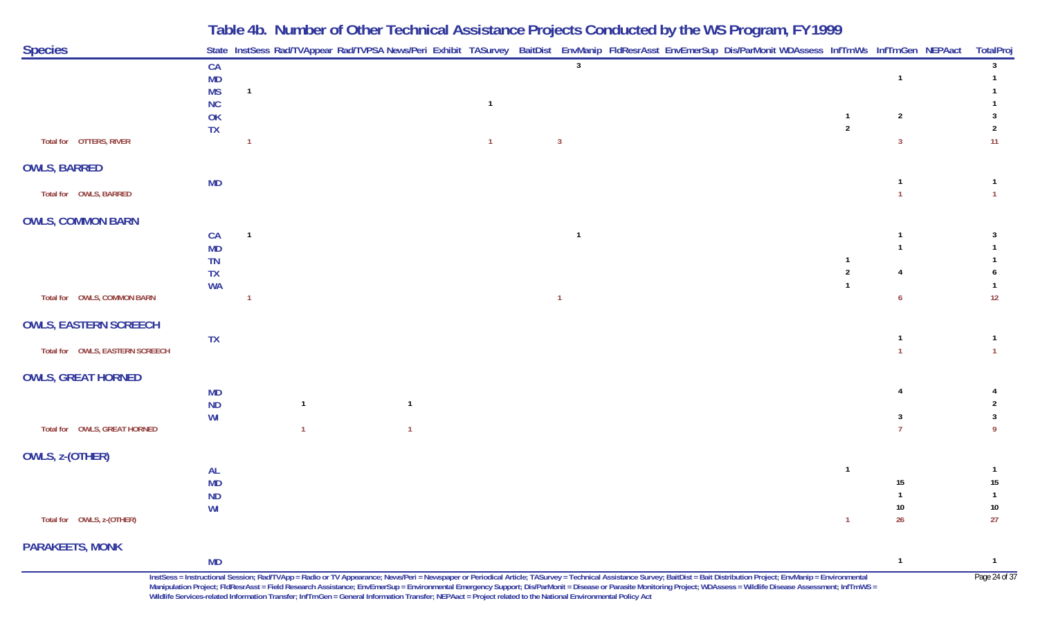# Table 4b. Number of Other Technical Assistance Projects Conducted by the WS Program, FY1999

| Species | State | InstSess | Rad/TVAppear | Rad/TVPSA | News/Peri | Exhibit | TASurvey | BaitDist | EnvManip | FldResrAsst | EnvEmerSup | Dis/ParMonit | WDAssess | InfTrnWs | InfTrnGen | NEPAact | TotalProj |
|---|---|---|---|---|---|---|---|---|---|---|---|---|---|---|---|---|---|
| | CA | | | | | | | | 3 | | | | | | | | 3 |
| | MD | | | | | | | | | | | | | | 1 | | 1 |
| | MS | 1 | | | | | | | | | | | | | | | 1 |
| | NC | | | | | | 1 | | | | | | | | | | 1 |
| | OK | | | | | | | | | | | | | 1 | 2 | | 3 |
| | TX | | | | | | | | | | | | | 2 | | | 2 |
| Total for OTTERS, RIVER | | 1 | | | | | 1 | | 3 | | | | | | 3 | | 11 |
| **OWLS, BARRED** | | | | | | | | | | | | | | | | | |
| | MD | | | | | | | | | | | | | | 1 | | 1 |
| Total for OWLS, BARRED | | | | | | | | | | | | | | | 1 | | 1 |
| **OWLS, COMMON BARN** | | | | | | | | | | | | | | | | | |
| | CA | 1 | | | | | | | 1 | | | | | | 1 | | 3 |
| | MD | | | | | | | | | | | | | | 1 | | 1 |
| | TN | | | | | | | | | | | | | 1 | | | 1 |
| | TX | | | | | | | | | | | | | 2 | 4 | | 6 |
| | WA | | | | | | | | | | | | | 1 | | | 1 |
| Total for OWLS, COMMON BARN | | 1 | | | | | | | 1 | | | | | | 6 | | 12 |
| **OWLS, EASTERN SCREECH** | | | | | | | | | | | | | | | | | |
| | TX | | | | | | | | | | | | | | 1 | | 1 |
| Total for OWLS, EASTERN SCREECH | | | | | | | | | | | | | | | 1 | | 1 |
| **OWLS, GREAT HORNED** | | | | | | | | | | | | | | | | | |
| | MD | | | | | | | | | | | | | | 4 | | 4 |
| | ND | | 1 | | 1 | | | | | | | | | | | | 2 |
| | WI | | | | | | | | | | | | | | 3 | | 3 |
| Total for OWLS, GREAT HORNED | | | 1 | | 1 | | | | | | | | | | 7 | | 9 |
| **OWLS, z-(OTHER)** | | | | | | | | | | | | | | | | | |
| | AL | | | | | | | | | | | | | 1 | | | 1 |
| | MD | | | | | | | | | | | | | | 15 | | 15 |
| | ND | | | | | | | | | | | | | | 1 | | 1 |
| | WI | | | | | | | | | | | | | | 10 | | 10 |
| Total for OWLS, z-(OTHER) | | | | | | | | | | | | | | 1 | 26 | | 27 |
| **PARAKEETS, MONK** | | | | | | | | | | | | | | | | | |
| | MD | | | | | | | | | | | | | | 1 | | 1 |

InstSess = Instructional Session; Rad/TVApp = Radio or TV Appearance; News/Peri = Newspaper or Periodical Article; TASurvey = Technical Assistance Survey; BaitDist = Bait Distribution Project; EnvManip = Environmental Manipulation Project; FldResrAsst = Field Research Assistance; EnvEmerSup = Environmental Emergency Support; Dis/ParMonit = Disease or Parasite Monitoring Project; WDAssess = Wildlife Disease Assessment; InfTrnWS = Wildlife Services-related Information Transfer; InfTrnGen = General Information Transfer; NEPAact = Project related to the National Environmental Policy Act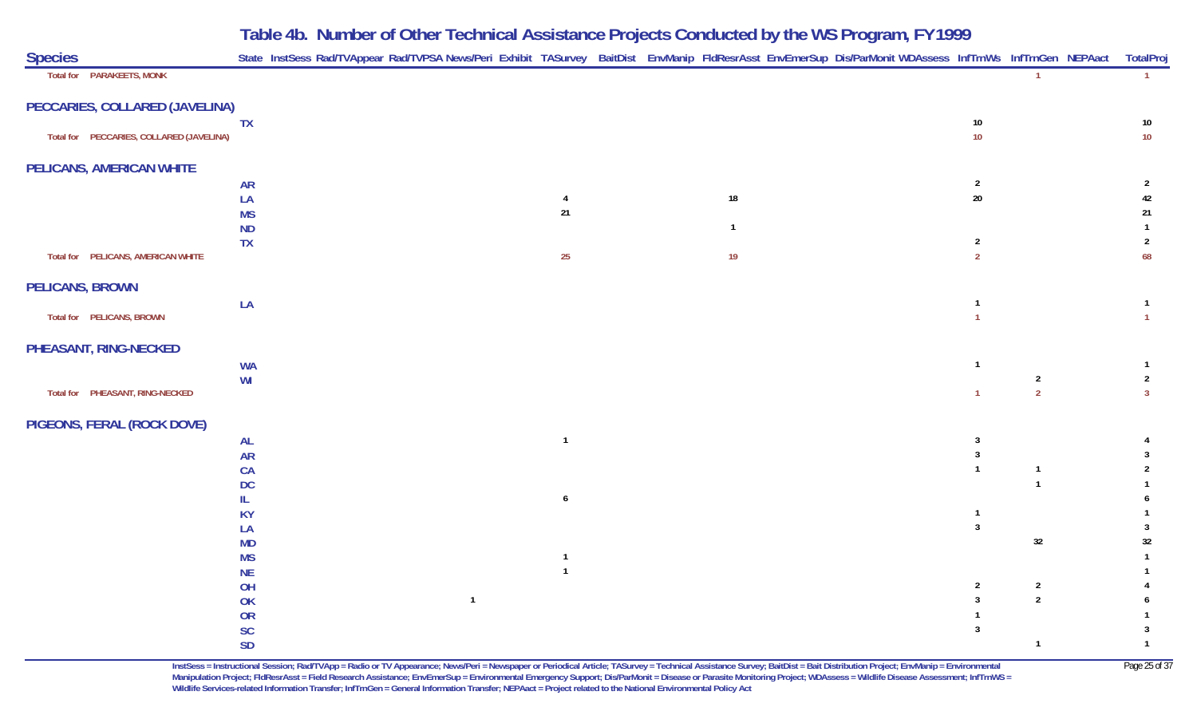## Table 4b. Number of Other Technical Assistance Projects Conducted by the WS Program, FY1999

| Species | State | InstSess | Rad/TVAppear | Rad/TVPSA | News/Peri | Exhibit | TASurvey | BaitDist | EnvManip | FldResrAsst | EnvEmerSup | Dis/ParMonit | WDAssess | InfTrnWs | InfTrnGen | NEPAact | TotalProj |
|---|---|---|---|---|---|---|---|---|---|---|---|---|---|---|---|---|---|
| Total for PARAKEETS, MONK | | | | | | | | | | | | | | | 1 | | 1 |
| **PECCARIES, COLLARED (JAVELINA)** | | | | | | | | | | | | | | | | | |
| | TX | | | | | | | | | | | | | 10 | | | 10 |
| Total for PECCARIES, COLLARED (JAVELINA) | | | | | | | | | | | | | | 10 | | | 10 |
| **PELICANS, AMERICAN WHITE** | | | | | | | | | | | | | | | | | |
| | AR | | | | | | | | | | | | | 2 | | | 2 |
| | LA | | | | | | 4 | | | 18 | | | | 20 | | | 42 |
| | MS | | | | | | 21 | | | | | | | | | | 21 |
| | ND | | | | | | | | | 1 | | | | | | | 1 |
| | TX | | | | | | | | | | | | | 2 | | | 2 |
| Total for PELICANS, AMERICAN WHITE | | | | | | | 25 | | | 19 | | | | 2 | | | 68 |
| **PELICANS, BROWN** | | | | | | | | | | | | | | | | | |
| | LA | | | | | | | | | | | | | 1 | | | 1 |
| Total for PELICANS, BROWN | | | | | | | | | | | | | | 1 | | | 1 |
| **PHEASANT, RING-NECKED** | | | | | | | | | | | | | | | | | |
| | WA | | | | | | | | | | | | | 1 | | | 1 |
| | WI | | | | | | | | | | | | | | 2 | | 2 |
| Total for PHEASANT, RING-NECKED | | | | | | | | | | | | | | 1 | 2 | | 3 |
| **PIGEONS, FERAL (ROCK DOVE)** | | | | | | | | | | | | | | | | | |
| | AL | | | | | | 1 | | | | | | | 3 | | | 4 |
| | AR | | | | | | | | | | | | | 3 | | | 3 |
| | CA | | | | | | | | | | | | | 1 | 1 | | 2 |
| | DC | | | | | | | | | | | | | | 1 | | 1 |
| | IL | | | | | | 6 | | | | | | | | | | 6 |
| | KY | | | | | | | | | | | | | 1 | | | 1 |
| | LA | | | | | | | | | | | | | 3 | | | 3 |
| | MD | | | | | | | | | | | | | | 32 | | 32 |
| | MS | | | | | | 1 | | | | | | | | | | 1 |
| | NE | | | | | | 1 | | | | | | | | | | 1 |
| | OH | | | | | | | | | | | | | 2 | 2 | | 4 |
| | OK | | | | 1 | | | | | | | | | 3 | 2 | | 6 |
| | OR | | | | | | | | | | | | | 1 | | | 1 |
| | SC | | | | | | | | | | | | | 3 | | | 3 |
| | SD | | | | | | | | | | | | | | 1 | | 1 |

InstSess = Instructional Session; Rad/TVApp = Radio or TV Appearance; News/Peri = Newspaper or Periodical Article; TASurvey = Technical Assistance Survey; BaitDist = Bait Distribution Project; EnvManip = Environmental Manipulation Project; FldResrAsst = Field Research Assistance; EnvEmerSup = Environmental Emergency Support; Dis/ParMonit = Disease or Parasite Monitoring Project; WDAssess = Wildlife Disease Assessment; InfTrnWS = Wildlife Services-related Information Transfer; InfTrnGen = General Information Transfer; NEPAact = Project related to the National Environmental Policy Act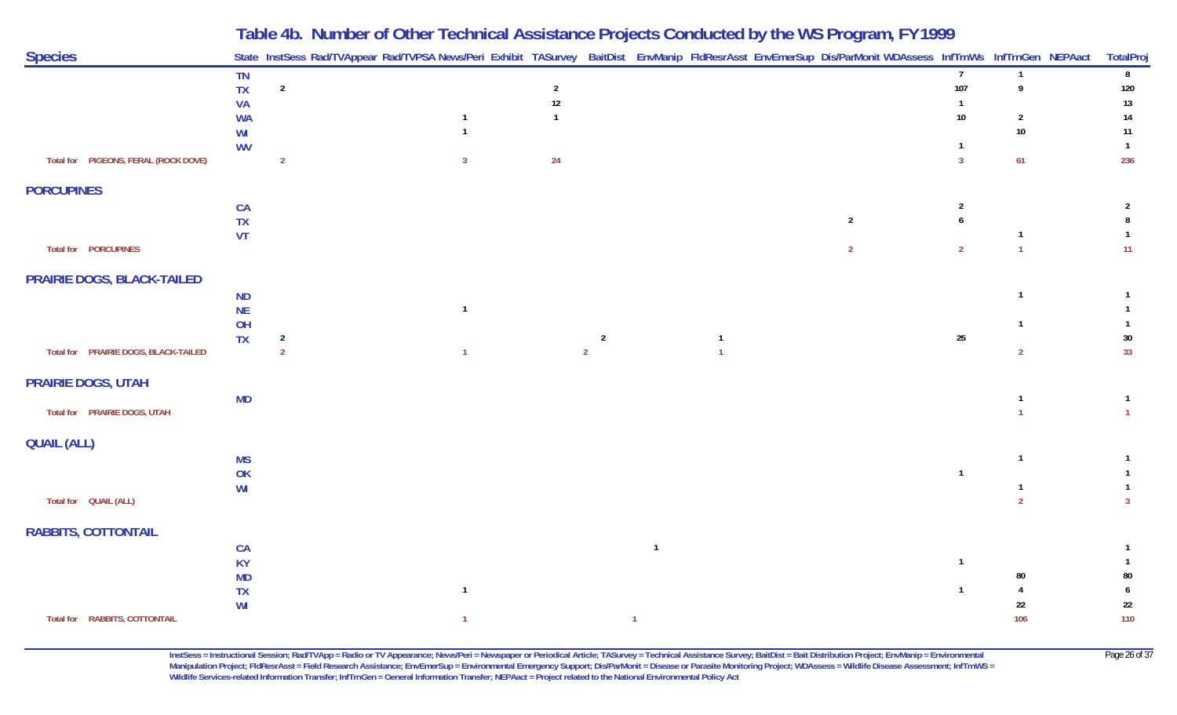# Table 4b. Number of Other Technical Assistance Projects Conducted by the WS Program, FY1999

| Species | State | InstSess | Rad/TVAppear | Rad/TVPSA | News/Peri | Exhibit | TASurvey | BaitDist | EnvManip | FldResrAsst | EnvEmerSup | Dis/ParMonit | WDAssess | InfTrnWs | InfTrnGen | NEPAact | TotalProj |
|---|---|---|---|---|---|---|---|---|---|---|---|---|---|---|---|---|---|
| | TN | | | | | | | | | | | | | 7 | 1 | | 8 |
| | TX | 2 | | | | | 2 | | | | | | | 107 | 9 | | 120 |
| | VA | | | | | | 12 | | | | | | | 1 | | | 13 |
| | WA | | | | 1 | | 1 | | | | | | | 10 | 2 | | 14 |
| | WI | | | | 1 | | | | | | | | | | 10 | | 11 |
| | WV | | | | | | | | | | | | | 1 | | | 1 |
| Total for PIGEONS, FERAL (ROCK DOVE) | | 2 | | | 3 | | 24 | | | | | | | 3 | 61 | | 236 |
| **PORCUPINES** | | | | | | | | | | | | | | | | | |
| | CA | | | | | | | | | | | | | 2 | | | 2 |
| | TX | | | | | | | | | | | 2 | | 6 | | | 8 |
| | VT | | | | | | | | | | | | | | 1 | | 1 |
| Total for PORCUPINES | | | | | | | | | | | | 2 | | 2 | 1 | | 11 |
| **PRAIRIE DOGS, BLACK-TAILED** | | | | | | | | | | | | | | | | | |
| | ND | | | | | | | | | | | | | | 1 | | 1 |
| | NE | | | | 1 | | | | | | | | | | | | 1 |
| | OH | | | | | | | | | | | | | | 1 | | 1 |
| | TX | 2 | | | | | | 2 | | 1 | | | | 25 | | | 30 |
| Total for PRAIRIE DOGS, BLACK-TAILED | | 2 | | | 1 | | | 2 | | 1 | | | | | 2 | | 33 |
| **PRAIRIE DOGS, UTAH** | | | | | | | | | | | | | | | | | |
| | MD | | | | | | | | | | | | | | 1 | | 1 |
| Total for PRAIRIE DOGS, UTAH | | | | | | | | | | | | | | | 1 | | 1 |
| **QUAIL (ALL)** | | | | | | | | | | | | | | | | | |
| | MS | | | | | | | | | | | | | | 1 | | 1 |
| | OK | | | | | | | | | | | | | 1 | | | 1 |
| | WI | | | | | | | | | | | | | | 1 | | 1 |
| Total for QUAIL (ALL) | | | | | | | | | | | | | | | 2 | | 3 |
| **RABBITS, COTTONTAIL** | | | | | | | | | | | | | | | | | |
| | CA | | | | | | | | 1 | | | | | | | | 1 |
| | KY | | | | | | | | | | | | | 1 | | | 1 |
| | MD | | | | | | | | | | | | | | 80 | | 80 |
| | TX | | | | 1 | | | | | | | | | 1 | 4 | | 6 |
| | WI | | | | | | | | | | | | | | 22 | | 22 |
| Total for RABBITS, COTTONTAIL | | | | | 1 | | | | 1 | | | | | | 106 | | 110 |

InstSess = Instructional Session; Rad/TVApp = Radio or TV Appearance; News/Peri = Newspaper or Periodical Article; TASurvey = Technical Assistance Survey; BaitDist = Bait Distribution Project; EnvManip = Environmental Manipulation Project; FldResrAsst = Field Research Assistance; EnvEmerSup = Environmental Emergency Support; Dis/ParMonit = Disease or Parasite Monitoring Project; WDAssess = Wildlife Disease Assessment; InfTrnWS = Wildlife Services-related Information Transfer; InfTrnGen = General Information Transfer; NEPAact = Project related to the National Environmental Policy Act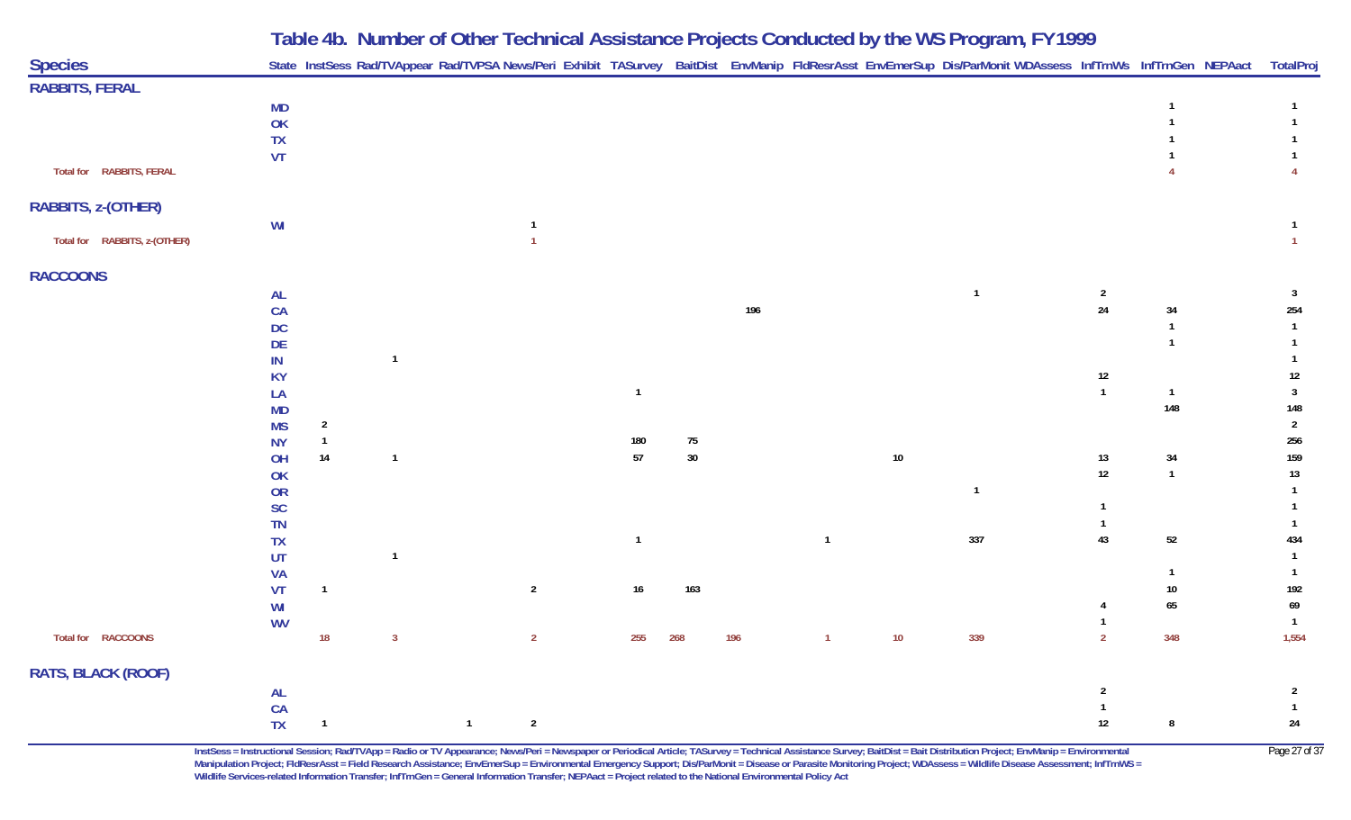# Table 4b. Number of Other Technical Assistance Projects Conducted by the WS Program, FY1999

| Species | State | InstSess | Rad/TVAppear | Rad/TVPSA | News/Peri | Exhibit | TASurvey | BaitDist | EnvManip | FldResrAsst | EnvEmerSup | Dis/ParMonit | WDAssess | InfTrnWs | InfTrnGen | NEPAact | TotalProj |
|---|---|---|---|---|---|---|---|---|---|---|---|---|---|---|---|---|---|
| **RABBITS, FERAL** | | | | | | | | | | | | | | | | | |
| | MD | | | | | | | | | | | | | | 1 | | 1 |
| | OK | | | | | | | | | | | | | | 1 | | 1 |
| | TX | | | | | | | | | | | | | | 1 | | 1 |
| | VT | | | | | | | | | | | | | | 1 | | 1 |
| Total for RABBITS, FERAL | | | | | | | | | | | | | | | 4 | | 4 |
| **RABBITS, z-(OTHER)** | | | | | | | | | | | | | | | | | |
| | WI | | | | 1 | | | | | | | | | | | | 1 |
| Total for RABBITS, z-(OTHER) | | | | | 1 | | | | | | | | | | | | 1 |
| **RACCOONS** | | | | | | | | | | | | | | | | | |
| | AL | | | | | | | | | | | 1 | | 2 | | | 3 |
| | CA | | | | | | | | 196 | | | | | 24 | 34 | | 254 |
| | DC | | | | | | | | | | | | | | 1 | | 1 |
| | DE | | | | | | | | | | | | | | 1 | | 1 |
| | IN | | 1 | | | | | | | | | | | | | | 1 |
| | KY | | | | | | | | | | | | | 12 | | | 12 |
| | LA | | | | | | 1 | | | | | | | 1 | 1 | | 3 |
| | MD | | | | | | | | | | | | | | 148 | | 148 |
| | MS | 2 | | | | | | | | | | | | | | | 2 |
| | NY | 1 | | | | | 180 | 75 | | | | | | | | | 256 |
| | OH | 14 | 1 | | | | 57 | 30 | | | 10 | | | 13 | 34 | | 159 |
| | OK | | | | | | | | | | | | | 12 | 1 | | 13 |
| | OR | | | | | | | | | | | 1 | | | | | 1 |
| | SC | | | | | | | | | | | | | 1 | | | 1 |
| | TN | | | | | | | | | | | | | 1 | | | 1 |
| | TX | | | | | | 1 | | | 1 | | 337 | | 43 | 52 | | 434 |
| | UT | | 1 | | | | | | | | | | | | | | 1 |
| | VA | | | | | | | | | | | | | | 1 | | 1 |
| | VT | 1 | | | 2 | | 16 | 163 | | | | | | | 10 | | 192 |
| | WI | | | | | | | | | | | | | 4 | 65 | | 69 |
| | WV | | | | | | | | | | | | | 1 | | | 1 |
| Total for RACCOONS | | 18 | 3 | | 2 | | 255 | 268 | 196 | 1 | 10 | 339 | | 2 | 348 | | 1,554 |
| **RATS, BLACK (ROOF)** | | | | | | | | | | | | | | | | | |
| | AL | | | | | | | | | | | | | 2 | | | 2 |
| | CA | | | | | | | | | | | | | 1 | | | 1 |
| | TX | 1 | | 1 | 2 | | | | | | | | | 12 | 8 | | 24 |

InstSess = Instructional Session; Rad/TVApp = Radio or TV Appearance; News/Peri = Newspaper or Periodical Article; TASurvey = Technical Assistance Survey; BaitDist = Bait Distribution Project; EnvManip = Environmental Manipulation Project; FldResrAsst = Field Research Assistance; EnvEmerSup = Environmental Emergency Support; Dis/ParMonit = Disease or Parasite Monitoring Project; WDAssess = Wildlife Disease Assessment; InfTrnWS = Wildlife Services-related Information Transfer; InfTrnGen = General Information Transfer; NEPAact = Project related to the National Environmental Policy Act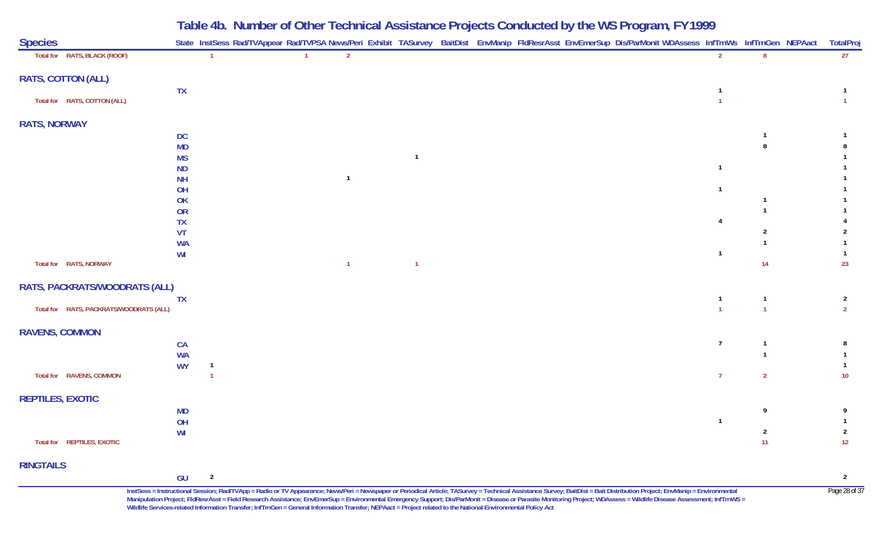# Table 4b. Number of Other Technical Assistance Projects Conducted by the WS Program, FY1999

| Species | State | InstSess | Rad/TVAppear | Rad/TVPSA | News/Peri | Exhibit | TASurvey | BaitDist | EnvManip | FldResrAsst | EnvEmerSup | Dis/ParMonit | WDAssess | InfTrnWs | InfTrnGen | NEPAact | TotalProj |
|---|---|---|---|---|---|---|---|---|---|---|---|---|---|---|---|---|---|
| Total for RATS, BLACK (ROOF) | | 1 | | 1 | 2 | | | | | | | | | 2 | 8 | | 27 |
| **RATS, COTTON (ALL)** | | | | | | | | | | | | | | | | | |
| | TX | | | | | | | | | | | | | 1 | | | 1 |
| Total for RATS, COTTON (ALL) | | | | | | | | | | | | | | 1 | | | 1 |
| **RATS, NORWAY** | | | | | | | | | | | | | | | | | |
| | DC | | | | | | | | | | | | | | 1 | | 1 |
| | MD | | | | | | | | | | | | | | 8 | | 8 |
| | MS | | | | | | 1 | | | | | | | | | | 1 |
| | ND | | | | | | | | | | | | | 1 | | | 1 |
| | NH | | | | 1 | | | | | | | | | | | | 1 |
| | OH | | | | | | | | | | | | | 1 | | | 1 |
| | OK | | | | | | | | | | | | | | 1 | | 1 |
| | OR | | | | | | | | | | | | | | 1 | | 1 |
| | TX | | | | | | | | | | | | | 4 | | | 4 |
| | VT | | | | | | | | | | | | | | 2 | | 2 |
| | WA | | | | | | | | | | | | | | 1 | | 1 |
| | WI | | | | | | | | | | | | | 1 | | | 1 |
| Total for RATS, NORWAY | | | | | 1 | | 1 | | | | | | | | 14 | | 23 |
| **RATS, PACKRATS/WOODRATS (ALL)** | | | | | | | | | | | | | | | | | |
| | TX | | | | | | | | | | | | | 1 | 1 | | 2 |
| Total for RATS, PACKRATS/WOODRATS (ALL) | | | | | | | | | | | | | | 1 | 1 | | 2 |
| **RAVENS, COMMON** | | | | | | | | | | | | | | | | | |
| | CA | | | | | | | | | | | | | 7 | 1 | | 8 |
| | WA | | | | | | | | | | | | | | 1 | | 1 |
| | WY | 1 | | | | | | | | | | | | | | | 1 |
| Total for RAVENS, COMMON | | 1 | | | | | | | | | | | | 7 | 2 | | 10 |
| **REPTILES, EXOTIC** | | | | | | | | | | | | | | | | | |
| | MD | | | | | | | | | | | | | | 9 | | 9 |
| | OH | | | | | | | | | | | | | 1 | | | 1 |
| | WI | | | | | | | | | | | | | | 2 | | 2 |
| Total for REPTILES, EXOTIC | | | | | | | | | | | | | | | 11 | | 12 |
| **RINGTAILS** | | | | | | | | | | | | | | | | | |
| | GU | 2 | | | | | | | | | | | | | | | 2 |

InstSess = Instructional Session; Rad/TVApp = Radio or TV Appearance; News/Peri = Newspaper or Periodical Article; TASurvey = Technical Assistance Survey; BaitDist = Bait Distribution Project; EnvManip = Environmental Manipulation Project; FldResrAsst = Field Research Assistance; EnvEmerSup = Environmental Emergency Support; Dis/ParMonit = Disease or Parasite Monitoring Project; WDAssess = Wildlife Disease Assessment; InfTrnWS = Wildlife Services-related Information Transfer; InfTrnGen = General Information Transfer; NEPAact = Project related to the National Environmental Policy Act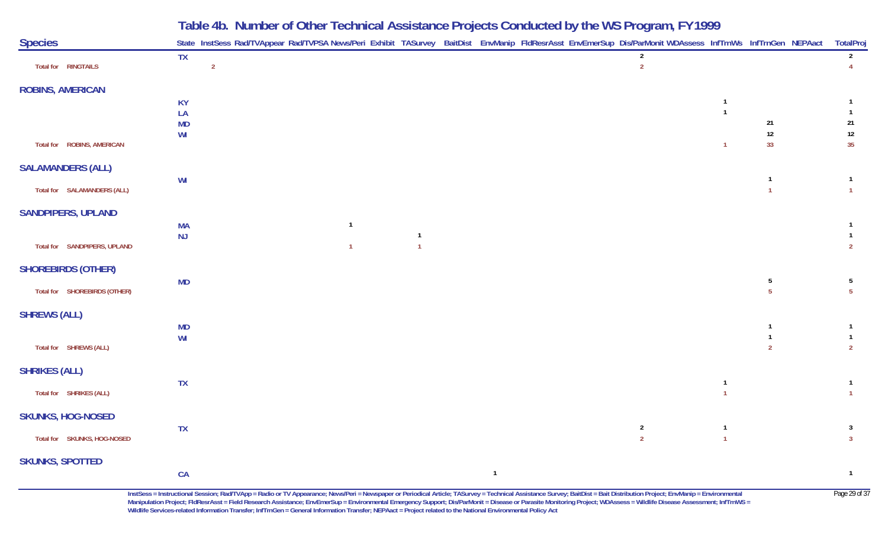# Table 4b. Number of Other Technical Assistance Projects Conducted by the WS Program, FY1999

| Species | State | InstSess | Rad/TVAppear | Rad/TVPSA | News/Peri | Exhibit | TASurvey | BaitDist | EnvManip | FldResrAsst | EnvEmerSup | Dis/ParMonit | WDAssess | InfTrnWs | InfTrnGen | NEPAact | TotalProj |
|---|---|---|---|---|---|---|---|---|---|---|---|---|---|---|---|---|---|
| | TX | | | | | | | | | | | 2 | | | | | 2 |
| Total for RINGTAILS | | 2 | | | | | | | | | | 2 | | | | | 4 |
| **ROBINS, AMERICAN** | | | | | | | | | | | | | | | | | |
| | KY | | | | | | | | | | | | | 1 | | | 1 |
| | LA | | | | | | | | | | | | | 1 | | | 1 |
| | MD | | | | | | | | | | | | | | 21 | | 21 |
| | WI | | | | | | | | | | | | | | 12 | | 12 |
| Total for ROBINS, AMERICAN | | | | | | | | | | | | | | 1 | 33 | | 35 |
| **SALAMANDERS (ALL)** | | | | | | | | | | | | | | | | | |
| | WI | | | | | | | | | | | | | | 1 | | 1 |
| Total for SALAMANDERS (ALL) | | | | | | | | | | | | | | | 1 | | 1 |
| **SANDPIPERS, UPLAND** | | | | | | | | | | | | | | | | | |
| | MA | | | | 1 | | | | | | | | | | | | 1 |
| | NJ | | | | | | 1 | | | | | | | | | | 1 |
| Total for SANDPIPERS, UPLAND | | | | | 1 | | 1 | | | | | | | | | | 2 |
| **SHOREBIRDS (OTHER)** | | | | | | | | | | | | | | | | | |
| | MD | | | | | | | | | | | | | | 5 | | 5 |
| Total for SHOREBIRDS (OTHER) | | | | | | | | | | | | | | | 5 | | 5 |
| **SHREWS (ALL)** | | | | | | | | | | | | | | | | | |
| | MD | | | | | | | | | | | | | | 1 | | 1 |
| | WI | | | | | | | | | | | | | | 1 | | 1 |
| Total for SHREWS (ALL) | | | | | | | | | | | | | | | 2 | | 2 |
| **SHRIKES (ALL)** | | | | | | | | | | | | | | | | | |
| | TX | | | | | | | | | | | | | 1 | | | 1 |
| Total for SHRIKES (ALL) | | | | | | | | | | | | | | 1 | | | 1 |
| **SKUNKS, HOG-NOSED** | | | | | | | | | | | | | | | | | |
| | TX | | | | | | | | | | | 2 | | 1 | | | 3 |
| Total for SKUNKS, HOG-NOSED | | | | | | | | | | | | 2 | | 1 | | | 3 |
| **SKUNKS, SPOTTED** | | | | | | | | | | | | | | | | | |
| | CA | | | | | | | | 1 | | | | | | | | 1 |

InstSess = Instructional Session; Rad/TVApp = Radio or TV Appearance; News/Peri = Newspaper or Periodical Article; TASurvey = Technical Assistance Survey; BaitDist = Bait Distribution Project; EnvManip = Environmental Manipulation Project; FldResrAsst = Field Research Assistance; EnvEmerSup = Environmental Emergency Support; Dis/ParMonit = Disease or Parasite Monitoring Project; WDAssess = Wildlife Disease Assessment; InfTrnWS = Wildlife Services-related Information Transfer; InfTrnGen = General Information Transfer; NEPAact = Project related to the National Environmental Policy Act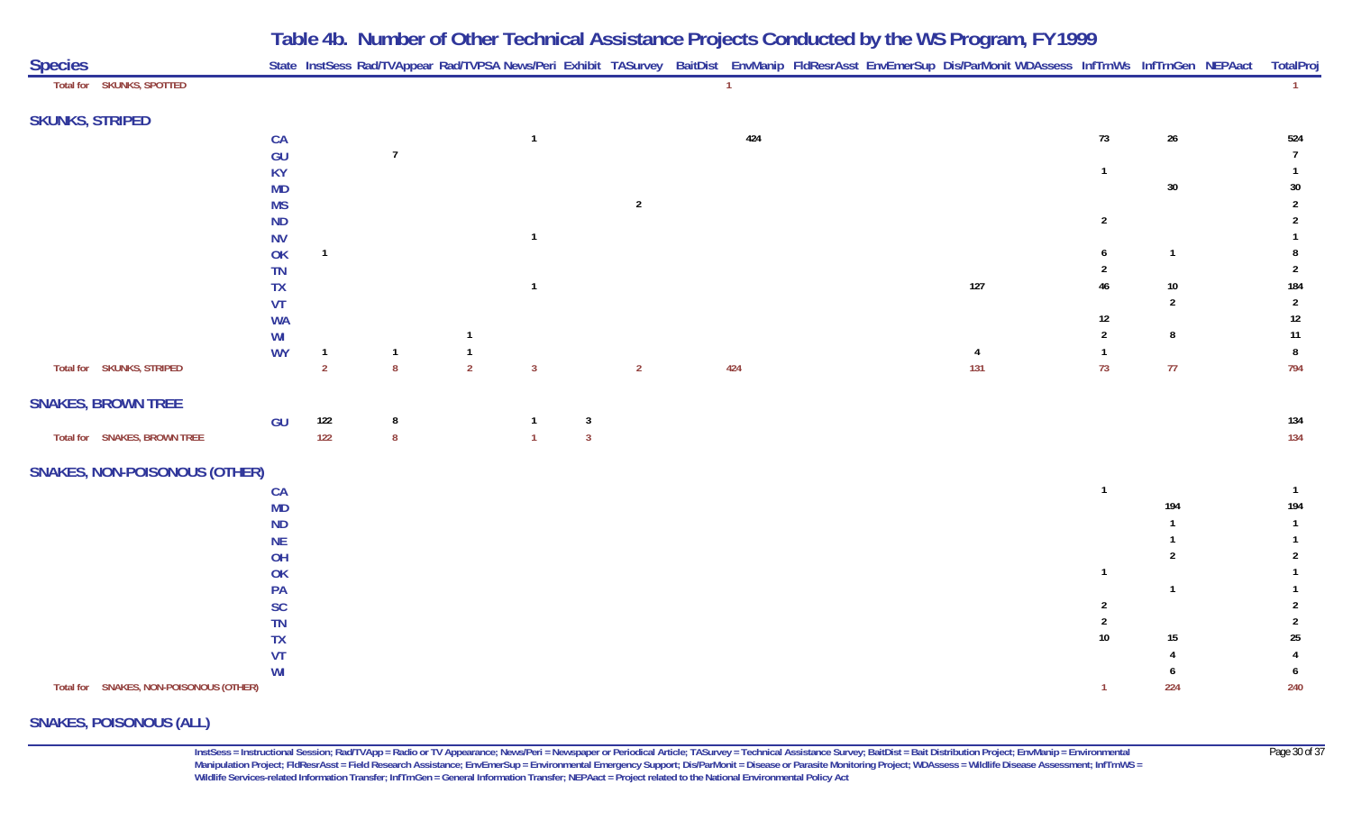# Table 4b. Number of Other Technical Assistance Projects Conducted by the WS Program, FY1999

| Species | State | InstSess | Rad/TVAppear | Rad/TVPSA | News/Peri | Exhibit | TASurvey | BaitDist | EnvManip | FldResrAsst | EnvEmerSup | Dis/ParMonit | WDAssess | InfTrnWs | InfTrnGen | NEPAact | TotalProj |
|---|---|---|---|---|---|---|---|---|---|---|---|---|---|---|---|---|---|
| Total for SKUNKS, SPOTTED | | | | | | | | | 1 | | | | | | | | 1 |
| **SKUNKS, STRIPED** | | | | | | | | | | | | | | | | | |
| | CA | | | | 1 | | | | 424 | | | | | 73 | 26 | | 524 |
| | GU | | 7 | | | | | | | | | | | | | | 7 |
| | KY | | | | | | | | | | | | | 1 | | | 1 |
| | MD | | | | | | | | | | | | | | 30 | | 30 |
| | MS | | | | | | 2 | | | | | | | | | | 2 |
| | ND | | | | | | | | | | | | | 2 | | | 2 |
| | NV | | | | 1 | | | | | | | | | | | | 1 |
| | OK | 1 | | | | | | | | | | | | 6 | 1 | | 8 |
| | TN | | | | | | | | | | | | | 2 | | | 2 |
| | TX | | | | 1 | | | | | | | 127 | | 46 | 10 | | 184 |
| | VT | | | | | | | | | | | | | | 2 | | 2 |
| | WA | | | | | | | | | | | | | 12 | | | 12 |
| | WI | | | 1 | | | | | | | | | | 2 | 8 | | 11 |
| | WY | 1 | 1 | 1 | | | | | | | | 4 | | 1 | | | 8 |
| Total for SKUNKS, STRIPED | | 2 | 8 | 2 | 3 | | 2 | | 424 | | | 131 | | 73 | 77 | | 794 |
| **SNAKES, BROWN TREE** | | | | | | | | | | | | | | | | | |
| | GU | 122 | 8 | | 1 | 3 | | | | | | | | | | | 134 |
| Total for SNAKES, BROWN TREE | | 122 | 8 | | 1 | 3 | | | | | | | | | | | 134 |
| **SNAKES, NON-POISONOUS (OTHER)** | | | | | | | | | | | | | | | | | |
| | CA | | | | | | | | | | | | | 1 | | | 1 |
| | MD | | | | | | | | | | | | | | 194 | | 194 |
| | ND | | | | | | | | | | | | | | 1 | | 1 |
| | NE | | | | | | | | | | | | | | 1 | | 1 |
| | OH | | | | | | | | | | | | | | 2 | | 2 |
| | OK | | | | | | | | | | | | | 1 | | | 1 |
| | PA | | | | | | | | | | | | | | 1 | | 1 |
| | SC | | | | | | | | | | | | | 2 | | | 2 |
| | TN | | | | | | | | | | | | | 2 | | | 2 |
| | TX | | | | | | | | | | | | | 10 | 15 | | 25 |
| | VT | | | | | | | | | | | | | | 4 | | 4 |
| | WI | | | | | | | | | | | | | | 6 | | 6 |
| Total for SNAKES, NON-POISONOUS (OTHER) | | | | | | | | | | | | | | 1 | 224 | | 240 |
| **SNAKES, POISONOUS (ALL)** | | | | | | | | | | | | | | | | | |

InstSess = Instructional Session; Rad/TVApp = Radio or TV Appearance; News/Peri = Newspaper or Periodical Article; TASurvey = Technical Assistance Survey; BaitDist = Bait Distribution Project; EnvManip = Environmental Manipulation Project; FldResrAsst = Field Research Assistance; EnvEmerSup = Environmental Emergency Support; Dis/ParMonit = Disease or Parasite Monitoring Project; WDAssess = Wildlife Disease Assessment; InfTrnWS = Wildlife Services-related Information Transfer; InfTrnGen = General Information Transfer; NEPAact = Project related to the National Environmental Policy Act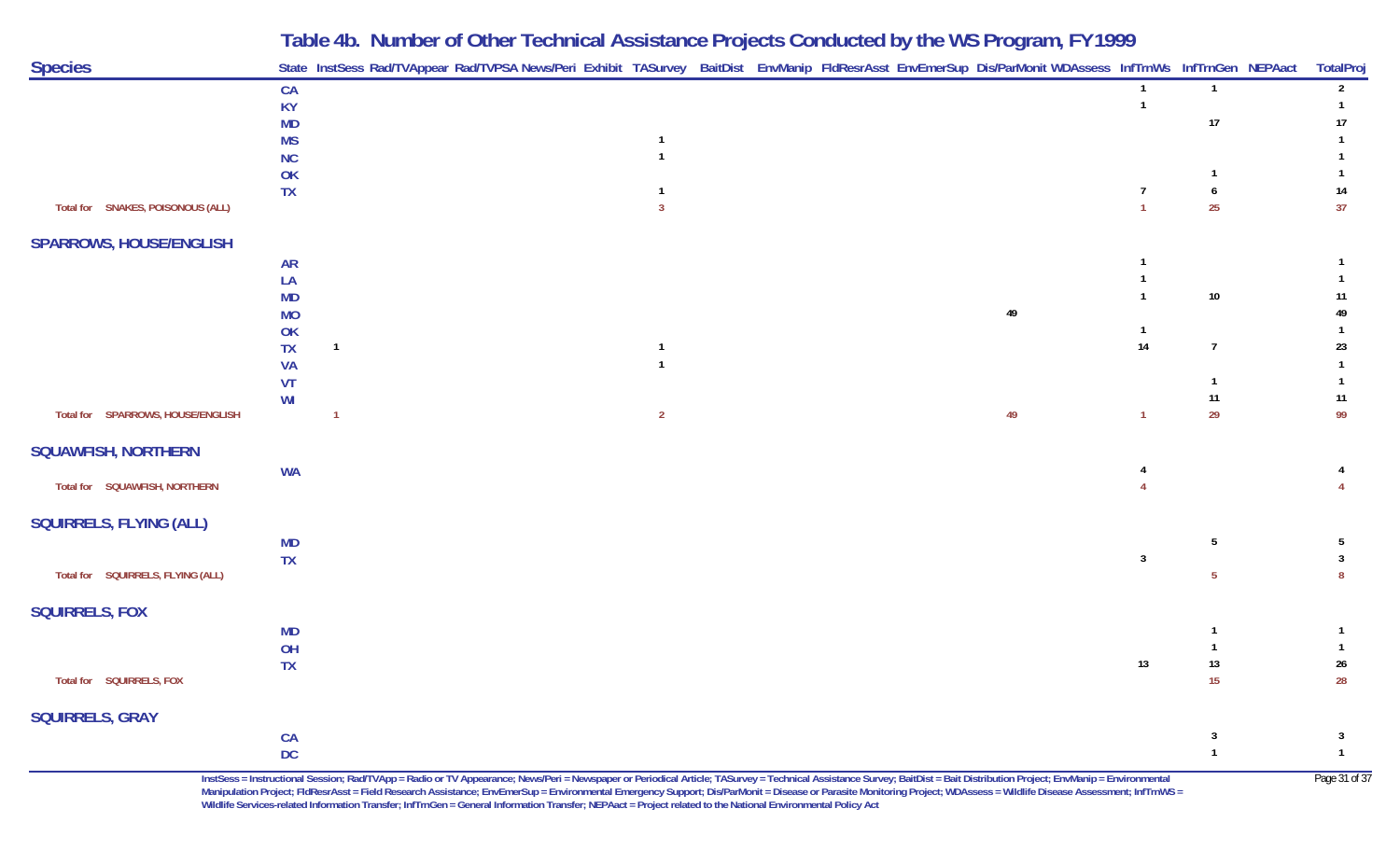# Table 4b. Number of Other Technical Assistance Projects Conducted by the WS Program, FY1999

| Species | State | InstSess | Rad/TVAppear | Rad/TVPSA | News/Peri | Exhibit | TASurvey | BaitDist | EnvManip | FldResrAsst | EnvEmerSup | Dis/ParMonit | WDAssess | InfTrnWs | InfTrnGen | NEPAact | TotalProj |
|---|---|---|---|---|---|---|---|---|---|---|---|---|---|---|---|---|---|
| | CA | | | | | | | | | | | | | 1 | 1 | | 2 |
| | KY | | | | | | | | | | | | | 1 | | | 1 |
| | MD | | | | | | | | | | | | | | 17 | | 17 |
| | MS | | | | | | 1 | | | | | | | | | | 1 |
| | NC | | | | | | 1 | | | | | | | | | | 1 |
| | OK | | | | | | | | | | | | | | 1 | | 1 |
| | TX | | | | | | 1 | | | | | | | 7 | 6 | | 14 |
| Total for SNAKES, POISONOUS (ALL) | | | | | | | 3 | | | | | | | 1 | 25 | | 37 |
| **SPARROWS, HOUSE/ENGLISH** | | | | | | | | | | | | | | | | | |
| | AR | | | | | | | | | | | | | 1 | | | 1 |
| | LA | | | | | | | | | | | | | 1 | | | 1 |
| | MD | | | | | | | | | | | | | 1 | 10 | | 11 |
| | MO | | | | | | | | | | | 49 | | | | | 49 |
| | OK | | | | | | | | | | | | | 1 | | | 1 |
| | TX | 1 | | | | | 1 | | | | | | | 14 | 7 | | 23 |
| | VA | | | | | | 1 | | | | | | | | | | 1 |
| | VT | | | | | | | | | | | | | | 1 | | 1 |
| | WI | | | | | | | | | | | | | | 11 | | 11 |
| Total for SPARROWS, HOUSE/ENGLISH | | 1 | | | | | 2 | | | | | 49 | | 1 | 29 | | 99 |
| **SQUAWFISH, NORTHERN** | | | | | | | | | | | | | | | | | |
| | WA | | | | | | | | | | | | | 4 | | | 4 |
| Total for SQUAWFISH, NORTHERN | | | | | | | | | | | | | | 4 | | | 4 |
| **SQUIRRELS, FLYING (ALL)** | | | | | | | | | | | | | | | | | |
| | MD | | | | | | | | | | | | | | 5 | | 5 |
| | TX | | | | | | | | | | | | | 3 | | | 3 |
| Total for SQUIRRELS, FLYING (ALL) | | | | | | | | | | | | | | | 5 | | 8 |
| **SQUIRRELS, FOX** | | | | | | | | | | | | | | | | | |
| | MD | | | | | | | | | | | | | | 1 | | 1 |
| | OH | | | | | | | | | | | | | | 1 | | 1 |
| | TX | | | | | | | | | | | | | 13 | 13 | | 26 |
| Total for SQUIRRELS, FOX | | | | | | | | | | | | | | | 15 | | 28 |
| **SQUIRRELS, GRAY** | | | | | | | | | | | | | | | | | |
| | CA | | | | | | | | | | | | | | 3 | | 3 |
| | DC | | | | | | | | | | | | | | 1 | | 1 |

InstSess = Instructional Session; Rad/TVApp = Radio or TV Appearance; News/Peri = Newspaper or Periodical Article; TASurvey = Technical Assistance Survey; BaitDist = Bait Distribution Project; EnvManip = Environmental Manipulation Project; FldResrAsst = Field Research Assistance; EnvEmerSup = Environmental Emergency Support; Dis/ParMonit = Disease or Parasite Monitoring Project; WDAssess = Wildlife Disease Assessment; InfTrnWS = Wildlife Services-related Information Transfer; InfTrnGen = General Information Transfer; NEPAact = Project related to the National Environmental Policy Act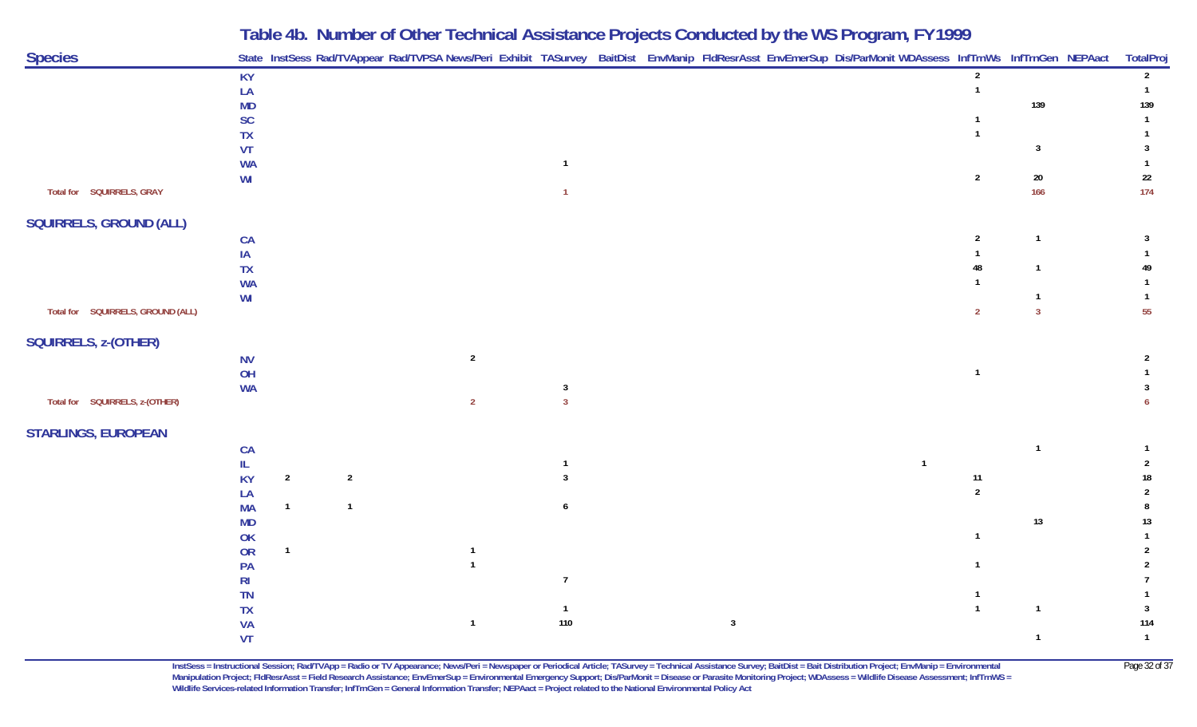# Table 4b. Number of Other Technical Assistance Projects Conducted by the WS Program, FY1999

| Species | State | InstSess | Rad/TVAppear | Rad/TVPSA | News/Peri | Exhibit | TASurvey | BaitDist | EnvManip | FldResrAsst | EnvEmerSup | Dis/ParMonit | WDAssess | InfTrnWs | InfTrnGen | NEPAact | TotalProj |
|---|---|---|---|---|---|---|---|---|---|---|---|---|---|---|---|---|---|
| | KY | | | | | | | | | | | | | 2 | | | 2 |
| | LA | | | | | | | | | | | | | 1 | | | 1 |
| | MD | | | | | | | | | | | | | | 139 | | 139 |
| | SC | | | | | | | | | | | | | 1 | | | 1 |
| | TX | | | | | | | | | | | | | 1 | | | 1 |
| | VT | | | | | | | | | | | | | | 3 | | 3 |
| | WA | | | | | | 1 | | | | | | | | | | 1 |
| | WI | | | | | | | | | | | | | 2 | 20 | | 22 |
| Total for SQUIRRELS, GRAY | | | | | | | 1 | | | | | | | | 166 | | 174 |
| **SQUIRRELS, GROUND (ALL)** | | | | | | | | | | | | | | | | | |
| | CA | | | | | | | | | | | | | 2 | 1 | | 3 |
| | IA | | | | | | | | | | | | | 1 | | | 1 |
| | TX | | | | | | | | | | | | | 48 | 1 | | 49 |
| | WA | | | | | | | | | | | | | 1 | | | 1 |
| | WI | | | | | | | | | | | | | | 1 | | 1 |
| Total for SQUIRRELS, GROUND (ALL) | | | | | | | | | | | | | | 2 | 3 | | 55 |
| **SQUIRRELS, z-(OTHER)** | | | | | | | | | | | | | | | | | |
| | NV | | | | 2 | | | | | | | | | | | | 2 |
| | OH | | | | | | | | | | | | | 1 | | | 1 |
| | WA | | | | | | 3 | | | | | | | | | | 3 |
| Total for SQUIRRELS, z-(OTHER) | | | | | 2 | | 3 | | | | | | | | | | 6 |
| **STARLINGS, EUROPEAN** | | | | | | | | | | | | | | | | | |
| | CA | | | | | | | | | | | | | | 1 | | 1 |
| | IL | | | | | | 1 | | | | | | 1 | | | | 2 |
| | KY | 2 | 2 | | | | 3 | | | | | | | 11 | | | 18 |
| | LA | | | | | | | | | | | | | 2 | | | 2 |
| | MA | 1 | 1 | | | | 6 | | | | | | | | | | 8 |
| | MD | | | | | | | | | | | | | | 13 | | 13 |
| | OK | | | | | | | | | | | | | 1 | | | 1 |
| | OR | 1 | | | 1 | | | | | | | | | | | | 2 |
| | PA | | | | 1 | | | | | | | | | 1 | | | 2 |
| | RI | | | | | | 7 | | | | | | | | | | 7 |
| | TN | | | | | | | | | | | | | 1 | | | 1 |
| | TX | | | | | | 1 | | | | | | | 1 | 1 | | 3 |
| | VA | | | | 1 | | 110 | | | 3 | | | | | | | 114 |
| | VT | | | | | | | | | | | | | | 1 | | 1 |

InstSess = Instructional Session; Rad/TVApp = Radio or TV Appearance; News/Peri = Newspaper or Periodical Article; TASurvey = Technical Assistance Survey; BaitDist = Bait Distribution Project; EnvManip = Environmental Manipulation Project; FldResrAsst = Field Research Assistance; EnvEmerSup = Environmental Emergency Support; Dis/ParMonit = Disease or Parasite Monitoring Project; WDAssess = Wildlife Disease Assessment; InfTrnWS = Wildlife Services-related Information Transfer; InfTrnGen = General Information Transfer; NEPAact = Project related to the National Environmental Policy Act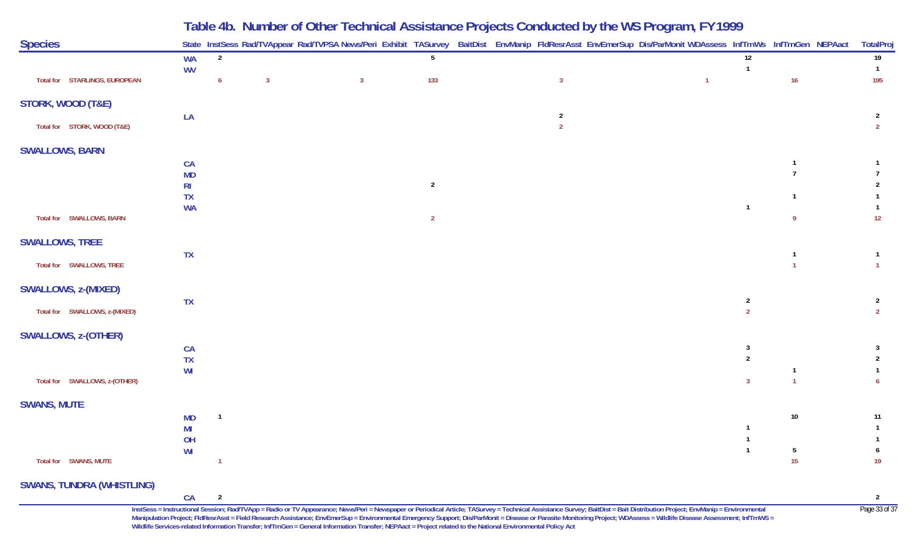# Table 4b. Number of Other Technical Assistance Projects Conducted by the WS Program, FY1999

| Species | State | InstSess | Rad/TVAppear | Rad/TVPSA | News/Peri | Exhibit | TASurvey | BaitDist | EnvManip | FldResrAsst | EnvEmerSup | Dis/ParMonit | WDAssess | InfTrnWS | InfTrnGen | NEPAact | TotalProj |
|---|---|---|---|---|---|---|---|---|---|---|---|---|---|---|---|---|---|
| | WA | 2 | | | | | 5 | | | | | | | 12 | | | 19 |
| | WV | | | | | | | | | | | | | 1 | | | 1 |
| Total for STARLINGS, EUROPEAN | | 6 | 3 | | 3 | | 133 | | | 3 | | | 1 | | 16 | | 195 |
| **STORK, WOOD (T&E)** | | | | | | | | | | | | | | | | | |
| | LA | | | | | | | | | 2 | | | | | | | 2 |
| Total for STORK, WOOD (T&E) | | | | | | | | | | 2 | | | | | | | 2 |
| **SWALLOWS, BARN** | | | | | | | | | | | | | | | | | |
| | CA | | | | | | | | | | | | | | 1 | | 1 |
| | MD | | | | | | | | | | | | | | 7 | | 7 |
| | RI | | | | | | 2 | | | | | | | | | | 2 |
| | TX | | | | | | | | | | | | | | 1 | | 1 |
| | WA | | | | | | | | | | | | | 1 | | | 1 |
| Total for SWALLOWS, BARN | | | | | | | 2 | | | | | | | | 9 | | 12 |
| **SWALLOWS, TREE** | | | | | | | | | | | | | | | | | |
| | TX | | | | | | | | | | | | | | 1 | | 1 |
| Total for SWALLOWS, TREE | | | | | | | | | | | | | | | 1 | | 1 |
| **SWALLOWS, z-(MIXED)** | | | | | | | | | | | | | | | | | |
| | TX | | | | | | | | | | | | | 2 | | | 2 |
| Total for SWALLOWS, z-(MIXED) | | | | | | | | | | | | | | 2 | | | 2 |
| **SWALLOWS, z-(OTHER)** | | | | | | | | | | | | | | | | | |
| | CA | | | | | | | | | | | | | 3 | | | 3 |
| | TX | | | | | | | | | | | | | 2 | | | 2 |
| | WI | | | | | | | | | | | | | | 1 | | 1 |
| Total for SWALLOWS, z-(OTHER) | | | | | | | | | | | | | | 3 | 1 | | 6 |
| **SWANS, MUTE** | | | | | | | | | | | | | | | | | |
| | MD | 1 | | | | | | | | | | | | | 10 | | 11 |
| | MI | | | | | | | | | | | | | 1 | | | 1 |
| | OH | | | | | | | | | | | | | 1 | | | 1 |
| | WI | | | | | | | | | | | | | 1 | 5 | | 6 |
| Total for SWANS, MUTE | | 1 | | | | | | | | | | | | | 15 | | 19 |
| **SWANS, TUNDRA (WHISTLING)** | | | | | | | | | | | | | | | | | |
| | CA | 2 | | | | | | | | | | | | | | | 2 |

InstSess = Instructional Session; Rad/TVApp = Radio or TV Appearance; News/Peri = Newspaper or Periodical Article; TASurvey = Technical Assistance Survey; BaitDist = Bait Distribution Project; EnvManip = Environmental Manipulation Project; FldResrAsst = Field Research Assistance; EnvEmerSup = Environmental Emergency Support; Dis/ParMonit = Disease or Parasite Monitoring Project; WDAssess = Wildlife Disease Assessment; InfTrnWS = Wildlife Services-related Information Transfer; InfTrnGen = General Information Transfer; NEPAact = Project related to the National Environmental Policy Act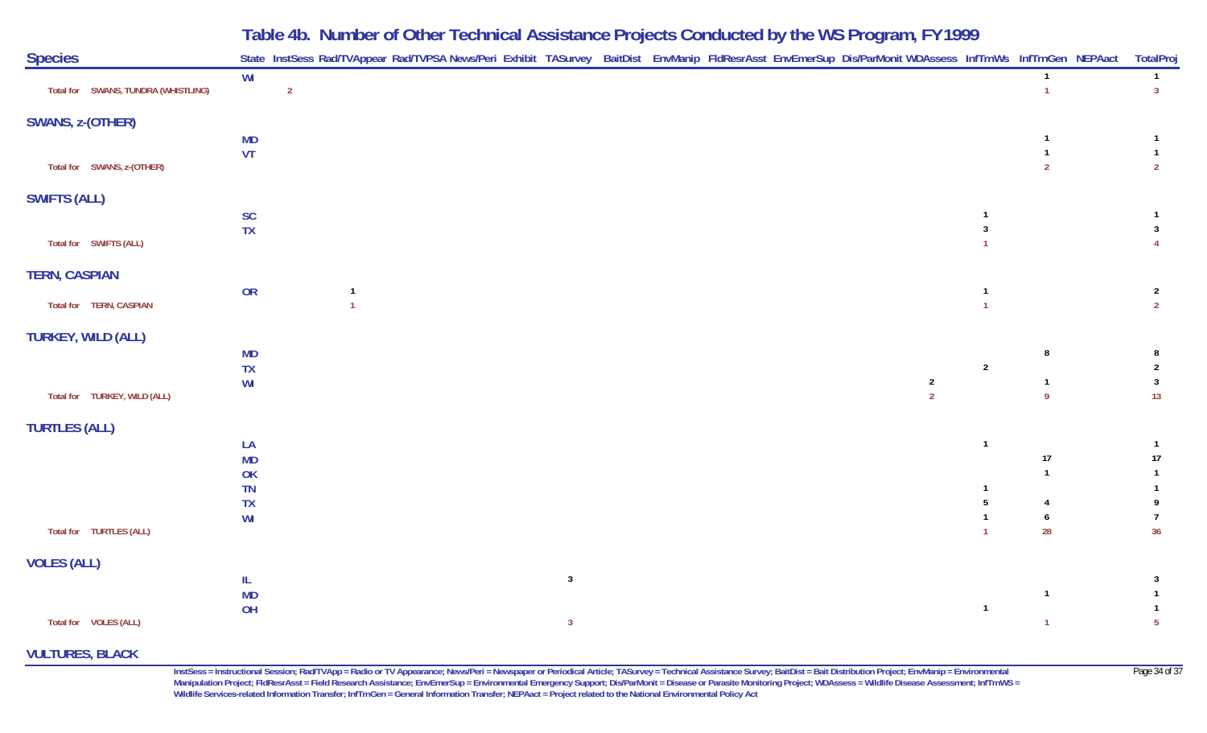## Table 4b. Number of Other Technical Assistance Projects Conducted by the WS Program, FY1999

| Species | State | InstSess | Rad/TVAppear | Rad/TVPSA | News/Peri | Exhibit | TASurvey | BaitDist | EnvManip | FldResrAsst | EnvEmerSup | Dis/ParMonit | WDAssess | InfTrnWs | InfTrnGen | NEPAact | TotalProj |
|---|---|---|---|---|---|---|---|---|---|---|---|---|---|---|---|---|---|
| | WI | | | | | | | | | | | | | | 1 | | 1 |
| Total for SWANS, TUNDRA (WHISTLING) | | 2 | | | | | | | | | | | | | 1 | | 3 |
| **SWANS, z-(OTHER)** | | | | | | | | | | | | | | | | | |
| | MD | | | | | | | | | | | | | | 1 | | 1 |
| | VT | | | | | | | | | | | | | | 1 | | 1 |
| Total for SWANS, z-(OTHER) | | | | | | | | | | | | | | | 2 | | 2 |
| **SWIFTS (ALL)** | | | | | | | | | | | | | | | | | |
| | SC | | | | | | | | | | | | | 1 | | | 1 |
| | TX | | | | | | | | | | | | | 3 | | | 3 |
| Total for SWIFTS (ALL) | | | | | | | | | | | | | | 1 | | | 4 |
| **TERN, CASPIAN** | | | | | | | | | | | | | | | | | |
| | OR | | 1 | | | | | | | | | | | 1 | | | 2 |
| Total for TERN, CASPIAN | | | 1 | | | | | | | | | | | 1 | | | 2 |
| **TURKEY, WILD (ALL)** | | | | | | | | | | | | | | | | | |
| | MD | | | | | | | | | | | | | | 8 | | 8 |
| | TX | | | | | | | | | | | | | 2 | | | 2 |
| | WI | | | | | | | | | | | | 2 | | 1 | | 3 |
| Total for TURKEY, WILD (ALL) | | | | | | | | | | | | | 2 | | 9 | | 13 |
| **TURTLES (ALL)** | | | | | | | | | | | | | | | | | |
| | LA | | | | | | | | | | | | | 1 | | | 1 |
| | MD | | | | | | | | | | | | | | 17 | | 17 |
| | OK | | | | | | | | | | | | | | 1 | | 1 |
| | TN | | | | | | | | | | | | | 1 | | | 1 |
| | TX | | | | | | | | | | | | | 5 | 4 | | 9 |
| | WI | | | | | | | | | | | | | 1 | 6 | | 7 |
| Total for TURTLES (ALL) | | | | | | | | | | | | | | 1 | 28 | | 36 |
| **VOLES (ALL)** | | | | | | | | | | | | | | | | | |
| | IL | | | | | | 3 | | | | | | | | | | 3 |
| | MD | | | | | | | | | | | | | | 1 | | 1 |
| | OH | | | | | | | | | | | | | 1 | | | 1 |
| Total for VOLES (ALL) | | | | | | | 3 | | | | | | | | 1 | | 5 |
| **VULTURES, BLACK** | | | | | | | | | | | | | | | | | |

InstSess = Instructional Session; Rad/TVApp = Radio or TV Appearance; News/Peri = Newspaper or Periodical Article; TASurvey = Technical Assistance Survey; BaitDist = Bait Distribution Project; EnvManip = Environmental Manipulation Project; FldResrAsst = Field Research Assistance; EnvEmerSup = Environmental Emergency Support; Dis/ParMonit = Disease or Parasite Monitoring Project; WDAssess = Wildlife Disease Assessment; InfTrnWS = Wildlife Services-related Information Transfer; InfTrnGen = General Information Transfer; NEPAact = Project related to the National Environmental Policy Act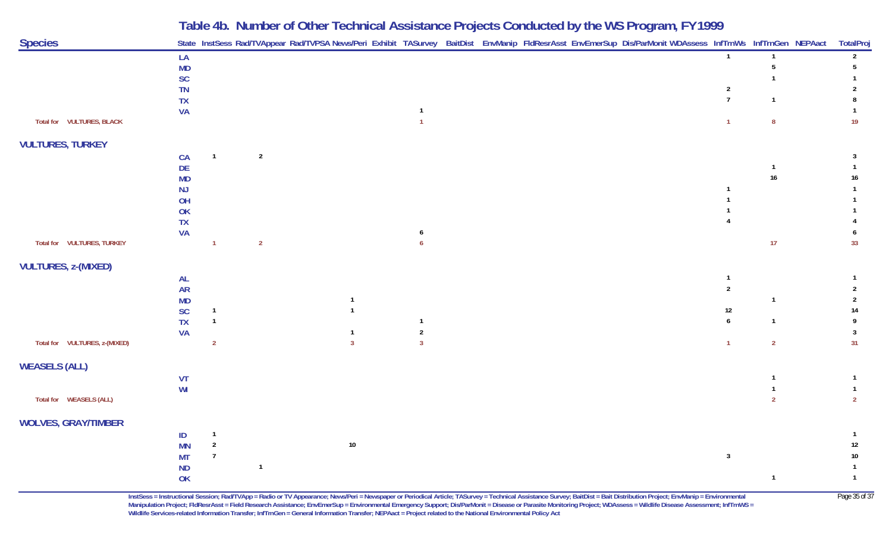## Table 4b. Number of Other Technical Assistance Projects Conducted by the WS Program, FY1999

| Species | State | InstSess | Rad/TVAppear | Rad/TVPSA | News/Peri | Exhibit | TASurvey | BaitDist | EnvManip | FldResrAsst | EnvEmerSup | Dis/ParMonit | WDAssess | InfTrnWS | InfTrnGen | NEPAact | TotalProj |
|---|---|---|---|---|---|---|---|---|---|---|---|---|---|---|---|---|---|
| | LA | | | | | | | | | | | | | 1 | 1 | | 2 |
| | MD | | | | | | | | | | | | | | 5 | | 5 |
| | SC | | | | | | | | | | | | | | 1 | | 1 |
| | TN | | | | | | | | | | | | | 2 | | | 2 |
| | TX | | | | | | | | | | | | | 7 | 1 | | 8 |
| | VA | | | | | | 1 | | | | | | | | | | 1 |
| Total for VULTURES, BLACK | | | | | | | 1 | | | | | | | 1 | 8 | | 19 |
| **VULTURES, TURKEY** | | | | | | | | | | | | | | | | | |
| | CA | 1 | 2 | | | | | | | | | | | | | | 3 |
| | DE | | | | | | | | | | | | | | 1 | | 1 |
| | MD | | | | | | | | | | | | | | 16 | | 16 |
| | NJ | | | | | | | | | | | | | 1 | | | 1 |
| | OH | | | | | | | | | | | | | 1 | | | 1 |
| | OK | | | | | | | | | | | | | 1 | | | 1 |
| | TX | | | | | | | | | | | | | 4 | | | 4 |
| | VA | | | | | | 6 | | | | | | | | | | 6 |
| Total for VULTURES, TURKEY | | 1 | 2 | | | | 6 | | | | | | | | 17 | | 33 |
| **VULTURES, z-(MIXED)** | | | | | | | | | | | | | | | | | |
| | AL | | | | | | | | | | | | | 1 | | | 1 |
| | AR | | | | | | | | | | | | | 2 | | | 2 |
| | MD | | | | 1 | | | | | | | | | | 1 | | 2 |
| | SC | 1 | | | 1 | | | | | | | | | 12 | | | 14 |
| | TX | 1 | | | | | 1 | | | | | | | 6 | 1 | | 9 |
| | VA | | | | 1 | | 2 | | | | | | | | | | 3 |
| Total for VULTURES, z-(MIXED) | | 2 | | | 3 | | 3 | | | | | | | 1 | 2 | | 31 |
| **WEASELS (ALL)** | | | | | | | | | | | | | | | | | |
| | VT | | | | | | | | | | | | | | 1 | | 1 |
| | WI | | | | | | | | | | | | | | 1 | | 1 |
| Total for WEASELS (ALL) | | | | | | | | | | | | | | | 2 | | 2 |
| **WOLVES, GRAY/TIMBER** | | | | | | | | | | | | | | | | | |
| | ID | 1 | | | | | | | | | | | | | | | 1 |
| | MN | 2 | | | 10 | | | | | | | | | | | | 12 |
| | MT | 7 | | | | | | | | | | | | 3 | | | 10 |
| | ND | | 1 | | | | | | | | | | | | | | 1 |
| | OK | | | | | | | | | | | | | | 1 | | 1 |

InstSess = Instructional Session; Rad/TVApp = Radio or TV Appearance; News/Peri = Newspaper or Periodical Article; TASurvey = Technical Assistance Survey; BaitDist = Bait Distribution Project; EnvManip = Environmental Manipulation Project; FldResrAsst = Field Research Assistance; EnvEmerSup = Environmental Emergency Support; Dis/ParMonit = Disease or Parasite Monitoring Project; WDAssess = Wildlife Disease Assessment; InfTrnWS = Wildlife Services-related Information Transfer; InfTrnGen = General Information Transfer; NEPAact = Project related to the National Environmental Policy Act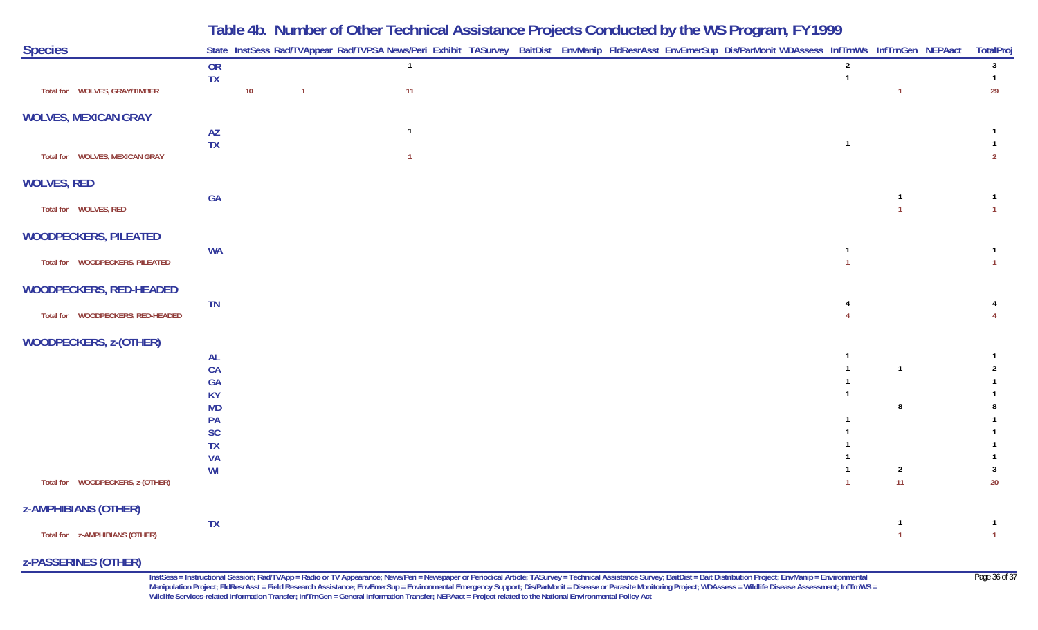## Table 4b. Number of Other Technical Assistance Projects Conducted by the WS Program, FY1999

| Species | State | InstSess | Rad/TVAppear | Rad/TVPSA | News/Peri | Exhibit | TASurvey | BaitDist | EnvManip | FldResrAsst | EnvEmerSup | Dis/ParMonit | WDAssess | InfTrnWs | InfTrnGen | NEPAact | TotalProj |
|---|---|---|---|---|---|---|---|---|---|---|---|---|---|---|---|---|---|
| | OR | | | | 1 | | | | | | | | | 2 | | | 3 |
| | TX | | | | | | | | | | | | | 1 | | | 1 |
| Total for WOLVES, GRAY/TIMBER | | 10 | 1 | | 11 | | | | | | | | | | 1 | | 29 |
| **WOLVES, MEXICAN GRAY** | | | | | | | | | | | | | | | | | |
| | AZ | | | | 1 | | | | | | | | | | | | 1 |
| | TX | | | | | | | | | | | | | 1 | | | 1 |
| Total for WOLVES, MEXICAN GRAY | | | | | 1 | | | | | | | | | | | | 2 |
| **WOLVES, RED** | | | | | | | | | | | | | | | | | |
| | GA | | | | | | | | | | | | | | 1 | | 1 |
| Total for WOLVES, RED | | | | | | | | | | | | | | | 1 | | 1 |
| **WOODPECKERS, PILEATED** | | | | | | | | | | | | | | | | | |
| | WA | | | | | | | | | | | | | 1 | | | 1 |
| Total for WOODPECKERS, PILEATED | | | | | | | | | | | | | | 1 | | | 1 |
| **WOODPECKERS, RED-HEADED** | | | | | | | | | | | | | | | | | |
| | TN | | | | | | | | | | | | | 4 | | | 4 |
| Total for WOODPECKERS, RED-HEADED | | | | | | | | | | | | | | 4 | | | 4 |
| **WOODPECKERS, z-(OTHER)** | | | | | | | | | | | | | | | | | |
| | AL | | | | | | | | | | | | | 1 | | | 1 |
| | CA | | | | | | | | | | | | | 1 | 1 | | 2 |
| | GA | | | | | | | | | | | | | 1 | | | 1 |
| | KY | | | | | | | | | | | | | 1 | | | 1 |
| | MD | | | | | | | | | | | | | | 8 | | 8 |
| | PA | | | | | | | | | | | | | 1 | | | 1 |
| | SC | | | | | | | | | | | | | 1 | | | 1 |
| | TX | | | | | | | | | | | | | 1 | | | 1 |
| | VA | | | | | | | | | | | | | 1 | | | 1 |
| | WI | | | | | | | | | | | | | 1 | 2 | | 3 |
| Total for WOODPECKERS, z-(OTHER) | | | | | | | | | | | | | | 1 | 11 | | 20 |
| **z-AMPHIBIANS (OTHER)** | | | | | | | | | | | | | | | | | |
| | TX | | | | | | | | | | | | | | 1 | | 1 |
| Total for z-AMPHIBIANS (OTHER) | | | | | | | | | | | | | | | 1 | | 1 |
| **z-PASSERINES (OTHER)** | | | | | | | | | | | | | | | | | |

InstSess = Instructional Session; Rad/TVApp = Radio or TV Appearance; News/Peri = Newspaper or Periodical Article; TASurvey = Technical Assistance Survey; BaitDist = Bait Distribution Project; EnvManip = Environmental Manipulation Project; FldResrAsst = Field Research Assistance; EnvEmerSup = Environmental Emergency Support; Dis/ParMonit = Disease or Parasite Monitoring Project; WDAssess = Wildlife Disease Assessment; InfTrnWS = Wildlife Services-related Information Transfer; InfTrnGen = General Information Transfer; NEPAact = Project related to the National Environmental Policy Act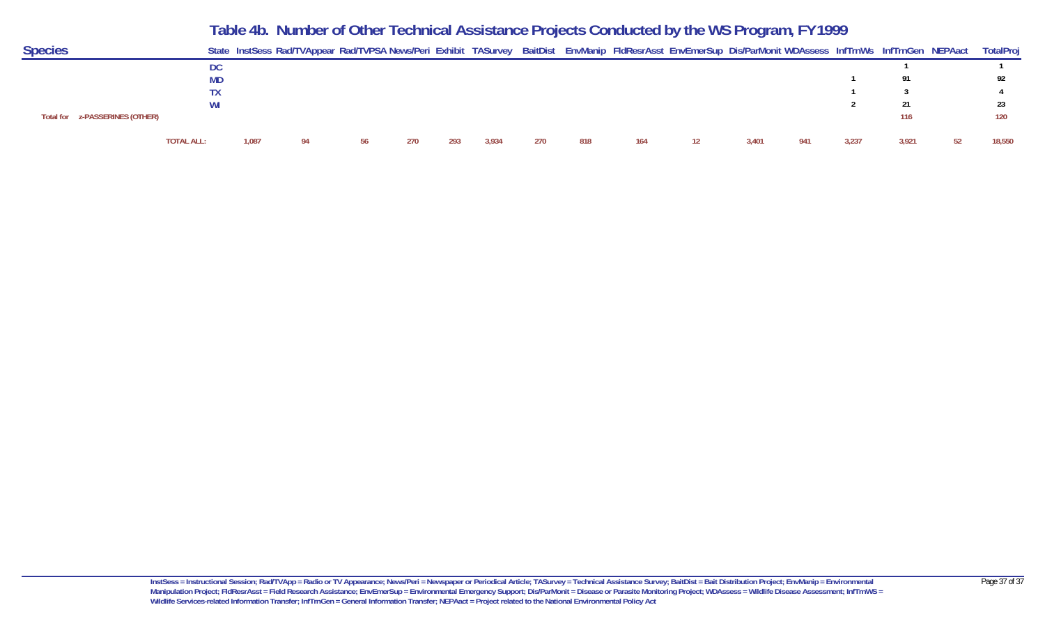## Table 4b. Number of Other Technical Assistance Projects Conducted by the WS Program, FY1999

| Species | State | InstSess | Rad/TVAppear | Rad/TVPSA | News/Peri | Exhibit | TASurvey | BaitDist | EnvManip | FldResrAsst | EnvEmerSup | Dis/ParMonit | WDAssess | InfTrnWs | InfTrnGen | NEPAact | TotalProj |
|---|---|---|---|---|---|---|---|---|---|---|---|---|---|---|---|---|---|
| | DC | | | | | | | | | | | | | | 1 | | 1 |
| | MD | | | | | | | | | | | | | 1 | 91 | | 92 |
| | TX | | | | | | | | | | | | | 1 | 3 | | 4 |
| | WI | | | | | | | | | | | | | 2 | 21 | | 23 |
| Total for z-PASSERINES (OTHER) | | | | | | | | | | | | | | | 116 | | 120 |
| TOTAL ALL: | | 1,087 | 94 | 56 | 270 | 293 | 3,934 | 270 | 818 | 164 | 12 | 3,401 | 941 | 3,237 | 3,921 | 52 | 18,550 |

InstSess = Instructional Session; Rad/TVApp = Radio or TV Appearance; News/Peri = Newspaper or Periodical Article; TASurvey = Technical Assistance Survey; BaitDist = Bait Distribution Project; EnvManip = Environmental Manipulation Project; FldResrAsst = Field Research Assistance; EnvEmerSup = Environmental Emergency Support; Dis/ParMonit = Disease or Parasite Monitoring Project; WDAssess = Wildlife Disease Assessment; InfTrnWS = Wildlife Services-related Information Transfer; InfTrnGen = General Information Transfer; NEPAact = Project related to the National Environmental Policy Act